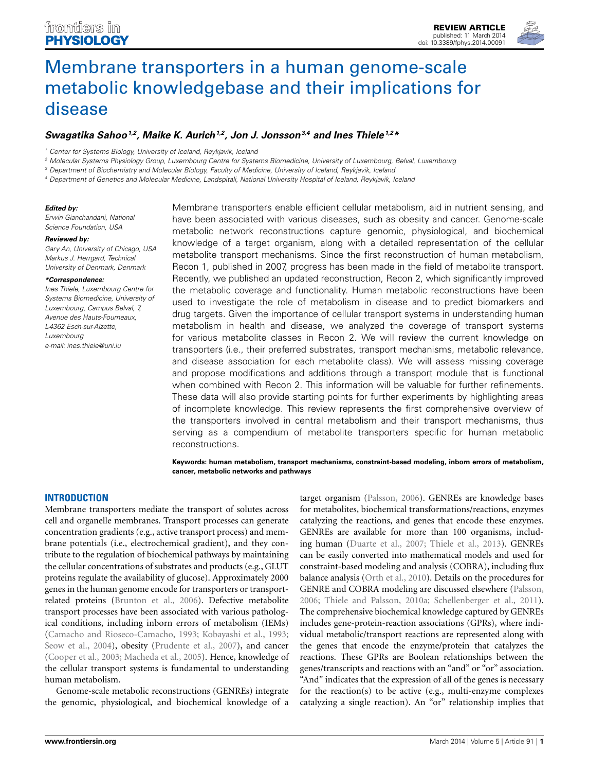REVIEW ARTICLE
published: 11 March 2014
doi: 10.3389/fphys.2014.00091

# Membrane transporters in a human genome-scale metabolic knowledgebase and their implications for disease

***Swagatika Sahoo*[1,2], *Maike K. Aurich*[1,2], *Jon J. Jonsson*[3,4] *and Ines Thiele*[1,2]***

[1] Center for Systems Biology, University of Iceland, Reykjavik, Iceland
[2] Molecular Systems Physiology Group, Luxembourg Centre for Systems Biomedicine, University of Luxembourg, Belval, Luxembourg
[3] Department of Biochemistry and Molecular Biology, Faculty of Medicine, University of Iceland, Reykjavik, Iceland
[4] Department of Genetics and Molecular Medicine, Landspitali, National University Hospital of Iceland, Reykjavik, Iceland

***Edited by:***
*Erwin Gianchandani, National Science Foundation, USA*

***Reviewed by:***
*Gary An, University of Chicago, USA*
*Markus J. Herrgard, Technical University of Denmark, Denmark*

***\*Correspondence:***
*Ines Thiele, Luxembourg Centre for Systems Biomedicine, University of Luxembourg, Campus Belval, 7, Avenue des Hauts-Fourneaux, L-4362 Esch-sur-Alzette, Luxembourg*
*e-mail: ines.thiele@uni.lu*

Membrane transporters enable efficient cellular metabolism, aid in nutrient sensing, and have been associated with various diseases, such as obesity and cancer. Genome-scale metabolic network reconstructions capture genomic, physiological, and biochemical knowledge of a target organism, along with a detailed representation of the cellular metabolite transport mechanisms. Since the first reconstruction of human metabolism, Recon 1, published in 2007, progress has been made in the field of metabolite transport. Recently, we published an updated reconstruction, Recon 2, which significantly improved the metabolic coverage and functionality. Human metabolic reconstructions have been used to investigate the role of metabolism in disease and to predict biomarkers and drug targets. Given the importance of cellular transport systems in understanding human metabolism in health and disease, we analyzed the coverage of transport systems for various metabolite classes in Recon 2. We will review the current knowledge on transporters (i.e., their preferred substrates, transport mechanisms, metabolic relevance, and disease association for each metabolite class). We will assess missing coverage and propose modifications and additions through a transport module that is functional when combined with Recon 2. This information will be valuable for further refinements. These data will also provide starting points for further experiments by highlighting areas of incomplete knowledge. This review represents the first comprehensive overview of the transporters involved in central metabolism and their transport mechanisms, thus serving as a compendium of metabolite transporters specific for human metabolic reconstructions.

**Keywords: human metabolism, transport mechanisms, constraint-based modeling, inborn errors of metabolism, cancer, metabolic networks and pathways**

## INTRODUCTION

Membrane transporters mediate the transport of solutes across cell and organelle membranes. Transport processes can generate concentration gradients (e.g., active transport process) and membrane potentials (i.e., electrochemical gradient), and they contribute to the regulation of biochemical pathways by maintaining the cellular concentrations of substrates and products (e.g., GLUT proteins regulate the availability of glucose). Approximately 2000 genes in the human genome encode for transporters or transport-related proteins (Brunton et al., 2006). Defective metabolite transport processes have been associated with various pathological conditions, including inborn errors of metabolism (IEMs) (Camacho and Rioseco-Camacho, 1993; Kobayashi et al., 1993; Seow et al., 2004), obesity (Prudente et al., 2007), and cancer (Cooper et al., 2003; Macheda et al., 2005). Hence, knowledge of the cellular transport systems is fundamental to understanding human metabolism.

Genome-scale metabolic reconstructions (GENREs) integrate the genomic, physiological, and biochemical knowledge of a target organism (Palsson, 2006). GENREs are knowledge bases for metabolites, biochemical transformations/reactions, enzymes catalyzing the reactions, and genes that encode these enzymes. GENREs are available for more than 100 organisms, including human (Duarte et al., 2007; Thiele et al., 2013). GENREs can be easily converted into mathematical models and used for constraint-based modeling and analysis (COBRA), including flux balance analysis (Orth et al., 2010). Details on the procedures for GENRE and COBRA modeling are discussed elsewhere (Palsson, 2006; Thiele and Palsson, 2010a; Schellenberger et al., 2011). The comprehensive biochemical knowledge captured by GENREs includes gene-protein-reaction associations (GPRs), where individual metabolic/transport reactions are represented along with the genes that encode the enzyme/protein that catalyzes the reactions. These GPRs are Boolean relationships between the genes/transcripts and reactions with an "and" or "or" association. "And" indicates that the expression of all of the genes is necessary for the reaction(s) to be active (e.g., multi-enzyme complexes catalyzing a single reaction). An "or" relationship implies that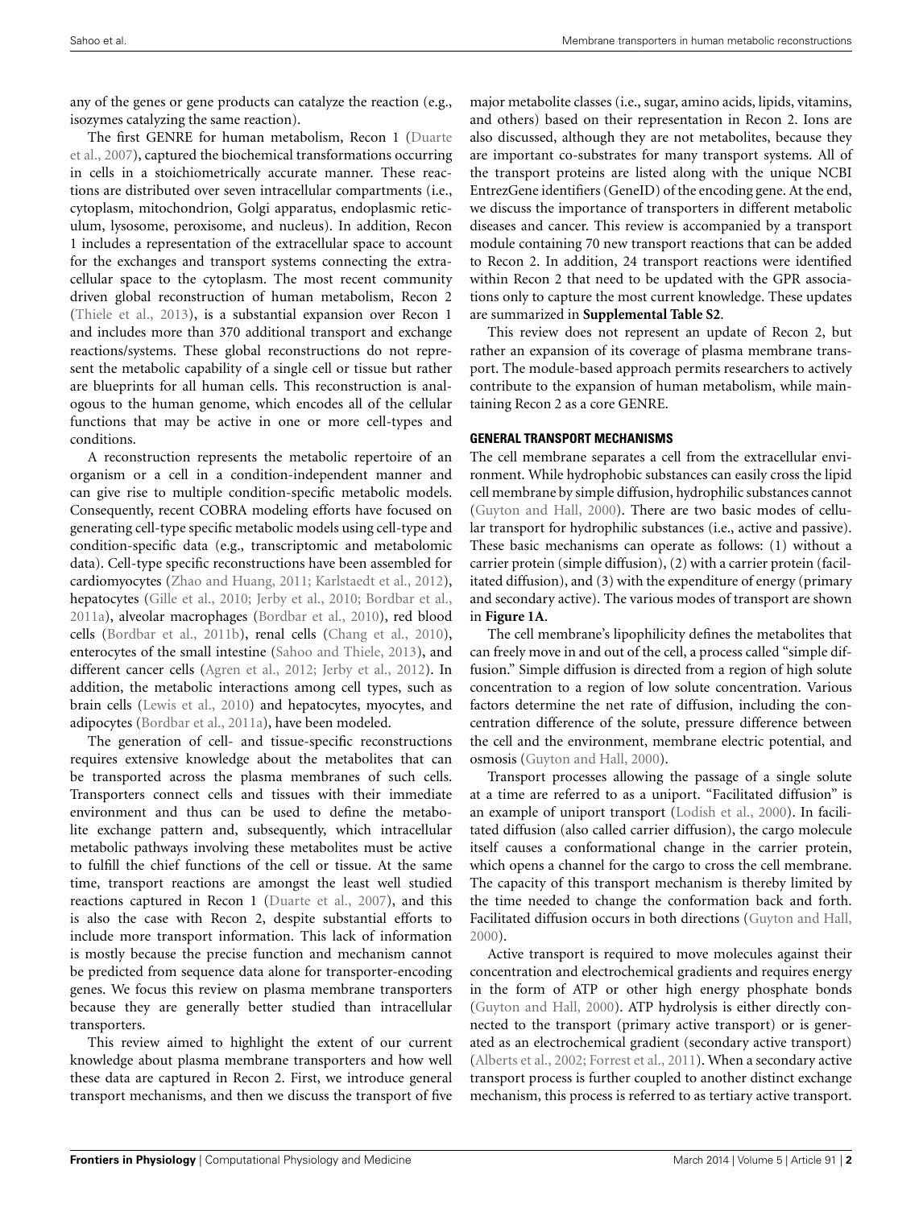any of the genes or gene products can catalyze the reaction (e.g., isozymes catalyzing the same reaction).

The first GENRE for human metabolism, Recon 1 (Duarte et al., 2007), captured the biochemical transformations occurring in cells in a stoichiometrically accurate manner. These reactions are distributed over seven intracellular compartments (i.e., cytoplasm, mitochondrion, Golgi apparatus, endoplasmic reticulum, lysosome, peroxisome, and nucleus). In addition, Recon 1 includes a representation of the extracellular space to account for the exchanges and transport systems connecting the extracellular space to the cytoplasm. The most recent community driven global reconstruction of human metabolism, Recon 2 (Thiele et al., 2013), is a substantial expansion over Recon 1 and includes more than 370 additional transport and exchange reactions/systems. These global reconstructions do not represent the metabolic capability of a single cell or tissue but rather are blueprints for all human cells. This reconstruction is analogous to the human genome, which encodes all of the cellular functions that may be active in one or more cell-types and conditions.

A reconstruction represents the metabolic repertoire of an organism or a cell in a condition-independent manner and can give rise to multiple condition-specific metabolic models. Consequently, recent COBRA modeling efforts have focused on generating cell-type specific metabolic models using cell-type and condition-specific data (e.g., transcriptomic and metabolomic data). Cell-type specific reconstructions have been assembled for cardiomyocytes (Zhao and Huang, 2011; Karlstaedt et al., 2012), hepatocytes (Gille et al., 2010; Jerby et al., 2010; Bordbar et al., 2011a), alveolar macrophages (Bordbar et al., 2010), red blood cells (Bordbar et al., 2011b), renal cells (Chang et al., 2010), enterocytes of the small intestine (Sahoo and Thiele, 2013), and different cancer cells (Agren et al., 2012; Jerby et al., 2012). In addition, the metabolic interactions among cell types, such as brain cells (Lewis et al., 2010) and hepatocytes, myocytes, and adipocytes (Bordbar et al., 2011a), have been modeled.

The generation of cell- and tissue-specific reconstructions requires extensive knowledge about the metabolites that can be transported across the plasma membranes of such cells. Transporters connect cells and tissues with their immediate environment and thus can be used to define the metabolite exchange pattern and, subsequently, which intracellular metabolic pathways involving these metabolites must be active to fulfill the chief functions of the cell or tissue. At the same time, transport reactions are amongst the least well studied reactions captured in Recon 1 (Duarte et al., 2007), and this is also the case with Recon 2, despite substantial efforts to include more transport information. This lack of information is mostly because the precise function and mechanism cannot be predicted from sequence data alone for transporter-encoding genes. We focus this review on plasma membrane transporters because they are generally better studied than intracellular transporters.

This review aimed to highlight the extent of our current knowledge about plasma membrane transporters and how well these data are captured in Recon 2. First, we introduce general transport mechanisms, and then we discuss the transport of five major metabolite classes (i.e., sugar, amino acids, lipids, vitamins, and others) based on their representation in Recon 2. Ions are also discussed, although they are not metabolites, because they are important co-substrates for many transport systems. All of the transport proteins are listed along with the unique NCBI EntrezGene identifiers (GeneID) of the encoding gene. At the end, we discuss the importance of transporters in different metabolic diseases and cancer. This review is accompanied by a transport module containing 70 new transport reactions that can be added to Recon 2. In addition, 24 transport reactions were identified within Recon 2 that need to be updated with the GPR associations only to capture the most current knowledge. These updates are summarized in **Supplemental Table S2**.

This review does not represent an update of Recon 2, but rather an expansion of its coverage of plasma membrane transport. The module-based approach permits researchers to actively contribute to the expansion of human metabolism, while maintaining Recon 2 as a core GENRE.

## GENERAL TRANSPORT MECHANISMS

The cell membrane separates a cell from the extracellular environment. While hydrophobic substances can easily cross the lipid cell membrane by simple diffusion, hydrophilic substances cannot (Guyton and Hall, 2000). There are two basic modes of cellular transport for hydrophilic substances (i.e., active and passive). These basic mechanisms can operate as follows: (1) without a carrier protein (simple diffusion), (2) with a carrier protein (facilitated diffusion), and (3) with the expenditure of energy (primary and secondary active). The various modes of transport are shown in **Figure 1A**.

The cell membrane's lipophilicity defines the metabolites that can freely move in and out of the cell, a process called "simple diffusion." Simple diffusion is directed from a region of high solute concentration to a region of low solute concentration. Various factors determine the net rate of diffusion, including the concentration difference of the solute, pressure difference between the cell and the environment, membrane electric potential, and osmosis (Guyton and Hall, 2000).

Transport processes allowing the passage of a single solute at a time are referred to as a uniport. "Facilitated diffusion" is an example of uniport transport (Lodish et al., 2000). In facilitated diffusion (also called carrier diffusion), the cargo molecule itself causes a conformational change in the carrier protein, which opens a channel for the cargo to cross the cell membrane. The capacity of this transport mechanism is thereby limited by the time needed to change the conformation back and forth. Facilitated diffusion occurs in both directions (Guyton and Hall, 2000).

Active transport is required to move molecules against their concentration and electrochemical gradients and requires energy in the form of ATP or other high energy phosphate bonds (Guyton and Hall, 2000). ATP hydrolysis is either directly connected to the transport (primary active transport) or is generated as an electrochemical gradient (secondary active transport) (Alberts et al., 2002; Forrest et al., 2011). When a secondary active transport process is further coupled to another distinct exchange mechanism, this process is referred to as tertiary active transport.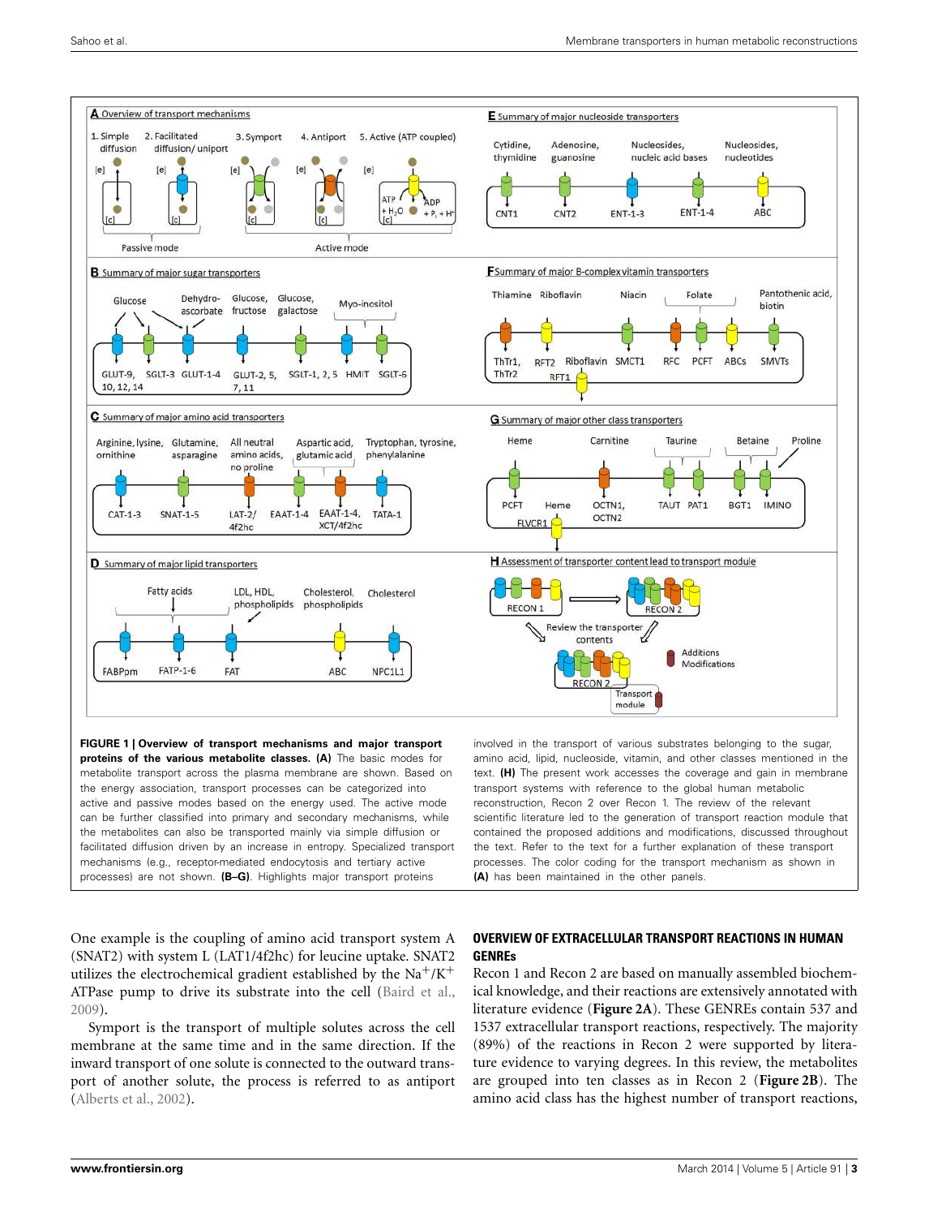**FIGURE 1 | Overview of transport mechanisms and major transport proteins of the various metabolite classes. (A)** The basic modes for metabolite transport across the plasma membrane are shown. Based on the energy association, transport processes can be categorized into active and passive modes based on the energy used. The active mode can be further classified into primary and secondary mechanisms, while the metabolites can also be transported mainly via simple diffusion or facilitated diffusion driven by an increase in entropy. Specialized transport mechanisms (e.g., receptor-mediated endocytosis and tertiary active processes) are not shown. **(B–G)**. Highlights major transport proteins involved in the transport of various substrates belonging to the sugar, amino acid, lipid, nucleoside, vitamin, and other classes mentioned in the text. **(H)** The present work accesses the coverage and gain in membrane transport systems with reference to the global human metabolic reconstruction, Recon 2 over Recon 1. The review of the relevant scientific literature led to the generation of transport reaction module that contained the proposed additions and modifications, discussed throughout the text. Refer to the text for a further explanation of these transport processes. The color coding for the transport mechanism as shown in **(A)** has been maintained in the other panels.

One example is the coupling of amino acid transport system A (SNAT2) with system L (LAT1/4f2hc) for leucine uptake. SNAT2 utilizes the electrochemical gradient established by the $Na^{+}/K^{+}$ ATPase pump to drive its substrate into the cell (Baird et al., 2009).

Symport is the transport of multiple solutes across the cell membrane at the same time and in the same direction. If the inward transport of one solute is connected to the outward transport of another solute, the process is referred to as antiport (Alberts et al., 2002).

## OVERVIEW OF EXTRACELLULAR TRANSPORT REACTIONS IN HUMAN GENREs

Recon 1 and Recon 2 are based on manually assembled biochemical knowledge, and their reactions are extensively annotated with literature evidence (**Figure 2A**). These GENREs contain 537 and 1537 extracellular transport reactions, respectively. The majority (89%) of the reactions in Recon 2 were supported by literature evidence to varying degrees. In this review, the metabolites are grouped into ten classes as in Recon 2 (**Figure 2B**). The amino acid class has the highest number of transport reactions,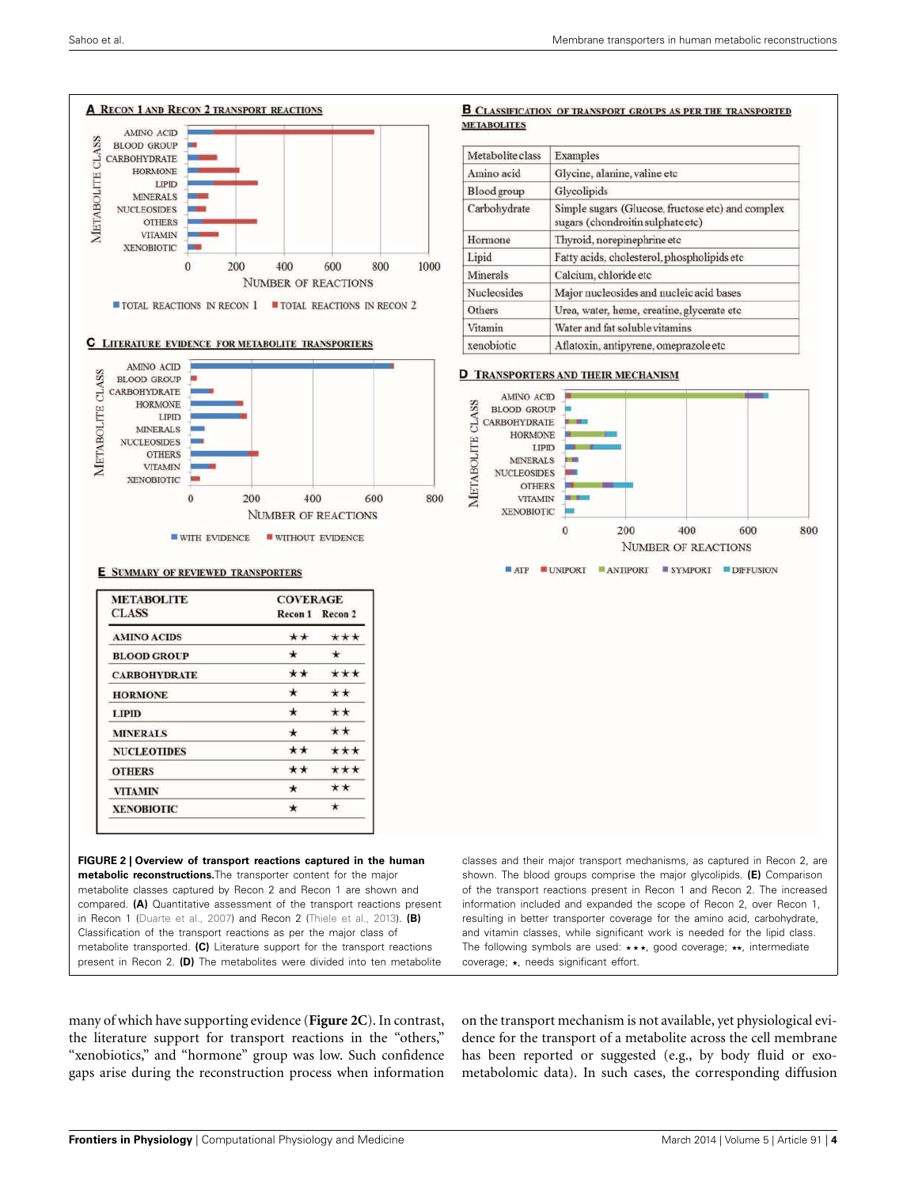**A RECON 1 AND RECON 2 TRANSPORT REACTIONS**

**B CLASSIFICATION OF TRANSPORT GROUPS AS PER THE TRANSPORTED METABOLITES**

| Metabolite class | Examples |
|---|---|
| Amino acid | Glycine, alanine, valine etc |
| Blood group | Glycolipids |
| Carbohydrate | Simple sugars (Glucose, fructose etc) and complex sugars (chondroitin sulphate etc) |
| Hormone | Thyroid, norepinephrine etc |
| Lipid | Fatty acids, cholesterol, phospholipids etc |
| Minerals | Calcium, chloride etc |
| Nucleosides | Major nucleosides and nucleic acid bases |
| Others | Urea, water, heme, creatine, glycerate etc |
| Vitamin | Water and fat soluble vitamins |
| xenobiotic | Aflatoxin, antipyrene, omeprazole etc |

**C LITERATURE EVIDENCE FOR METABOLITE TRANSPORTERS**

**D TRANSPORTERS AND THEIR MECHANISM**

**E SUMMARY OF REVIEWED TRANSPORTERS**

| METABOLITE CLASS | COVERAGE Recon 1 | Recon 2 |
|---|---|---|
| AMINO ACIDS | ★★ | ★★★ |
| BLOOD GROUP | ★ | ★ |
| CARBOHYDRATE | ★★ | ★★★ |
| HORMONE | ★ | ★★ |
| LIPID | ★ | ★★ |
| MINERALS | ★ | ★★ |
| NUCLEOTIDES | ★★ | ★★★ |
| OTHERS | ★★ | ★★★ |
| VITAMIN | ★ | ★★ |
| XENOBIOTIC | ★ | ★ |

**FIGURE 2 | Overview of transport reactions captured in the human metabolic reconstructions.** The transporter content for the major metabolic classes captured by Recon 2 and Recon 1 are shown and compared. **(A)** Quantitative assessment of the transport reactions present in Recon 1 (Duarte et al., 2007) and Recon 2 (Thiele et al., 2013). **(B)** Classification of the transport reactions as per the major class of metabolite transported. **(C)** Literature support for the transport reactions present in Recon 2. **(D)** The metabolites were divided into ten metabolite classes and their major transport mechanisms, as captured in Recon 2, are shown. The blood groups comprise the major glycolipids. **(E)** Comparison of the transport reactions present in Recon 1 and Recon 2. The increased information included and expanded the scope of Recon 2, over Recon 1, resulting in better transporter coverage for the amino acid, carbohydrate, and vitamin classes, while significant work is needed for the lipid class. The following symbols are used: ★★★, good coverage; ★★, intermediate coverage; ★, needs significant effort.

many of which have supporting evidence (**Figure 2C**). In contrast, the literature support for transport reactions in the "others," "xenobiotics," and "hormone" group was low. Such confidence gaps arise during the reconstruction process when information on the transport mechanism is not available, yet physiological evidence for the transport of a metabolite across the cell membrane has been reported or suggested (e.g., by body fluid or exo-metabolomic data). In such cases, the corresponding diffusion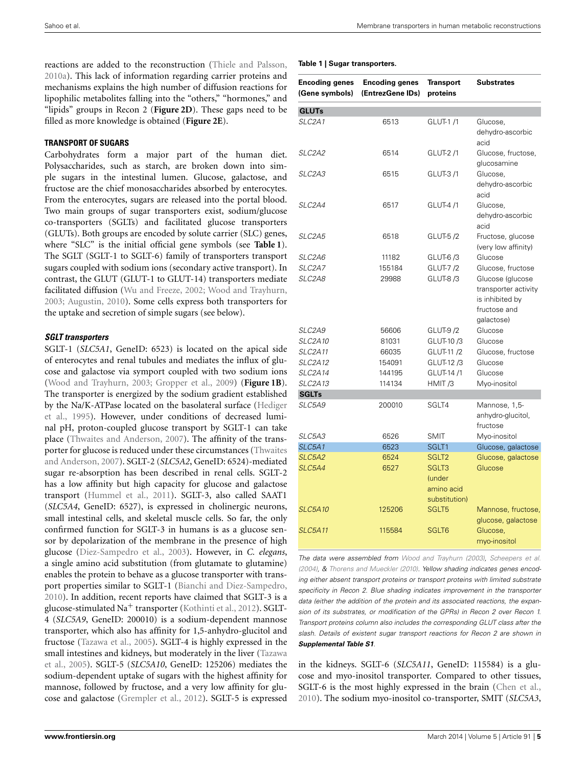reactions are added to the reconstruction (Thiele and Palsson, 2010a). This lack of information regarding carrier proteins and mechanisms explains the high number of diffusion reactions for lipophilic metabolites falling into the "others," "hormones," and "lipids" groups in Recon 2 (**Figure 2D**). These gaps need to be filled as more knowledge is obtained (**Figure 2E**).

### TRANSPORT OF SUGARS

Carbohydrates form a major part of the human diet. Polysaccharides, such as starch, are broken down into simple sugars in the intestinal lumen. Glucose, galactose, and fructose are the chief monosaccharides absorbed by enterocytes. From the enterocytes, sugars are released into the portal blood. Two main groups of sugar transporters exist, sodium/glucose co-transporters (SGLTs) and facilitated glucose transporters (GLUTs). Both groups are encoded by solute carrier (SLC) genes, where "SLC" is the initial official gene symbols (see **Table 1**). The SGLT (SGLT-1 to SGLT-6) family of transporters transport sugars coupled with sodium ions (secondary active transport). In contrast, the GLUT (GLUT-1 to GLUT-14) transporters mediate facilitated diffusion (Wu and Freeze, 2002; Wood and Trayhurn, 2003; Augustin, 2010). Some cells express both transporters for the uptake and secretion of simple sugars (see below).

#### *SGLT transporters*

SGLT-1 (*SLC5A1*, GeneID: 6523) is located on the apical side of enterocytes and renal tubules and mediates the influx of glucose and galactose via symport coupled with two sodium ions (Wood and Trayhurn, 2003; Gropper et al., 2009) (**Figure 1B**). The transporter is energized by the sodium gradient established by the Na/K-ATPase located on the basolateral surface (Hediger et al., 1995). However, under conditions of decreased luminal pH, proton-coupled glucose transport by SGLT-1 can take place (Thwaites and Anderson, 2007). The affinity of the transporter for glucose is reduced under these circumstances (Thwaites and Anderson, 2007). SGLT-2 (*SLC5A2*, GeneID: 6524)-mediated sugar re-absorption has been described in renal cells. SGLT-2 has a low affinity but high capacity for glucose and galactose transport (Hummel et al., 2011). SGLT-3, also called SAAT1 (*SLC5A4*, GeneID: 6527), is expressed in cholinergic neurons, small intestinal cells, and skeletal muscle cells. So far, the only confirmed function for SGLT-3 in humans is as a glucose sensor by depolarization of the membrane in the presence of high glucose (Diez-Sampedro et al., 2003). However, in *C. elegans*, a single amino acid substitution (from glutamate to glutamine) enables the protein to behave as a glucose transporter with transport properties similar to SGLT-1 (Bianchi and Diez-Sampedro, 2010). In addition, recent reports have claimed that SGLT-3 is a glucose-stimulated $Na^+$ transporter (Kothinti et al., 2012). SGLT-4 (*SLC5A9*, GeneID: 200010) is a sodium-dependent mannose transporter, which also has affinity for 1,5-anhydro-glucitol and fructose (Tazawa et al., 2005). SGLT-4 is highly expressed in the small intestines and kidneys, but moderately in the liver (Tazawa et al., 2005). SGLT-5 (*SLC5A10*, GeneID: 125206) mediates the sodium-dependent uptake of sugars with the highest affinity for mannose, followed by fructose, and a very low affinity for glucose and galactose (Grempler et al., 2012). SGLT-5 is expressed in the kidneys. SGLT-6 (*SLC5A11*, GeneID: 115584) is a glucose and myo-inositol transporter. Compared to other tissues, SGLT-6 is the most highly expressed in the brain (Chen et al., 2010). The sodium myo-inositol co-transporter, SMIT (*SLC5A3*,

**Table 1 | Sugar transporters.**

| Encoding genes (Gene symbols) | Encoding genes (EntrezGene IDs) | Transport proteins | Substrates |
|---|---|---|---|
| **GLUTs** | | | |
| *SLC2A1* | 6513 | GLUT-1 /1 | Glucose, dehydro-ascorbic acid |
| *SLC2A2* | 6514 | GLUT-2 /1 | Glucose, fructose, glucosamine |
| *SLC2A3* | 6515 | GLUT-3 /1 | Glucose, dehydro-ascorbic acid |
| *SLC2A4* | 6517 | GLUT-4 /1 | Glucose, dehydro-ascorbic acid |
| *SLC2A5* | 6518 | GLUT-5 /2 | Fructose, glucose (very low affinity) |
| *SLC2A6* | 11182 | GLUT-6 /3 | Glucose |
| *SLC2A7* | 155184 | GLUT-7 /2 | Glucose, fructose |
| *SLC2A8* | 29988 | GLUT-8 /3 | Glucose (glucose transporter activity is inhibited by fructose and galactose) |
| *SLC2A9* | 56606 | GLUT-9 /2 | Glucose |
| *SLC2A10* | 81031 | GLUT-10 /3 | Glucose |
| *SLC2A11* | 66035 | GLUT-11 /2 | Glucose, fructose |
| *SLC2A12* | 154091 | GLUT-12 /3 | Glucose |
| *SLC2A14* | 144195 | GLUT-14 /1 | Glucose |
| *SLC2A13* | 114134 | HMIT /3 | Myo-inositol |
| **SGLTs** | | | |
| *SLC5A9* | 200010 | SGLT4 | Mannose, 1,5-anhydro-glucitol, fructose |
| *SLC5A3* | 6526 | SMIT | Myo-inositol |
| *SLC5A1* | 6523 | SGLT1 | Glucose, galactose |
| *SLC5A2* | 6524 | SGLT2 | Glucose, galactose |
| *SLC5A4* | 6527 | SGLT3 (under amino acid substitution) | Glucose |
| *SLC5A10* | 125206 | SGLT5 | Mannose, fructose, glucose, galactose |
| *SLC5A11* | 115584 | SGLT6 | Glucose, myo-inositol |

*The data were assembled from Wood and Trayhurn (2003), Scheepers et al. (2004), & Thorens and Mueckler (2010). Yellow shading indicates genes encoding either absent transport proteins or transport proteins with limited substrate specificity in Recon 2. Blue shading indicates improvement in the transporter data (either the addition of the protein and its associated reactions, the expansion of its substrates, or modification of the GPRs) in Recon 2 over Recon 1. Transport proteins column also includes the corresponding GLUT class after the slash. Details of existent sugar transport reactions for Recon 2 are shown in **Supplemental Table S1**.*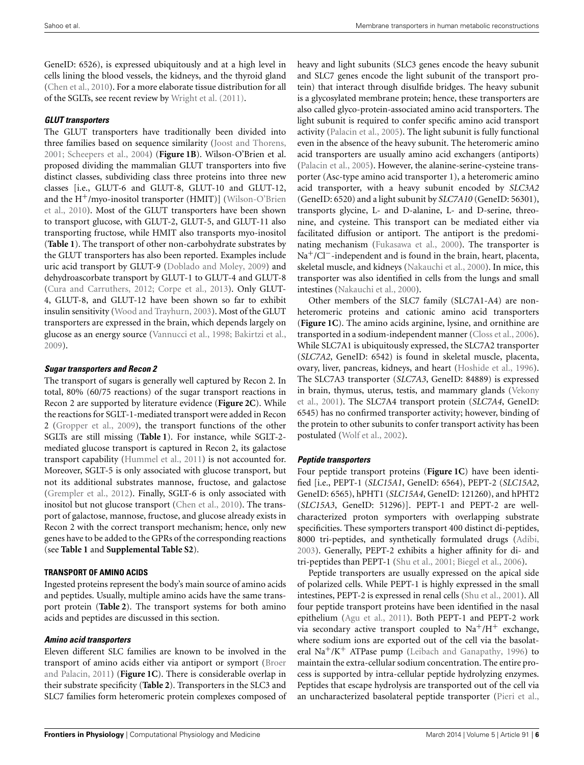GeneID: 6526), is expressed ubiquitously and at a high level in cells lining the blood vessels, the kidneys, and the thyroid gland (Chen et al., 2010). For a more elaborate tissue distribution for all of the SGLTs, see recent review by Wright et al. (2011).

#### *GLUT transporters*

The GLUT transporters have traditionally been divided into three families based on sequence similarity (Joost and Thorens, 2001; Scheepers et al., 2004) (**Figure 1B**). Wilson-O'Brien et al. proposed dividing the mammalian GLUT transporters into five distinct classes, subdividing class three proteins into three new classes [i.e., GLUT-6 and GLUT-8, GLUT-10 and GLUT-12, and the $H^+$/myo-inositol transporter (HMIT)] (Wilson-O'Brien et al., 2010). Most of the GLUT transporters have been shown to transport glucose, with GLUT-2, GLUT-5, and GLUT-11 also transporting fructose, while HMIT also transports myo-inositol (**Table 1**). The transport of other non-carbohydrate substrates by the GLUT transporters has also been reported. Examples include uric acid transport by GLUT-9 (Doblado and Moley, 2009) and dehydroascorbate transport by GLUT-1 to GLUT-4 and GLUT-8 (Cura and Carruthers, 2012; Corpe et al., 2013). Only GLUT-4, GLUT-8, and GLUT-12 have been shown so far to exhibit insulin sensitivity (Wood and Trayhurn, 2003). Most of the GLUT transporters are expressed in the brain, which depends largely on glucose as an energy source (Vannucci et al., 1998; Bakirtzi et al., 2009).

#### *Sugar transporters and Recon 2*

The transport of sugars is generally well captured by Recon 2. In total, 80% (60/75 reactions) of the sugar transport reactions in Recon 2 are supported by literature evidence (**Figure 2C**). While the reactions for SGLT-1-mediated transport were added in Recon 2 (Gropper et al., 2009), the transport functions of the other SGLTs are still missing (**Table 1**). For instance, while SGLT-2-mediated glucose transport is captured in Recon 2, its galactose transport capability (Hummel et al., 2011) is not accounted for. Moreover, SGLT-5 is only associated with glucose transport, but not its additional substrates mannose, fructose, and galactose (Grempler et al., 2012). Finally, SGLT-6 is only associated with inositol but not glucose transport (Chen et al., 2010). The transport of galactose, mannose, fructose, and glucose already exists in Recon 2 with the correct transport mechanism; hence, only new genes have to be added to the GPRs of the corresponding reactions (see **Table 1** and **Supplemental Table S2**).

### TRANSPORT OF AMINO ACIDS

Ingested proteins represent the body's main source of amino acids and peptides. Usually, multiple amino acids have the same transport protein (**Table 2**). The transport systems for both amino acids and peptides are discussed in this section.

#### *Amino acid transporters*

Eleven different SLC families are known to be involved in the transport of amino acids either via antiport or symport (Broer and Palacin, 2011) (**Figure 1C**). There is considerable overlap in their substrate specificity (**Table 2**). Transporters in the SLC3 and SLC7 families form heteromeric protein complexes composed of heavy and light subunits (SLC3 genes encode the heavy subunit and SLC7 genes encode the light subunit of the transport protein) that interact through disulfide bridges. The heavy subunit is a glycosylated membrane protein; hence, these transporters are also called glyco-protein-associated amino acid transporters. The light subunit is required to confer specific amino acid transport activity (Palacin et al., 2005). The light subunit is fully functional even in the absence of the heavy subunit. The heteromeric amino acid transporters are usually amino acid exchangers (antiports) (Palacin et al., 2005). However, the alanine-serine-cysteine transporter (Asc-type amino acid transporter 1), a heteromeric amino acid transporter, with a heavy subunit encoded by *SLC3A2* (GeneID: 6520) and a light subunit by *SLC7A10* (GeneID: 56301), transports glycine, L- and D-alanine, L- and D-serine, threonine, and cysteine. This transport can be mediated either via facilitated diffusion or antiport. The antiport is the predominating mechanism (Fukasawa et al., 2000). The transporter is $Na^+/Cl^-$-independent and is found in the brain, heart, placenta, skeletal muscle, and kidneys (Nakauchi et al., 2000). In mice, this transporter was also identified in cells from the lungs and small intestines (Nakauchi et al., 2000).

Other members of the SLC7 family (SLC7A1-A4) are non-heteromeric proteins and cationic amino acid transporters (**Figure 1C**). The amino acids arginine, lysine, and ornithine are transported in a sodium-independent manner (Closs et al., 2006). While SLC7A1 is ubiquitously expressed, the SLC7A2 transporter (*SLC7A2*, GeneID: 6542) is found in skeletal muscle, placenta, ovary, liver, pancreas, kidneys, and heart (Hoshide et al., 1996). The SLC7A3 transporter (*SLC7A3*, GeneID: 84889) is expressed in brain, thymus, uterus, testis, and mammary glands (Vekony et al., 2001). The SLC7A4 transport protein (*SLC7A4*, GeneID: 6545) has no confirmed transporter activity; however, binding of the protein to other subunits to confer transport activity has been postulated (Wolf et al., 2002).

#### *Peptide transporters*

Four peptide transport proteins (**Figure 1C**) have been identified [i.e., PEPT-1 (*SLC15A1*, GeneID: 6564), PEPT-2 (*SLC15A2*, GeneID: 6565), hPHT1 (*SLC15A4*, GeneID: 121260), and hPHT2 (*SLC15A3*, GeneID: 51296)]. PEPT-1 and PEPT-2 are well-characterized proton symporters with overlapping substrate specificities. These symporters transport 400 distinct di-peptides, 8000 tri-peptides, and synthetically formulated drugs (Adibi, 2003). Generally, PEPT-2 exhibits a higher affinity for di- and tri-peptides than PEPT-1 (Shu et al., 2001; Biegel et al., 2006).

Peptide transporters are usually expressed on the apical side of polarized cells. While PEPT-1 is highly expressed in the small intestines, PEPT-2 is expressed in renal cells (Shu et al., 2001). All four peptide transport proteins have been identified in the nasal epithelium (Agu et al., 2011). Both PEPT-1 and PEPT-2 work via secondary active transport coupled to $Na^+/H^+$ exchange, where sodium ions are exported out of the cell via the basolateral $Na^+/K^+$ ATPase pump (Leibach and Ganapathy, 1996) to maintain the extra-cellular sodium concentration. The entire process is supported by intra-cellular peptide hydrolyzing enzymes. Peptides that escape hydrolysis are transported out of the cell via an uncharacterized basolateral peptide transporter (Pieri et al.,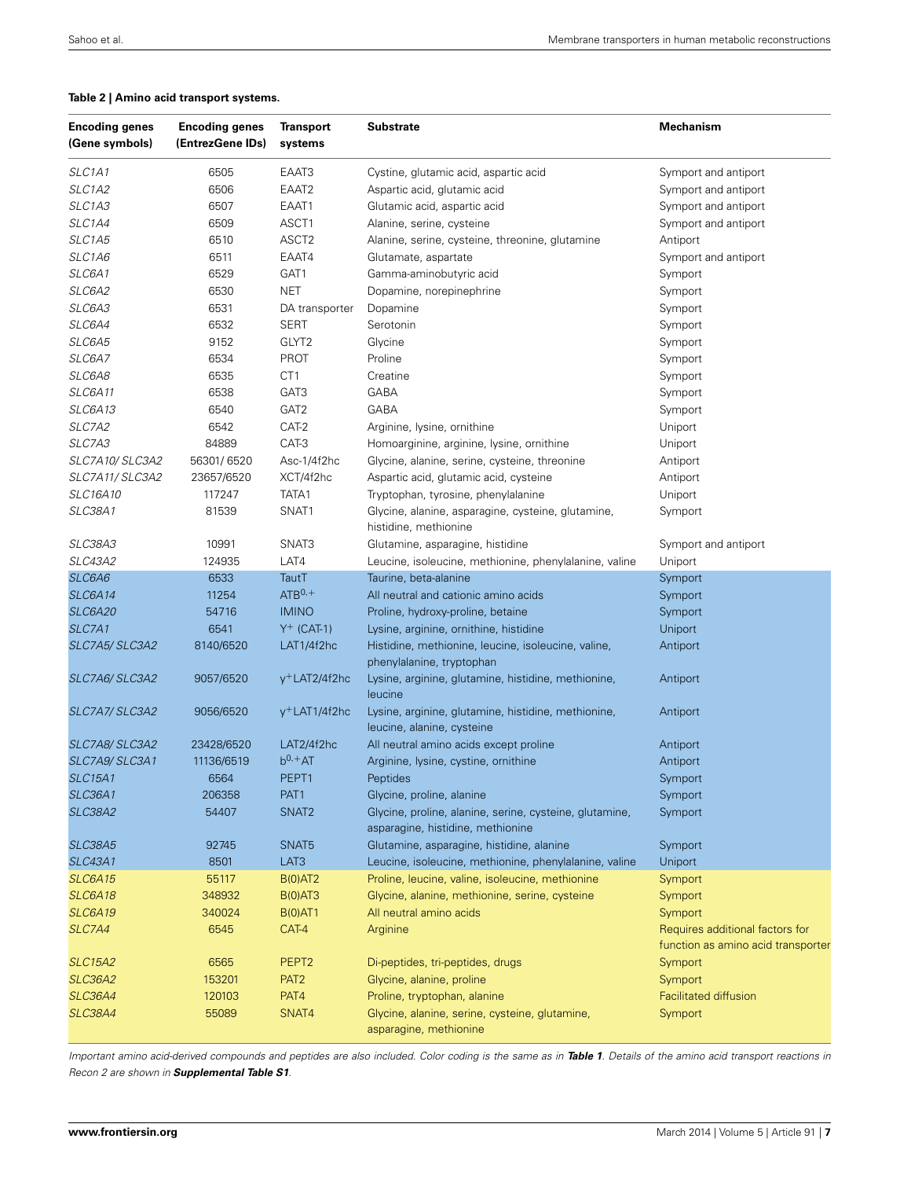**Table 2 | Amino acid transport systems.**

| Encoding genes (Gene symbols) | Encoding genes (EntrezGene IDs) | Transport systems | Substrate | Mechanism |
|---|---|---|---|---|
| *SLC1A1* | 6505 | EAAT3 | Cystine, glutamic acid, aspartic acid | Symport and antiport |
| *SLC1A2* | 6506 | EAAT2 | Aspartic acid, glutamic acid | Symport and antiport |
| *SLC1A3* | 6507 | EAAT1 | Glutamic acid, aspartic acid | Symport and antiport |
| *SLC1A4* | 6509 | ASCT1 | Alanine, serine, cysteine | Symport and antiport |
| *SLC1A5* | 6510 | ASCT2 | Alanine, serine, cysteine, threonine, glutamine | Antiport |
| *SLC1A6* | 6511 | EAAT4 | Glutamate, aspartate | Symport and antiport |
| *SLC6A1* | 6529 | GAT1 | Gamma-aminobutyric acid | Symport |
| *SLC6A2* | 6530 | NET | Dopamine, norepinephrine | Symport |
| *SLC6A3* | 6531 | DA transporter | Dopamine | Symport |
| *SLC6A4* | 6532 | SERT | Serotonin | Symport |
| *SLC6A5* | 9152 | GLYT2 | Glycine | Symport |
| *SLC6A7* | 6534 | PROT | Proline | Symport |
| *SLC6A8* | 6535 | CT1 | Creatine | Symport |
| *SLC6A11* | 6538 | GAT3 | GABA | Symport |
| *SLC6A13* | 6540 | GAT2 | GABA | Symport |
| *SLC7A2* | 6542 | CAT-2 | Arginine, lysine, ornithine | Uniport |
| *SLC7A3* | 84889 | CAT-3 | Homoarginine, arginine, lysine, ornithine | Uniport |
| *SLC7A10/ SLC3A2* | 56301/ 6520 | Asc-1/4f2hc | Glycine, alanine, serine, cysteine, threonine | Antiport |
| *SLC7A11/ SLC3A2* | 23657/6520 | XCT/4f2hc | Aspartic acid, glutamic acid, cysteine | Antiport |
| *SLC16A10* | 117247 | TATA1 | Tryptophan, tyrosine, phenylalanine | Uniport |
| *SLC38A1* | 81539 | SNAT1 | Glycine, alanine, asparagine, cysteine, glutamine, histidine, methionine | Symport |
| *SLC38A3* | 10991 | SNAT3 | Glutamine, asparagine, histidine | Symport and antiport |
| *SLC43A2* | 124935 | LAT4 | Leucine, isoleucine, methionine, phenylalanine, valine | Uniport |
| *SLC6A6* | 6533 | TautT | Taurine, beta-alanine | Symport |
| *SLC6A14* | 11254 | $ATB^{0,+}$ | All neutral and cationic amino acids | Symport |
| *SLC6A20* | 54716 | IMINO | Proline, hydroxy-proline, betaine | Symport |
| *SLC7A1* | 6541 | $Y^{+}$ (CAT-1) | Lysine, arginine, ornithine, histidine | Uniport |
| *SLC7A5/ SLC3A2* | 8140/6520 | LAT1/4f2hc | Histidine, methionine, leucine, isoleucine, valine, phenylalanine, tryptophan | Antiport |
| *SLC7A6/ SLC3A2* | 9057/6520 | $y^{+}$LAT2/4f2hc | Lysine, arginine, glutamine, histidine, methionine, leucine | Antiport |
| *SLC7A7/ SLC3A2* | 9056/6520 | $y^{+}$LAT1/4f2hc | Lysine, arginine, glutamine, histidine, methionine, leucine, alanine, cysteine | Antiport |
| *SLC7A8/ SLC3A2* | 23428/6520 | LAT2/4f2hc | All neutral amino acids except proline | Antiport |
| *SLC7A9/ SLC3A1* | 11136/6519 | $b^{0,+}$AT | Arginine, lysine, cystine, ornithine | Antiport |
| *SLC15A1* | 6564 | PEPT1 | Peptides | Symport |
| *SLC36A1* | 206358 | PAT1 | Glycine, proline, alanine | Symport |
| *SLC38A2* | 54407 | SNAT2 | Glycine, proline, alanine, serine, cysteine, glutamine, asparagine, histidine, methionine | Symport |
| *SLC38A5* | 92745 | SNAT5 | Glutamine, asparagine, histidine, alanine | Symport |
| *SLC43A1* | 8501 | LAT3 | Leucine, isoleucine, methionine, phenylalanine, valine | Uniport |
| *SLC6A15* | 55117 | B(0)AT2 | Proline, leucine, valine, isoleucine, methionine | Symport |
| *SLC6A18* | 348932 | B(0)AT3 | Glycine, alanine, methionine, serine, cysteine | Symport |
| *SLC6A19* | 340024 | B(0)AT1 | All neutral amino acids | Symport |
| *SLC7A4* | 6545 | CAT-4 | Arginine | Requires additional factors for function as amino acid transporter |
| *SLC15A2* | 6565 | PEPT2 | Di-peptides, tri-peptides, drugs | Symport |
| *SLC36A2* | 153201 | PAT2 | Glycine, alanine, proline | Symport |
| *SLC36A4* | 120103 | PAT4 | Proline, tryptophan, alanine | Facilitated diffusion |
| *SLC38A4* | 55089 | SNAT4 | Glycine, alanine, serine, cysteine, glutamine, asparagine, methionine | Symport |

*Important amino acid-derived compounds and peptides are also included. Color coding is the same as in* ***Table 1****. Details of the amino acid transport reactions in Recon 2 are shown in* ***Supplemental Table S1****.*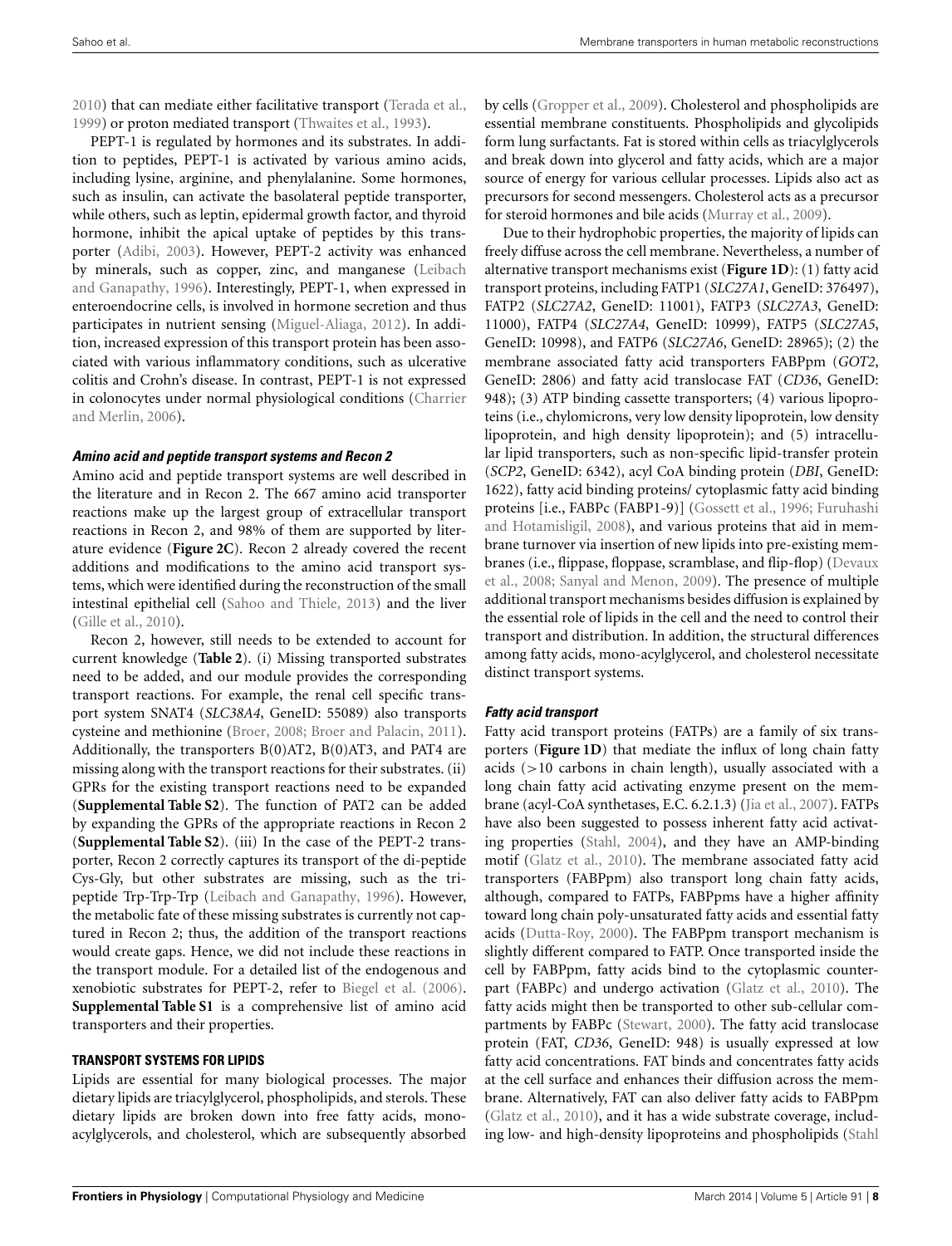2010) that can mediate either facilitative transport (Terada et al., 1999) or proton mediated transport (Thwaites et al., 1993).

PEPT-1 is regulated by hormones and its substrates. In addition to peptides, PEPT-1 is activated by various amino acids, including lysine, arginine, and phenylalanine. Some hormones, such as insulin, can activate the basolateral peptide transporter, while others, such as leptin, epidermal growth factor, and thyroid hormone, inhibit the apical uptake of peptides by this transporter (Adibi, 2003). However, PEPT-2 activity was enhanced by minerals, such as copper, zinc, and manganese (Leibach and Ganapathy, 1996). Interestingly, PEPT-1, when expressed in enteroendocrine cells, is involved in hormone secretion and thus participates in nutrient sensing (Miguel-Aliaga, 2012). In addition, increased expression of this transport protein has been associated with various inflammatory conditions, such as ulcerative colitis and Crohn's disease. In contrast, PEPT-1 is not expressed in colonocytes under normal physiological conditions (Charrier and Merlin, 2006).

#### *Amino acid and peptide transport systems and Recon 2*

Amino acid and peptide transport systems are well described in the literature and in Recon 2. The 667 amino acid transporter reactions make up the largest group of extracellular transport reactions in Recon 2, and 98% of them are supported by literature evidence (**Figure 2C**). Recon 2 already covered the recent additions and modifications to the amino acid transport systems, which were identified during the reconstruction of the small intestinal epithelial cell (Sahoo and Thiele, 2013) and the liver (Gille et al., 2010).

Recon 2, however, still needs to be extended to account for current knowledge (**Table 2**). (i) Missing transported substrates need to be added, and our module provides the corresponding transport reactions. For example, the renal cell specific transport system SNAT4 (*SLC38A4*, GeneID: 55089) also transports cysteine and methionine (Broer, 2008; Broer and Palacin, 2011). Additionally, the transporters B(0)AT2, B(0)AT3, and PAT4 are missing along with the transport reactions for their substrates. (ii) GPRs for the existing transport reactions need to be expanded (**Supplemental Table S2**). The function of PAT2 can be added by expanding the GPRs of the appropriate reactions in Recon 2 (**Supplemental Table S2**). (iii) In the case of the PEPT-2 transporter, Recon 2 correctly captures its transport of the di-peptide Cys-Gly, but other substrates are missing, such as the tripeptide Trp-Trp-Trp (Leibach and Ganapathy, 1996). However, the metabolic fate of these missing substrates is currently not captured in Recon 2; thus, the addition of the transport reactions would create gaps. Hence, we did not include these reactions in the transport module. For a detailed list of the endogenous and xenobiotic substrates for PEPT-2, refer to Biegel et al. (2006). **Supplemental Table S1** is a comprehensive list of amino acid transporters and their properties.

### TRANSPORT SYSTEMS FOR LIPIDS

Lipids are essential for many biological processes. The major dietary lipids are triacylglycerol, phospholipids, and sterols. These dietary lipids are broken down into free fatty acids, monoacylglycerols, and cholesterol, which are subsequently absorbed by cells (Gropper et al., 2009). Cholesterol and phospholipids are essential membrane constituents. Phospholipids and glycolipids form lung surfactants. Fat is stored within cells as triacylglycerols and break down into glycerol and fatty acids, which are a major source of energy for various cellular processes. Lipids also act as precursors for second messengers. Cholesterol acts as a precursor for steroid hormones and bile acids (Murray et al., 2009).

Due to their hydrophobic properties, the majority of lipids can freely diffuse across the cell membrane. Nevertheless, a number of alternative transport mechanisms exist (**Figure 1D**): (1) fatty acid transport proteins, including FATP1 (*SLC27A1*, GeneID: 376497), FATP2 (*SLC27A2*, GeneID: 11001), FATP3 (*SLC27A3*, GeneID: 11000), FATP4 (*SLC27A4*, GeneID: 10999), FATP5 (*SLC27A5*, GeneID: 10998), and FATP6 (*SLC27A6*, GeneID: 28965); (2) the membrane associated fatty acid transporters FABPpm (*GOT2*, GeneID: 2806) and fatty acid translocase FAT (*CD36*, GeneID: 948); (3) ATP binding cassette transporters; (4) various lipoproteins (i.e., chylomicrons, very low density lipoprotein, low density lipoprotein, and high density lipoprotein); and (5) intracellular lipid transporters, such as non-specific lipid-transfer protein (*SCP2*, GeneID: 6342), acyl CoA binding protein (*DBI*, GeneID: 1622), fatty acid binding proteins/ cytoplasmic fatty acid binding proteins [i.e., FABPc (FABP1-9)] (Gossett et al., 1996; Furuhashi and Hotamisligil, 2008), and various proteins that aid in membrane turnover via insertion of new lipids into pre-existing membranes (i.e., flippase, floppase, scramblase, and flip-flop) (Devaux et al., 2008; Sanyal and Menon, 2009). The presence of multiple additional transport mechanisms besides diffusion is explained by the essential role of lipids in the cell and the need to control their transport and distribution. In addition, the structural differences among fatty acids, mono-acylglycerol, and cholesterol necessitate distinct transport systems.

#### *Fatty acid transport*

Fatty acid transport proteins (FATPs) are a family of six transporters (**Figure 1D**) that mediate the influx of long chain fatty acids (>10 carbons in chain length), usually associated with a long chain fatty acid activating enzyme present on the membrane (acyl-CoA synthetases, E.C. 6.2.1.3) (Jia et al., 2007). FATPs have also been suggested to possess inherent fatty acid activating properties (Stahl, 2004), and they have an AMP-binding motif (Glatz et al., 2010). The membrane associated fatty acid transporters (FABPpm) also transport long chain fatty acids, although, compared to FATPs, FABPpms have a higher affinity toward long chain poly-unsaturated fatty acids and essential fatty acids (Dutta-Roy, 2000). The FABPpm transport mechanism is slightly different compared to FATP. Once transported inside the cell by FABPpm, fatty acids bind to the cytoplasmic counterpart (FABPc) and undergo activation (Glatz et al., 2010). The fatty acids might then be transported to other sub-cellular compartments by FABPc (Stewart, 2000). The fatty acid translocase protein (FAT, *CD36*, GeneID: 948) is usually expressed at low fatty acid concentrations. FAT binds and concentrates fatty acids at the cell surface and enhances their diffusion across the membrane. Alternatively, FAT can also deliver fatty acids to FABPpm (Glatz et al., 2010), and it has a wide substrate coverage, including low- and high-density lipoproteins and phospholipids (Stahl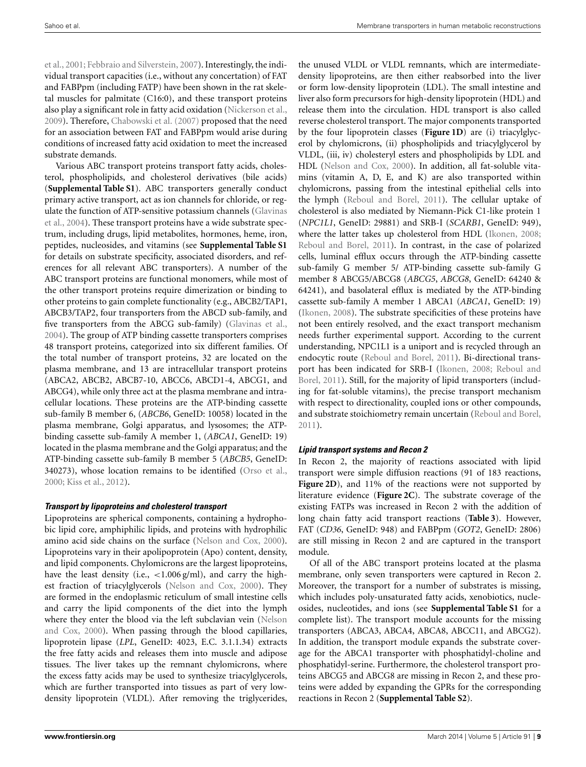et al., 2001; Febbraio and Silverstein, 2007). Interestingly, the individual transport capacities (i.e., without any concertation) of FAT and FABPpm (including FATP) have been shown in the rat skeletal muscles for palmitate (C16:0), and these transport proteins also play a significant role in fatty acid oxidation (Nickerson et al., 2009). Therefore, Chabowski et al. (2007) proposed that the need for an association between FAT and FABPpm would arise during conditions of increased fatty acid oxidation to meet the increased substrate demands.

Various ABC transport proteins transport fatty acids, cholesterol, phospholipids, and cholesterol derivatives (bile acids) (**Supplemental Table S1**). ABC transporters generally conduct primary active transport, act as ion channels for chloride, or regulate the function of ATP-sensitive potassium channels (Glavinas et al., 2004). These transport proteins have a wide substrate spectrum, including drugs, lipid metabolites, hormones, heme, iron, peptides, nucleosides, and vitamins (see **Supplemental Table S1** for details on substrate specificity, associated disorders, and references for all relevant ABC transporters). A number of the ABC transport proteins are functional monomers, while most of the other transport proteins require dimerization or binding to other proteins to gain complete functionality (e.g., ABCB2/TAP1, ABCB3/TAP2, four transporters from the ABCD sub-family, and five transporters from the ABCG sub-family) (Glavinas et al., 2004). The group of ATP binding cassette transporters comprises 48 transport proteins, categorized into six different families. Of the total number of transport proteins, 32 are located on the plasma membrane, and 13 are intracellular transport proteins (ABCA2, ABCB2, ABCB7-10, ABCC6, ABCD1-4, ABCG1, and ABCG4), while only three act at the plasma membrane and intracellular locations. These proteins are the ATP-binding cassette sub-family B member 6, (*ABCB6*, GeneID: 10058) located in the plasma membrane, Golgi apparatus, and lysosomes; the ATP-binding cassette sub-family A member 1, (*ABCA1*, GeneID: 19) located in the plasma membrane and the Golgi apparatus; and the ATP-binding cassette sub-family B member 5 (*ABCB5*, GeneID: 340273), whose location remains to be identified (Orso et al., 2000; Kiss et al., 2012).

#### *Transport by lipoproteins and cholesterol transport*

Lipoproteins are spherical components, containing a hydrophobic lipid core, amphiphilic lipids, and proteins with hydrophilic amino acid side chains on the surface (Nelson and Cox, 2000). Lipoproteins vary in their apolipoprotein (Apo) content, density, and lipid components. Chylomicrons are the largest lipoproteins, have the least density (i.e., $<1.006$ g/ml), and carry the highest fraction of triacylglycerols (Nelson and Cox, 2000). They are formed in the endoplasmic reticulum of small intestine cells and carry the lipid components of the diet into the lymph where they enter the blood via the left subclavian vein (Nelson and Cox, 2000). When passing through the blood capillaries, lipoprotein lipase (*LPL*, GeneID: 4023, E.C. 3.1.1.34) extracts the free fatty acids and releases them into muscle and adipose tissues. The liver takes up the remnant chylomicrons, where the excess fatty acids may be used to synthesize triacylglycerols, which are further transported into tissues as part of very low-density lipoprotein (VLDL). After removing the triglycerides, the unused VLDL or VLDL remnants, which are intermediate-density lipoproteins, are then either reabsorbed into the liver or form low-density lipoprotein (LDL). The small intestine and liver also form precursors for high-density lipoprotein (HDL) and release them into the circulation. HDL transport is also called reverse cholesterol transport. The major components transported by the four lipoprotein classes (**Figure 1D**) are (i) triacylglycerol by chylomicrons, (ii) phospholipids and triacylglycerol by VLDL, (iii, iv) cholesteryl esters and phospholipids by LDL and HDL (Nelson and Cox, 2000). In addition, all fat-soluble vitamins (vitamin A, D, E, and K) are also transported within chylomicrons, passing from the intestinal epithelial cells into the lymph (Reboul and Borel, 2011). The cellular uptake of cholesterol is also mediated by Niemann-Pick C1-like protein 1 (*NPC1L1*, GeneID: 29881) and SRB-I (*SCARB1*, GeneID: 949), where the latter takes up cholesterol from HDL (Ikonen, 2008; Reboul and Borel, 2011). In contrast, in the case of polarized cells, luminal efflux occurs through the ATP-binding cassette sub-family G member 5/ ATP-binding cassette sub-family G member 8 ABCG5/ABCG8 (*ABCG5*, *ABCG8*, GeneID: 64240 & 64241), and basolateral efflux is mediated by the ATP-binding cassette sub-family A member 1 ABCA1 (*ABCA1*, GeneID: 19) (Ikonen, 2008). The substrate specificities of these proteins have not been entirely resolved, and the exact transport mechanism needs further experimental support. According to the current understanding, NPC1L1 is a uniport and is recycled through an endocytic route (Reboul and Borel, 2011). Bi-directional transport has been indicated for SRB-I (Ikonen, 2008; Reboul and Borel, 2011). Still, for the majority of lipid transporters (including for fat-soluble vitamins), the precise transport mechanism with respect to directionality, coupled ions or other compounds, and substrate stoichiometry remain uncertain (Reboul and Borel, 2011).

#### *Lipid transport systems and Recon 2*

In Recon 2, the majority of reactions associated with lipid transport were simple diffusion reactions (91 of 183 reactions, **Figure 2D**), and 11% of the reactions were not supported by literature evidence (**Figure 2C**). The substrate coverage of the existing FATPs was increased in Recon 2 with the addition of long chain fatty acid transport reactions (**Table 3**). However, FAT (*CD36*, GeneID: 948) and FABPpm (*GOT2*, GeneID: 2806) are still missing in Recon 2 and are captured in the transport module.

Of all of the ABC transport proteins located at the plasma membrane, only seven transporters were captured in Recon 2. Moreover, the transport for a number of substrates is missing, which includes poly-unsaturated fatty acids, xenobiotics, nucleosides, nucleotides, and ions (see **Supplemental Table S1** for a complete list). The transport module accounts for the missing transporters (ABCA3, ABCA4, ABCA8, ABCC11, and ABCG2). In addition, the transport module expands the substrate coverage for the ABCA1 transporter with phosphatidyl-choline and phosphatidyl-serine. Furthermore, the cholesterol transport proteins ABCG5 and ABCG8 are missing in Recon 2, and these proteins were added by expanding the GPRs for the corresponding reactions in Recon 2 (**Supplemental Table S2**).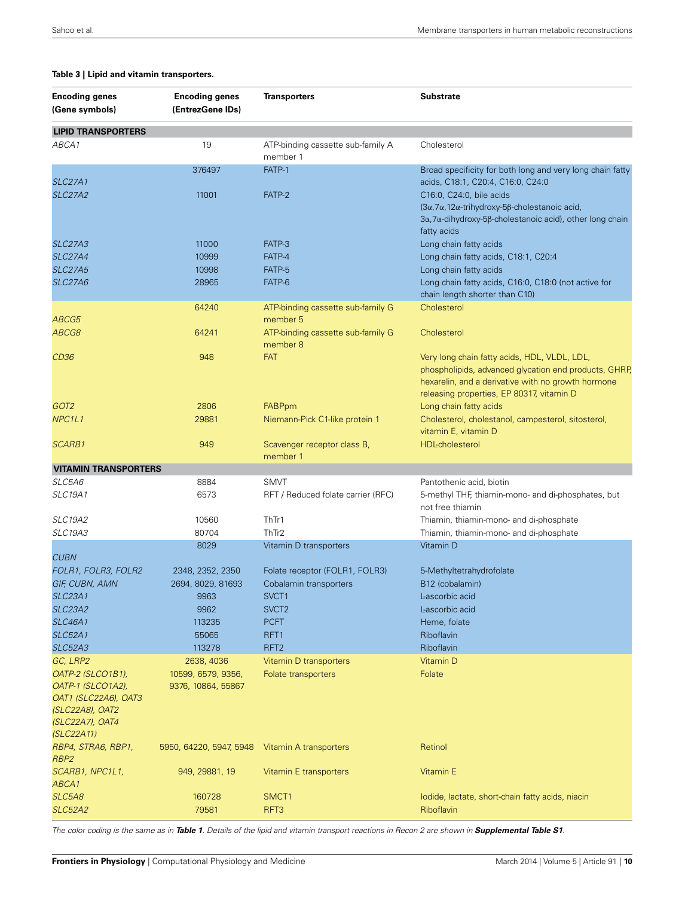**Table 3 | Lipid and vitamin transporters.**

| Encoding genes (Gene symbols) | Encoding genes (EntrezGene IDs) | Transporters | Substrate |
|---|---|---|---|
| **LIPID TRANSPORTERS** | | | |
| *ABCA1* | 19 | ATP-binding cassette sub-family A member 1 | Cholesterol |
| *SLC27A1* | 376497 | FATP-1 | Broad specificity for both long and very long chain fatty acids, C18:1, C20:4, C16:0, C24:0 |
| *SLC27A2* | 11001 | FATP-2 | C16:0, C24:0, bile acids (3α,7α,12α-trihydroxy-5β-cholestanoic acid, 3α,7α-dihydroxy-5β-cholestanoic acid), other long chain fatty acids |
| *SLC27A3* | 11000 | FATP-3 | Long chain fatty acids |
| *SLC27A4* | 10999 | FATP-4 | Long chain fatty acids, C18:1, C20:4 |
| *SLC27A5* | 10998 | FATP-5 | Long chain fatty acids |
| *SLC27A6* | 28965 | FATP-6 | Long chain fatty acids, C16:0, C18:0 (not active for chain length shorter than C10) |
| *ABCG5* | 64240 | ATP-binding cassette sub-family G member 5 | Cholesterol |
| *ABCG8* | 64241 | ATP-binding cassette sub-family G member 8 | Cholesterol |
| *CD36* | 948 | FAT | Very long chain fatty acids, HDL, VLDL, LDL, phospholipids, advanced glycation end products, GHRP, hexarelin, and a derivative with no growth hormone releasing properties, EP 80317, vitamin D |
| *GOT2* | 2806 | FABPpm | Long chain fatty acids |
| *NPC1L1* | 29881 | Niemann-Pick C1-like protein 1 | Cholesterol, cholestanol, campesterol, sitosterol, vitamin E, vitamin D |
| *SCARB1* | 949 | Scavenger receptor class B, member 1 | HDL-cholesterol |
| **VITAMIN TRANSPORTERS** | | | |
| *SLC5A6* | 8884 | SMVT | Pantothenic acid, biotin |
| *SLC19A1* | 6573 | RFT / Reduced folate carrier (RFC) | 5-methyl THF, thiamin-mono- and di-phosphates, but not free thiamin |
| *SLC19A2* | 10560 | ThTr1 | Thiamin, thiamin-mono- and di-phosphate |
| *SLC19A3* | 80704 | ThTr2 | Thiamin, thiamin-mono- and di-phosphate |
| *CUBN* | 8029 | Vitamin D transporters | Vitamin D |
| *FOLR1, FOLR3, FOLR2* | 2348, 2352, 2350 | Folate receptor (FOLR1, FOLR3) | 5-Methyltetrahydrofolate |
| *GIF, CUBN, AMN* | 2694, 8029, 81693 | Cobalamin transporters | B12 (cobalamin) |
| *SLC23A1* | 9963 | SVCT1 | L-ascorbic acid |
| *SLC23A2* | 9962 | SVCT2 | L-ascorbic acid |
| *SLC46A1* | 113235 | PCFT | Heme, folate |
| *SLC52A1* | 55065 | RFT1 | Riboflavin |
| *SLC52A3* | 113278 | RFT2 | Riboflavin |
| *GC, LRP2* | 2638, 4036 | Vitamin D transporters | Vitamin D |
| *OATP-2 (SLCO1B1), OATP-1 (SLCO1A2), OAT1 (SLC22A6), OAT3 (SLC22A8), OAT2 (SLC22A7), OAT4 (SLC22A11)* | 10599, 6579, 9356, 9376, 10864, 55867 | Folate transporters | Folate |
| *RBP4, STRA6, RBP1, RBP2* | 5950, 64220, 5947, 5948 | Vitamin A transporters | Retinol |
| *SCARB1, NPC1L1, ABCA1* | 949, 29881, 19 | Vitamin E transporters | Vitamin E |
| *SLC5A8* | 160728 | SMCT1 | Iodide, lactate, short-chain fatty acids, niacin |
| *SLC52A2* | 79581 | RFT3 | Riboflavin |

*The color coding is the same as in **Table 1**. Details of the lipid and vitamin transport reactions in Recon 2 are shown in **Supplemental Table S1**.*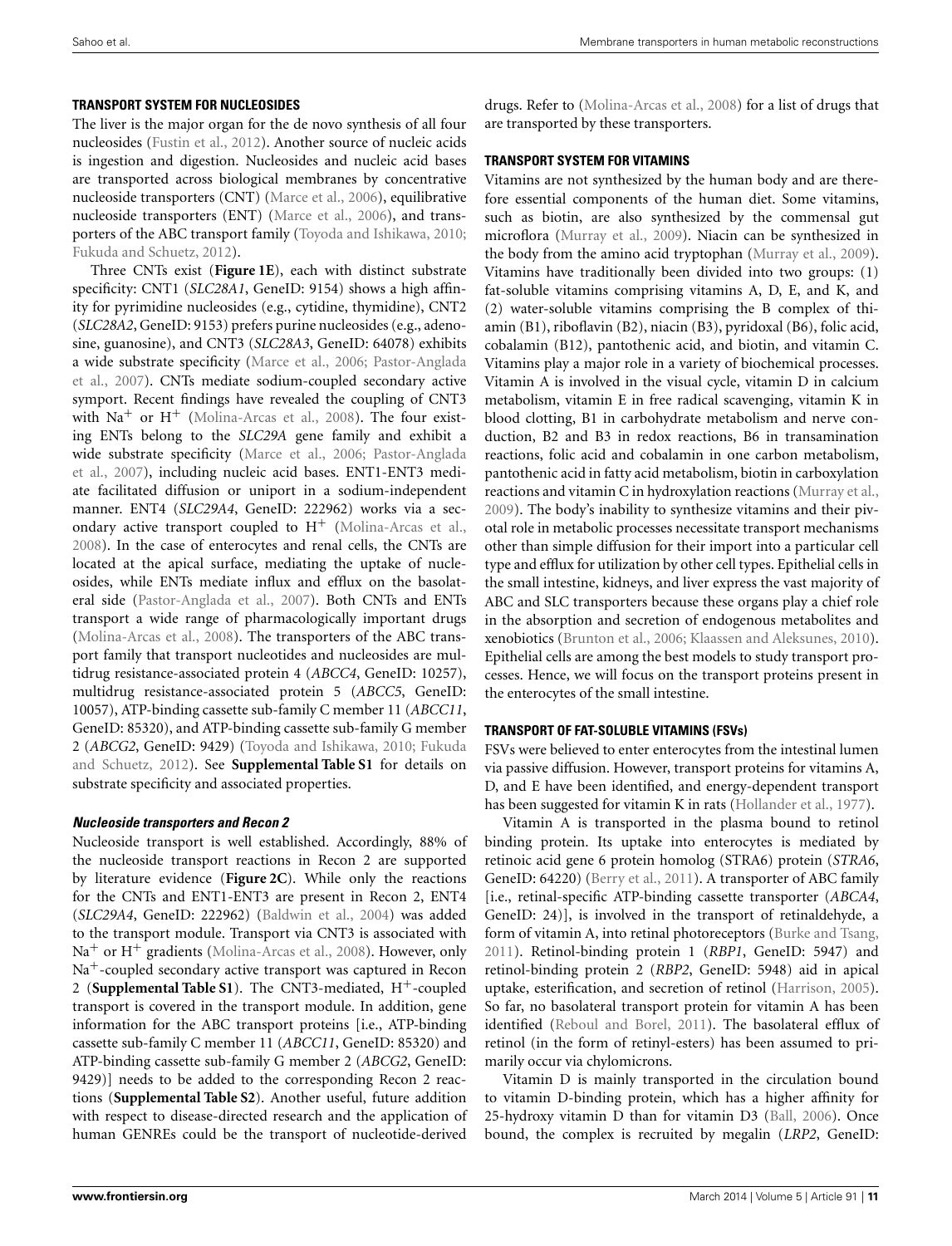### TRANSPORT SYSTEM FOR NUCLEOSIDES

The liver is the major organ for the de novo synthesis of all four nucleosides (Fustin et al., 2012). Another source of nucleic acids is ingestion and digestion. Nucleosides and nucleic acid bases are transported across biological membranes by concentrative nucleoside transporters (CNT) (Marce et al., 2006), equilibrative nucleoside transporters (ENT) (Marce et al., 2006), and transporters of the ABC transport family (Toyoda and Ishikawa, 2010; Fukuda and Schuetz, 2012).

Three CNTs exist (**Figure 1E**), each with distinct substrate specificity: CNT1 (*SLC28A1*, GeneID: 9154) shows a high affinity for pyrimidine nucleosides (e.g., cytidine, thymidine), CNT2 (*SLC28A2*, GeneID: 9153) prefers purine nucleosides (e.g., adenosine, guanosine), and CNT3 (*SLC28A3*, GeneID: 64078) exhibits a wide substrate specificity (Marce et al., 2006; Pastor-Anglada et al., 2007). CNTs mediate sodium-coupled secondary active symport. Recent findings have revealed the coupling of CNT3 with $Na^+$ or $H^+$ (Molina-Arcas et al., 2008). The four existing ENTs belong to the *SLC29A* gene family and exhibit a wide substrate specificity (Marce et al., 2006; Pastor-Anglada et al., 2007), including nucleic acid bases. ENT1-ENT3 mediate facilitated diffusion or uniport in a sodium-independent manner. ENT4 (*SLC29A4*, GeneID: 222962) works via a secondary active transport coupled to $H^+$ (Molina-Arcas et al., 2008). In the case of enterocytes and renal cells, the CNTs are located at the apical surface, mediating the uptake of nucleosides, while ENTs mediate influx and efflux on the basolateral side (Pastor-Anglada et al., 2007). Both CNTs and ENTs transport a wide range of pharmacologically important drugs (Molina-Arcas et al., 2008). The transporters of the ABC transport family that transport nucleotides and nucleosides are multidrug resistance-associated protein 4 (*ABCC4*, GeneID: 10257), multidrug resistance-associated protein 5 (*ABCC5*, GeneID: 10057), ATP-binding cassette sub-family C member 11 (*ABCC11*, GeneID: 85320), and ATP-binding cassette sub-family G member 2 (*ABCG2*, GeneID: 9429) (Toyoda and Ishikawa, 2010; Fukuda and Schuetz, 2012). See **Supplemental Table S1** for details on substrate specificity and associated properties.

#### *Nucleoside transporters and Recon 2*

Nucleoside transport is well established. Accordingly, 88% of the nucleoside transport reactions in Recon 2 are supported by literature evidence (**Figure 2C**). While only the reactions for the CNTs and ENT1-ENT3 are present in Recon 2, ENT4 (*SLC29A4*, GeneID: 222962) (Baldwin et al., 2004) was added to the transport module. Transport via CNT3 is associated with $Na^+$ or $H^+$ gradients (Molina-Arcas et al., 2008). However, only $Na^+$-coupled secondary active transport was captured in Recon 2 (**Supplemental Table S1**). The CNT3-mediated, $H^+$-coupled transport is covered in the transport module. In addition, gene information for the ABC transport proteins [i.e., ATP-binding cassette sub-family C member 11 (*ABCC11*, GeneID: 85320) and ATP-binding cassette sub-family G member 2 (*ABCG2*, GeneID: 9429)] needs to be added to the corresponding Recon 2 reactions (**Supplemental Table S2**). Another useful, future addition with respect to disease-directed research and the application of human GENREs could be the transport of nucleotide-derived drugs. Refer to (Molina-Arcas et al., 2008) for a list of drugs that are transported by these transporters.

### TRANSPORT SYSTEM FOR VITAMINS

Vitamins are not synthesized by the human body and are therefore essential components of the human diet. Some vitamins, such as biotin, are also synthesized by the commensal gut microflora (Murray et al., 2009). Niacin can be synthesized in the body from the amino acid tryptophan (Murray et al., 2009). Vitamins have traditionally been divided into two groups: (1) fat-soluble vitamins comprising vitamins A, D, E, and K, and (2) water-soluble vitamins comprising the B complex of thiamin (B1), riboflavin (B2), niacin (B3), pyridoxal (B6), folic acid, cobalamin (B12), pantothenic acid, and biotin, and vitamin C. Vitamins play a major role in a variety of biochemical processes. Vitamin A is involved in the visual cycle, vitamin D in calcium metabolism, vitamin E in free radical scavenging, vitamin K in blood clotting, B1 in carbohydrate metabolism and nerve conduction, B2 and B3 in redox reactions, B6 in transamination reactions, folic acid and cobalamin in one carbon metabolism, pantothenic acid in fatty acid metabolism, biotin in carboxylation reactions and vitamin C in hydroxylation reactions (Murray et al., 2009). The body's inability to synthesize vitamins and their pivotal role in metabolic processes necessitate transport mechanisms other than simple diffusion for their import into a particular cell type and efflux for utilization by other cell types. Epithelial cells in the small intestine, kidneys, and liver express the vast majority of ABC and SLC transporters because these organs play a chief role in the absorption and secretion of endogenous metabolites and xenobiotics (Brunton et al., 2006; Klaassen and Aleksunes, 2010). Epithelial cells are among the best models to study transport processes. Hence, we will focus on the transport proteins present in the enterocytes of the small intestine.

### TRANSPORT OF FAT-SOLUBLE VITAMINS (FSVs)

FSVs were believed to enter enterocytes from the intestinal lumen via passive diffusion. However, transport proteins for vitamins A, D, and E have been identified, and energy-dependent transport has been suggested for vitamin K in rats (Hollander et al., 1977).

Vitamin A is transported in the plasma bound to retinol binding protein. Its uptake into enterocytes is mediated by retinoic acid gene 6 protein homolog (STRA6) protein (*STRA6*, GeneID: 64220) (Berry et al., 2011). A transporter of ABC family [i.e., retinal-specific ATP-binding cassette transporter (*ABCA4*, GeneID: 24)], is involved in the transport of retinaldehyde, a form of vitamin A, into retinal photoreceptors (Burke and Tsang, 2011). Retinol-binding protein 1 (*RBP1*, GeneID: 5947) and retinol-binding protein 2 (*RBP2*, GeneID: 5948) aid in apical uptake, esterification, and secretion of retinol (Harrison, 2005). So far, no basolateral transport protein for vitamin A has been identified (Reboul and Borel, 2011). The basolateral efflux of retinol (in the form of retinyl-esters) has been assumed to primarily occur via chylomicrons.

Vitamin D is mainly transported in the circulation bound to vitamin D-binding protein, which has a higher affinity for 25-hydroxy vitamin D than for vitamin D3 (Ball, 2006). Once bound, the complex is recruited by megalin (*LRP2*, GeneID: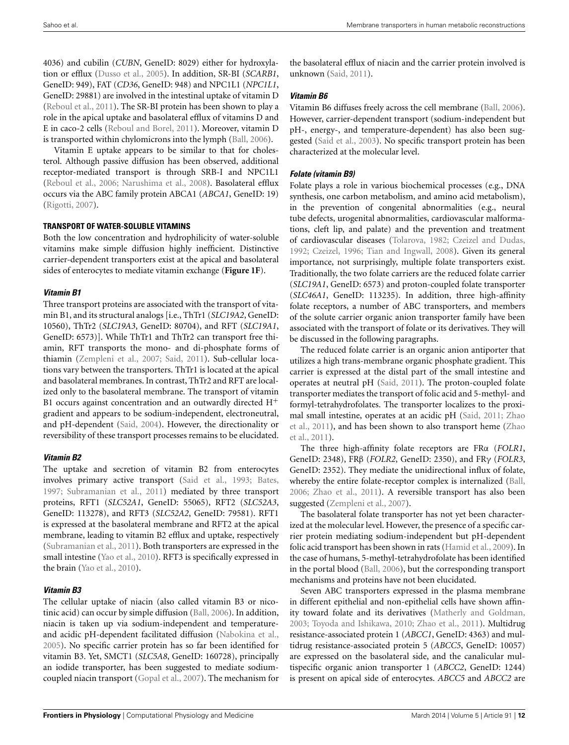4036) and cubilin (*CUBN*, GeneID: 8029) either for hydroxylation or efflux (Dusso et al., 2005). In addition, SR-BI (*SCARB1*, GeneID: 949), FAT (*CD36*, GeneID: 948) and NPC1L1 (*NPC1L1*, GeneID: 29881) are involved in the intestinal uptake of vitamin D (Reboul et al., 2011). The SR-BI protein has been shown to play a role in the apical uptake and basolateral efflux of vitamins D and E in caco-2 cells (Reboul and Borel, 2011). Moreover, vitamin D is transported within chylomicrons into the lymph (Ball, 2006).

Vitamin E uptake appears to be similar to that for cholesterol. Although passive diffusion has been observed, additional receptor-mediated transport is through SRB-I and NPC1L1 (Reboul et al., 2006; Narushima et al., 2008). Basolateral efflux occurs via the ABC family protein ABCA1 (*ABCA1*, GeneID: 19) (Rigotti, 2007).

## TRANSPORT OF WATER-SOLUBLE VITAMINS

Both the low concentration and hydrophilicity of water-soluble vitamins make simple diffusion highly inefficient. Distinctive carrier-dependent transporters exist at the apical and basolateral sides of enterocytes to mediate vitamin exchange (**Figure 1F**).

### *Vitamin B1*

Three transport proteins are associated with the transport of vitamin B1, and its structural analogs [i.e., ThTr1 (*SLC19A2*, GeneID: 10560), ThTr2 (*SLC19A3*, GeneID: 80704), and RFT (*SLC19A1*, GeneID: 6573)]. While ThTr1 and ThTr2 can transport free thiamin, RFT transports the mono- and di-phosphate forms of thiamin (Zempleni et al., 2007; Said, 2011). Sub-cellular locations vary between the transporters. ThTr1 is located at the apical and basolateral membranes. In contrast, ThTr2 and RFT are localized only to the basolateral membrane. The transport of vitamin B1 occurs against concentration and an outwardly directed $H^+$ gradient and appears to be sodium-independent, electroneutral, and pH-dependent (Said, 2004). However, the directionality or reversibility of these transport processes remains to be elucidated.

### *Vitamin B2*

The uptake and secretion of vitamin B2 from enterocytes involves primary active transport (Said et al., 1993; Bates, 1997; Subramanian et al., 2011) mediated by three transport proteins, RFT1 (*SLC52A1*, GeneID: 55065), RFT2 (*SLC52A3*, GeneID: 113278), and RFT3 (*SLC52A2*, GeneID: 79581). RFT1 is expressed at the basolateral membrane and RFT2 at the apical membrane, leading to vitamin B2 efflux and uptake, respectively (Subramanian et al., 2011). Both transporters are expressed in the small intestine (Yao et al., 2010). RFT3 is specifically expressed in the brain (Yao et al., 2010).

### *Vitamin B3*

The cellular uptake of niacin (also called vitamin B3 or nicotinic acid) can occur by simple diffusion (Ball, 2006). In addition, niacin is taken up via sodium-independent and temperature- and acidic pH-dependent facilitated diffusion (Nabokina et al., 2005). No specific carrier protein has so far been identified for vitamin B3. Yet, SMCT1 (*SLC5A8*, GeneID: 160728), principally an iodide transporter, has been suggested to mediate sodium-coupled niacin transport (Gopal et al., 2007). The mechanism for the basolateral efflux of niacin and the carrier protein involved is unknown (Said, 2011).

### *Vitamin B6*

Vitamin B6 diffuses freely across the cell membrane (Ball, 2006). However, carrier-dependent transport (sodium-independent but pH-, energy-, and temperature-dependent) has also been suggested (Said et al., 2003). No specific transport protein has been characterized at the molecular level.

### *Folate (vitamin B9)*

Folate plays a role in various biochemical processes (e.g., DNA synthesis, one carbon metabolism, and amino acid metabolism), in the prevention of congenital abnormalities (e.g., neural tube defects, urogenital abnormalities, cardiovascular malformations, cleft lip, and palate) and the prevention and treatment of cardiovascular diseases (Tolarova, 1982; Czeizel and Dudas, 1992; Czeizel, 1996; Tian and Ingwall, 2008). Given its general importance, not surprisingly, multiple folate transporters exist. Traditionally, the two folate carriers are the reduced folate carrier (*SLC19A1*, GeneID: 6573) and proton-coupled folate transporter (*SLC46A1*, GeneID: 113235). In addition, three high-affinity folate receptors, a number of ABC transporters, and members of the solute carrier organic anion transporter family have been associated with the transport of folate or its derivatives. They will be discussed in the following paragraphs.

The reduced folate carrier is an organic anion antiporter that utilizes a high trans-membrane organic phosphate gradient. This carrier is expressed at the distal part of the small intestine and operates at neutral pH (Said, 2011). The proton-coupled folate transporter mediates the transport of folic acid and 5-methyl- and formyl-tetrahydrofolates. The transporter localizes to the proximal small intestine, operates at an acidic pH (Said, 2011; Zhao et al., 2011), and has been shown to also transport heme (Zhao et al., 2011).

The three high-affinity folate receptors are FRα (*FOLR1*, GeneID: 2348), FRβ (*FOLR2*, GeneID: 2350), and FRγ (*FOLR3*, GeneID: 2352). They mediate the unidirectional influx of folate, whereby the entire folate-receptor complex is internalized (Ball, 2006; Zhao et al., 2011). A reversible transport has also been suggested (Zempleni et al., 2007).

The basolateral folate transporter has not yet been characterized at the molecular level. However, the presence of a specific carrier protein mediating sodium-independent but pH-dependent folic acid transport has been shown in rats (Hamid et al., 2009). In the case of humans, 5-methyl-tetrahydrofolate has been identified in the portal blood (Ball, 2006), but the corresponding transport mechanisms and proteins have not been elucidated.

Seven ABC transporters expressed in the plasma membrane in different epithelial and non-epithelial cells have shown affinity toward folate and its derivatives (Matherly and Goldman, 2003; Toyoda and Ishikawa, 2010; Zhao et al., 2011). Multidrug resistance-associated protein 1 (*ABCC1*, GeneID: 4363) and multidrug resistance-associated protein 5 (*ABCC5*, GeneID: 10057) are expressed on the basolateral side, and the canalicular multispecific organic anion transporter 1 (*ABCC2*, GeneID: 1244) is present on apical side of enterocytes. *ABCC5* and *ABCC2* are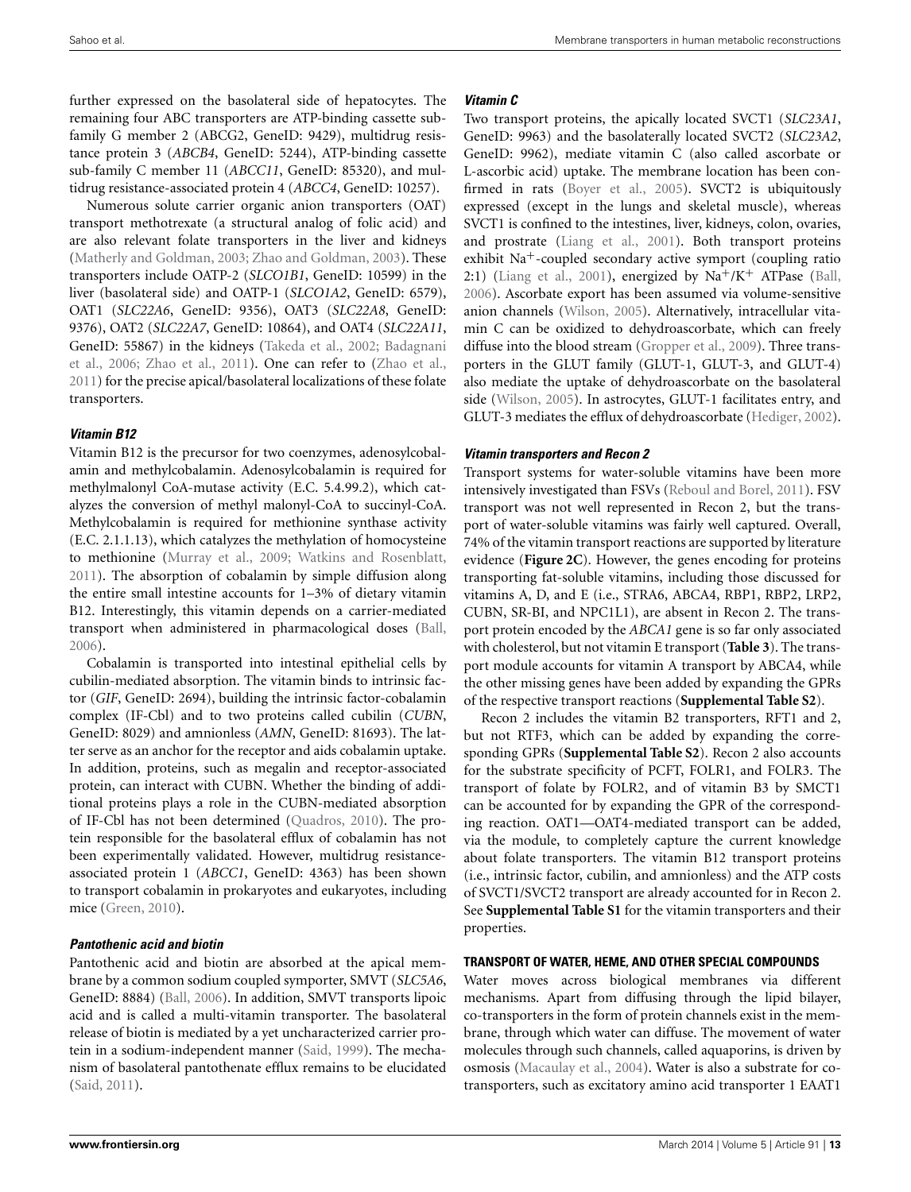further expressed on the basolateral side of hepatocytes. The remaining four ABC transporters are ATP-binding cassette subfamily G member 2 (ABCG2, GeneID: 9429), multidrug resistance protein 3 (*ABCB4*, GeneID: 5244), ATP-binding cassette sub-family C member 11 (*ABCC11*, GeneID: 85320), and multidrug resistance-associated protein 4 (*ABCC4*, GeneID: 10257).

Numerous solute carrier organic anion transporters (OAT) transport methotrexate (a structural analog of folic acid) and are also relevant folate transporters in the liver and kidneys (Matherly and Goldman, 2003; Zhao and Goldman, 2003). These transporters include OATP-2 (*SLCO1B1*, GeneID: 10599) in the liver (basolateral side) and OATP-1 (*SLCO1A2*, GeneID: 6579), OAT1 (*SLC22A6*, GeneID: 9356), OAT3 (*SLC22A8*, GeneID: 9376), OAT2 (*SLC22A7*, GeneID: 10864), and OAT4 (*SLC22A11*, GeneID: 55867) in the kidneys (Takeda et al., 2002; Badagnani et al., 2006; Zhao et al., 2011). One can refer to (Zhao et al., 2011) for the precise apical/basolateral localizations of these folate transporters.

### *Vitamin B12*

Vitamin B12 is the precursor for two coenzymes, adenosylcobalamin and methylcobalamin. Adenosylcobalamin is required for methylmalonyl CoA-mutase activity (E.C. 5.4.99.2), which catalyzes the conversion of methyl malonyl-CoA to succinyl-CoA. Methylcobalamin is required for methionine synthase activity (E.C. 2.1.1.13), which catalyzes the methylation of homocysteine to methionine (Murray et al., 2009; Watkins and Rosenblatt, 2011). The absorption of cobalamin by simple diffusion along the entire small intestine accounts for 1–3% of dietary vitamin B12. Interestingly, this vitamin depends on a carrier-mediated transport when administered in pharmacological doses (Ball, 2006).

Cobalamin is transported into intestinal epithelial cells by cubilin-mediated absorption. The vitamin binds to intrinsic factor (*GIF*, GeneID: 2694), building the intrinsic factor-cobalamin complex (IF-Cbl) and to two proteins called cubilin (*CUBN*, GeneID: 8029) and amnionless (*AMN*, GeneID: 81693). The latter serve as an anchor for the receptor and aids cobalamin uptake. In addition, proteins, such as megalin and receptor-associated protein, can interact with CUBN. Whether the binding of additional proteins plays a role in the CUBN-mediated absorption of IF-Cbl has not been determined (Quadros, 2010). The protein responsible for the basolateral efflux of cobalamin has not been experimentally validated. However, multidrug resistance-associated protein 1 (*ABCC1*, GeneID: 4363) has been shown to transport cobalamin in prokaryotes and eukaryotes, including mice (Green, 2010).

### *Pantothenic acid and biotin*

Pantothenic acid and biotin are absorbed at the apical membrane by a common sodium coupled symporter, SMVT (*SLC5A6*, GeneID: 8884) (Ball, 2006). In addition, SMVT transports lipoic acid and is called a multi-vitamin transporter. The basolateral release of biotin is mediated by a yet uncharacterized carrier protein in a sodium-independent manner (Said, 1999). The mechanism of basolateral pantothenate efflux remains to be elucidated (Said, 2011).

### *Vitamin C*

Two transport proteins, the apically located SVCT1 (*SLC23A1*, GeneID: 9963) and the basolaterally located SVCT2 (*SLC23A2*, GeneID: 9962), mediate vitamin C (also called ascorbate or L-ascorbic acid) uptake. The membrane location has been confirmed in rats (Boyer et al., 2005). SVCT2 is ubiquitously expressed (except in the lungs and skeletal muscle), whereas SVCT1 is confined to the intestines, liver, kidneys, colon, ovaries, and prostrate (Liang et al., 2001). Both transport proteins exhibit $Na^+$-coupled secondary active symport (coupling ratio 2:1) (Liang et al., 2001), energized by $Na^+/K^+$ ATPase (Ball, 2006). Ascorbate export has been assumed via volume-sensitive anion channels (Wilson, 2005). Alternatively, intracellular vitamin C can be oxidized to dehydroascorbate, which can freely diffuse into the blood stream (Gropper et al., 2009). Three transporters in the GLUT family (GLUT-1, GLUT-3, and GLUT-4) also mediate the uptake of dehydroascorbate on the basolateral side (Wilson, 2005). In astrocytes, GLUT-1 facilitates entry, and GLUT-3 mediates the efflux of dehydroascorbate (Hediger, 2002).

### *Vitamin transporters and Recon 2*

Transport systems for water-soluble vitamins have been more intensively investigated than FSVs (Reboul and Borel, 2011). FSV transport was not well represented in Recon 2, but the transport of water-soluble vitamins was fairly well captured. Overall, 74% of the vitamin transport reactions are supported by literature evidence (**Figure 2C**). However, the genes encoding for proteins transporting fat-soluble vitamins, including those discussed for vitamins A, D, and E (i.e., STRA6, ABCA4, RBP1, RBP2, LRP2, CUBN, SR-BI, and NPC1L1), are absent in Recon 2. The transport protein encoded by the *ABCA1* gene is so far only associated with cholesterol, but not vitamin E transport (**Table 3**). The transport module accounts for vitamin A transport by ABCA4, while the other missing genes have been added by expanding the GPRs of the respective transport reactions (**Supplemental Table S2**).

Recon 2 includes the vitamin B2 transporters, RFT1 and 2, but not RTF3, which can be added by expanding the corresponding GPRs (**Supplemental Table S2**). Recon 2 also accounts for the substrate specificity of PCFT, FOLR1, and FOLR3. The transport of folate by FOLR2, and of vitamin B3 by SMCT1 can be accounted for by expanding the GPR of the corresponding reaction. OAT1—OAT4-mediated transport can be added, via the module, to completely capture the current knowledge about folate transporters. The vitamin B12 transport proteins (i.e., intrinsic factor, cubilin, and amnionless) and the ATP costs of SVCT1/SVCT2 transport are already accounted for in Recon 2. See **Supplemental Table S1** for the vitamin transporters and their properties.

## TRANSPORT OF WATER, HEME, AND OTHER SPECIAL COMPOUNDS

Water moves across biological membranes via different mechanisms. Apart from diffusing through the lipid bilayer, co-transporters in the form of protein channels exist in the membrane, through which water can diffuse. The movement of water molecules through such channels, called aquaporins, is driven by osmosis (Macaulay et al., 2004). Water is also a substrate for co-transporters, such as excitatory amino acid transporter 1 EAAT1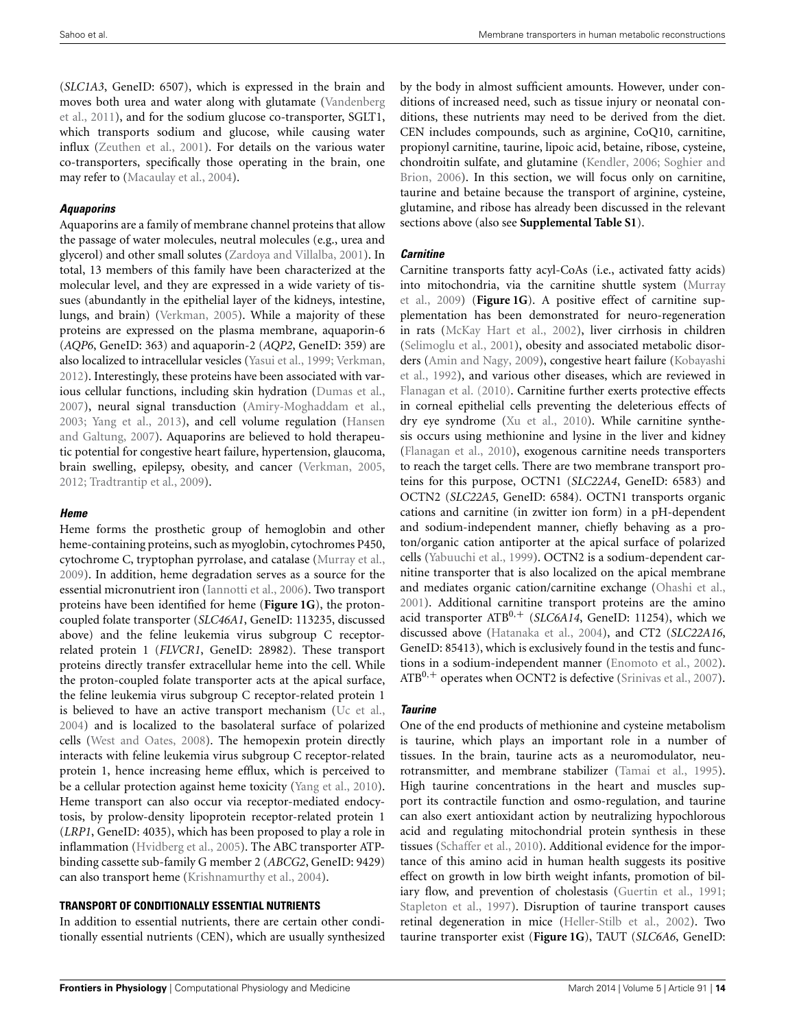(*SLC1A3*, GeneID: 6507), which is expressed in the brain and moves both urea and water along with glutamate (Vandenberg et al., 2011), and for the sodium glucose co-transporter, SGLT1, which transports sodium and glucose, while causing water influx (Zeuthen et al., 2001). For details on the various water co-transporters, specifically those operating in the brain, one may refer to (Macaulay et al., 2004).

#### *Aquaporins*

Aquaporins are a family of membrane channel proteins that allow the passage of water molecules, neutral molecules (e.g., urea and glycerol) and other small solutes (Zardoya and Villalba, 2001). In total, 13 members of this family have been characterized at the molecular level, and they are expressed in a wide variety of tissues (abundantly in the epithelial layer of the kidneys, intestine, lungs, and brain) (Verkman, 2005). While a majority of these proteins are expressed on the plasma membrane, aquaporin-6 (*AQP6*, GeneID: 363) and aquaporin-2 (*AQP2*, GeneID: 359) are also localized to intracellular vesicles (Yasui et al., 1999; Verkman, 2012). Interestingly, these proteins have been associated with various cellular functions, including skin hydration (Dumas et al., 2007), neural signal transduction (Amiry-Moghaddam et al., 2003; Yang et al., 2013), and cell volume regulation (Hansen and Galtung, 2007). Aquaporins are believed to hold therapeutic potential for congestive heart failure, hypertension, glaucoma, brain swelling, epilepsy, obesity, and cancer (Verkman, 2005, 2012; Tradtrantip et al., 2009).

#### *Heme*

Heme forms the prosthetic group of hemoglobin and other heme-containing proteins, such as myoglobin, cytochromes P450, cytochrome C, tryptophan pyrrolase, and catalase (Murray et al., 2009). In addition, heme degradation serves as a source for the essential micronutrient iron (Iannotti et al., 2006). Two transport proteins have been identified for heme (**Figure 1G**), the proton-coupled folate transporter (*SLC46A1*, GeneID: 113235, discussed above) and the feline leukemia virus subgroup C receptor-related protein 1 (*FLVCR1*, GeneID: 28982). These transport proteins directly transfer extracellular heme into the cell. While the proton-coupled folate transporter acts at the apical surface, the feline leukemia virus subgroup C receptor-related protein 1 is believed to have an active transport mechanism (Uc et al., 2004) and is localized to the basolateral surface of polarized cells (West and Oates, 2008). The hemopexin protein directly interacts with feline leukemia virus subgroup C receptor-related protein 1, hence increasing heme efflux, which is perceived to be a cellular protection against heme toxicity (Yang et al., 2010). Heme transport can also occur via receptor-mediated endocytosis, by prolow-density lipoprotein receptor-related protein 1 (*LRP1*, GeneID: 4035), which has been proposed to play a role in inflammation (Hvidberg et al., 2005). The ABC transporter ATP-binding cassette sub-family G member 2 (*ABCG2*, GeneID: 9429) can also transport heme (Krishnamurthy et al., 2004).

### TRANSPORT OF CONDITIONALLY ESSENTIAL NUTRIENTS

In addition to essential nutrients, there are certain other conditionally essential nutrients (CEN), which are usually synthesized by the body in almost sufficient amounts. However, under conditions of increased need, such as tissue injury or neonatal conditions, these nutrients may need to be derived from the diet. CEN includes compounds, such as arginine, CoQ10, carnitine, propionyl carnitine, taurine, lipoic acid, betaine, ribose, cysteine, chondroitin sulfate, and glutamine (Kendler, 2006; Soghier and Brion, 2006). In this section, we will focus only on carnitine, taurine and betaine because the transport of arginine, cysteine, glutamine, and ribose has already been discussed in the relevant sections above (also see **Supplemental Table S1**).

#### *Carnitine*

Carnitine transports fatty acyl-CoAs (i.e., activated fatty acids) into mitochondria, via the carnitine shuttle system (Murray et al., 2009) (**Figure 1G**). A positive effect of carnitine supplementation has been demonstrated for neuro-regeneration in rats (McKay Hart et al., 2002), liver cirrhosis in children (Selimoglu et al., 2001), obesity and associated metabolic disorders (Amin and Nagy, 2009), congestive heart failure (Kobayashi et al., 1992), and various other diseases, which are reviewed in Flanagan et al. (2010). Carnitine further exerts protective effects in corneal epithelial cells preventing the deleterious effects of dry eye syndrome (Xu et al., 2010). While carnitine synthesis occurs using methionine and lysine in the liver and kidney (Flanagan et al., 2010), exogenous carnitine needs transporters to reach the target cells. There are two membrane transport proteins for this purpose, OCTN1 (*SLC22A4*, GeneID: 6583) and OCTN2 (*SLC22A5*, GeneID: 6584). OCTN1 transports organic cations and carnitine (in zwitter ion form) in a pH-dependent and sodium-independent manner, chiefly behaving as a proton/organic cation antiporter at the apical surface of polarized cells (Yabuuchi et al., 1999). OCTN2 is a sodium-dependent carnitine transporter that is also localized on the apical membrane and mediates organic cation/carnitine exchange (Ohashi et al., 2001). Additional carnitine transport proteins are the amino acid transporter ATB$^{0,+}$ (*SLC6A14*, GeneID: 11254), which we discussed above (Hatanaka et al., 2004), and CT2 (*SLC22A16*, GeneID: 85413), which is exclusively found in the testis and functions in a sodium-independent manner (Enomoto et al., 2002). ATB$^{0,+}$ operates when OCNT2 is defective (Srinivas et al., 2007).

#### *Taurine*

One of the end products of methionine and cysteine metabolism is taurine, which plays an important role in a number of tissues. In the brain, taurine acts as a neuromodulator, neurotransmitter, and membrane stabilizer (Tamai et al., 1995). High taurine concentrations in the heart and muscles support its contractile function and osmo-regulation, and taurine can also exert antioxidant action by neutralizing hypochlorous acid and regulating mitochondrial protein synthesis in these tissues (Schaffer et al., 2010). Additional evidence for the importance of this amino acid in human health suggests its positive effect on growth in low birth weight infants, promotion of biliary flow, and prevention of cholestasis (Guertin et al., 1991; Stapleton et al., 1997). Disruption of taurine transport causes retinal degeneration in mice (Heller-Stilb et al., 2002). Two taurine transporter exist (**Figure 1G**), TAUT (*SLC6A6*, GeneID: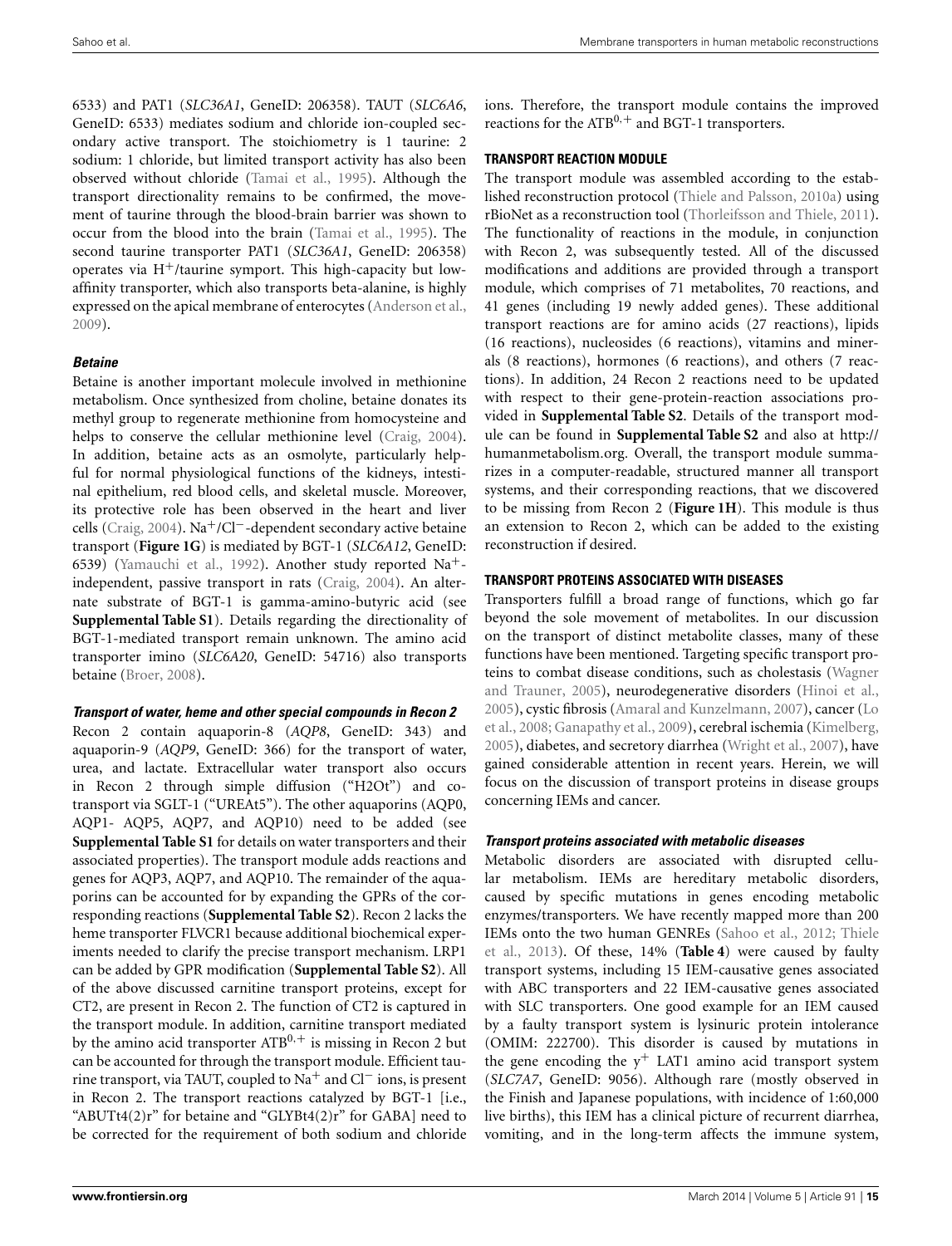6533) and PAT1 (*SLC36A1*, GeneID: 206358). TAUT (*SLC6A6*, GeneID: 6533) mediates sodium and chloride ion-coupled secondary active transport. The stoichiometry is 1 taurine: 2 sodium: 1 chloride, but limited transport activity has also been observed without chloride (Tamai et al., 1995). Although the transport directionality remains to be confirmed, the movement of taurine through the blood-brain barrier was shown to occur from the blood into the brain (Tamai et al., 1995). The second taurine transporter PAT1 (*SLC36A1*, GeneID: 206358) operates via $H^+$/taurine symport. This high-capacity but low-affinity transporter, which also transports beta-alanine, is highly expressed on the apical membrane of enterocytes (Anderson et al., 2009).

#### *Betaine*

Betaine is another important molecule involved in methionine metabolism. Once synthesized from choline, betaine donates its methyl group to regenerate methionine from homocysteine and helps to conserve the cellular methionine level (Craig, 2004). In addition, betaine acts as an osmolyte, particularly helpful for normal physiological functions of the kidneys, intestinal epithelium, red blood cells, and skeletal muscle. Moreover, its protective role has been observed in the heart and liver cells (Craig, 2004). $Na^+/Cl^-$-dependent secondary active betaine transport (**Figure 1G**) is mediated by BGT-1 (*SLC6A12*, GeneID: 6539) (Yamauchi et al., 1992). Another study reported $Na^+$-independent, passive transport in rats (Craig, 2004). An alternate substrate of BGT-1 is gamma-amino-butyric acid (see **Supplemental Table S1**). Details regarding the directionality of BGT-1-mediated transport remain unknown. The amino acid transporter imino (*SLC6A20*, GeneID: 54716) also transports betaine (Broer, 2008).

#### *Transport of water, heme and other special compounds in Recon 2*

Recon 2 contain aquaporin-8 (*AQP8*, GeneID: 343) and aquaporin-9 (*AQP9*, GeneID: 366) for the transport of water, urea, and lactate. Extracellular water transport also occurs in Recon 2 through simple diffusion ("H2Ot") and co-transport via SGLT-1 ("UREAt5"). The other aquaporins (AQP0, AQP1- AQP5, AQP7, and AQP10) need to be added (see **Supplemental Table S1** for details on water transporters and their associated properties). The transport module adds reactions and genes for AQP3, AQP7, and AQP10. The remainder of the aquaporins can be accounted for by expanding the GPRs of the corresponding reactions (**Supplemental Table S2**). Recon 2 lacks the heme transporter FLVCR1 because additional biochemical experiments needed to clarify the precise transport mechanism. LRP1 can be added by GPR modification (**Supplemental Table S2**). All of the above discussed carnitine transport proteins, except for CT2, are present in Recon 2. The function of CT2 is captured in the transport module. In addition, carnitine transport mediated by the amino acid transporter $ATB^{0,+}$ is missing in Recon 2 but can be accounted for through the transport module. Efficient taurine transport, via TAUT, coupled to $Na^+$ and $Cl^-$ ions, is present in Recon 2. The transport reactions catalyzed by BGT-1 [i.e., "ABUTt4(2)r" for betaine and "GLYBt4(2)r" for GABA] need to be corrected for the requirement of both sodium and chloride ions. Therefore, the transport module contains the improved reactions for the $ATB^{0,+}$ and BGT-1 transporters.

### TRANSPORT REACTION MODULE

The transport module was assembled according to the established reconstruction protocol (Thiele and Palsson, 2010a) using rBioNet as a reconstruction tool (Thorleifsson and Thiele, 2011). The functionality of reactions in the module, in conjunction with Recon 2, was subsequently tested. All of the discussed modifications and additions are provided through a transport module, which comprises of 71 metabolites, 70 reactions, and 41 genes (including 19 newly added genes). These additional transport reactions are for amino acids (27 reactions), lipids (16 reactions), nucleosides (6 reactions), vitamins and minerals (8 reactions), hormones (6 reactions), and others (7 reactions). In addition, 24 Recon 2 reactions need to be updated with respect to their gene-protein-reaction associations provided in **Supplemental Table S2**. Details of the transport module can be found in **Supplemental Table S2** and also at http://humanmetabolism.org. Overall, the transport module summarizes in a computer-readable, structured manner all transport systems, and their corresponding reactions, that we discovered to be missing from Recon 2 (**Figure 1H**). This module is thus an extension to Recon 2, which can be added to the existing reconstruction if desired.

### TRANSPORT PROTEINS ASSOCIATED WITH DISEASES

Transporters fulfill a broad range of functions, which go far beyond the sole movement of metabolites. In our discussion on the transport of distinct metabolite classes, many of these functions have been mentioned. Targeting specific transport proteins to combat disease conditions, such as cholestasis (Wagner and Trauner, 2005), neurodegenerative disorders (Hinoi et al., 2005), cystic fibrosis (Amaral and Kunzelmann, 2007), cancer (Lo et al., 2008; Ganapathy et al., 2009), cerebral ischemia (Kimelberg, 2005), diabetes, and secretory diarrhea (Wright et al., 2007), have gained considerable attention in recent years. Herein, we will focus on the discussion of transport proteins in disease groups concerning IEMs and cancer.

#### *Transport proteins associated with metabolic diseases*

Metabolic disorders are associated with disrupted cellular metabolism. IEMs are hereditary metabolic disorders, caused by specific mutations in genes encoding metabolic enzymes/transporters. We have recently mapped more than 200 IEMs onto the two human GENREs (Sahoo et al., 2012; Thiele et al., 2013). Of these, 14% (**Table 4**) were caused by faulty transport systems, including 15 IEM-causative genes associated with ABC transporters and 22 IEM-causative genes associated with SLC transporters. One good example for an IEM caused by a faulty transport system is lysinuric protein intolerance (OMIM: 222700). This disorder is caused by mutations in the gene encoding the $y^+$ LAT1 amino acid transport system (*SLC7A7*, GeneID: 9056). Although rare (mostly observed in the Finish and Japanese populations, with incidence of 1:60,000 live births), this IEM has a clinical picture of recurrent diarrhea, vomiting, and in the long-term affects the immune system,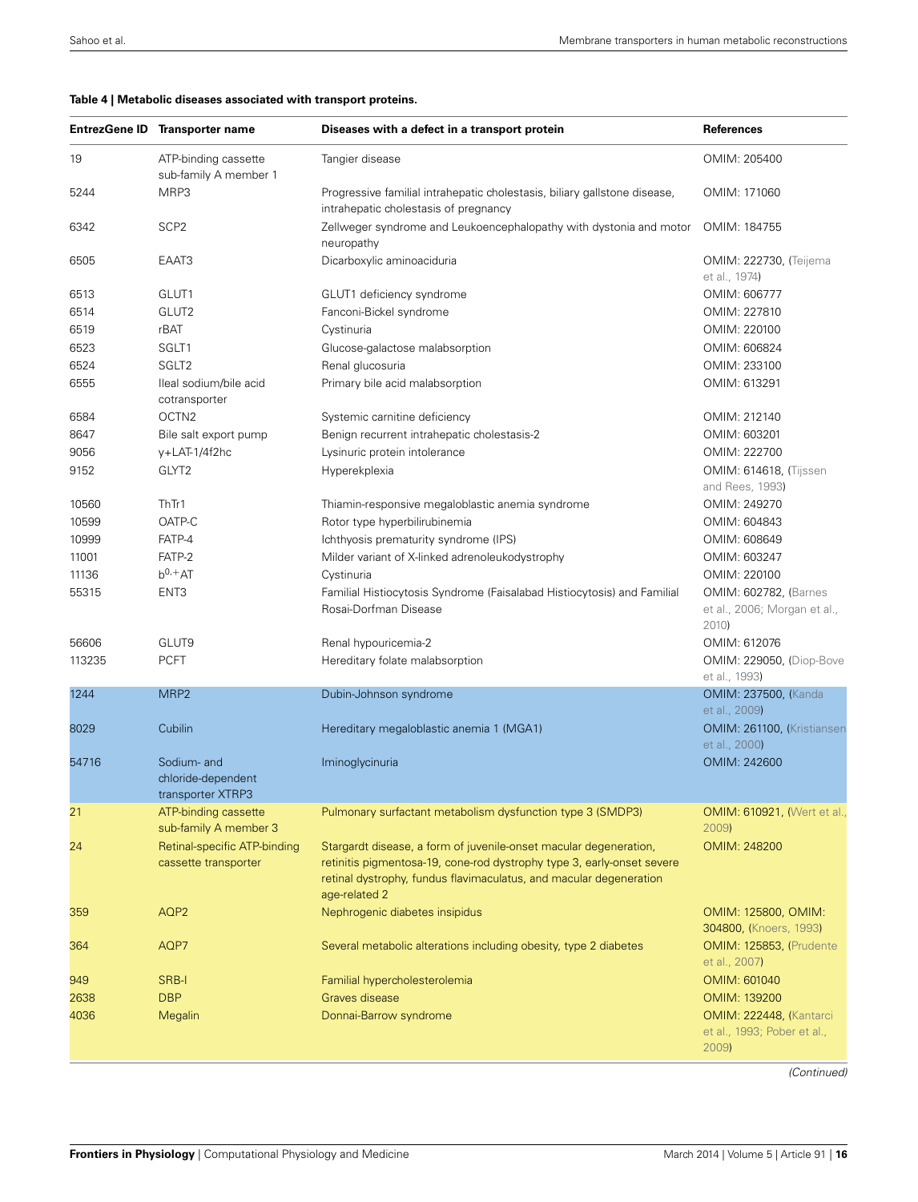**Table 4 | Metabolic diseases associated with transport proteins.**

| EntrezGene ID | Transporter name | Diseases with a defect in a transport protein | References |
|---|---|---|---|
| 19 | ATP-binding cassette sub-family A member 1 | Tangier disease | OMIM: 205400 |
| 5244 | MRP3 | Progressive familial intrahepatic cholestasis, biliary gallstone disease, intrahepatic cholestasis of pregnancy | OMIM: 171060 |
| 6342 | SCP2 | Zellweger syndrome and Leukoencephalopathy with dystonia and motor neuropathy | OMIM: 184755 |
| 6505 | EAAT3 | Dicarboxylic aminoaciduria | OMIM: 222730, (Teijema et al., 1974) |
| 6513 | GLUT1 | GLUT1 deficiency syndrome | OMIM: 606777 |
| 6514 | GLUT2 | Fanconi-Bickel syndrome | OMIM: 227810 |
| 6519 | rBAT | Cystinuria | OMIM: 220100 |
| 6523 | SGLT1 | Glucose-galactose malabsorption | OMIM: 606824 |
| 6524 | SGLT2 | Renal glucosuria | OMIM: 233100 |
| 6555 | Ileal sodium/bile acid cotransporter | Primary bile acid malabsorption | OMIM: 613291 |
| 6584 | OCTN2 | Systemic carnitine deficiency | OMIM: 212140 |
| 8647 | Bile salt export pump | Benign recurrent intrahepatic cholestasis-2 | OMIM: 603201 |
| 9056 | y+LAT-1/4f2hc | Lysinuric protein intolerance | OMIM: 222700 |
| 9152 | GLYT2 | Hyperekplexia | OMIM: 614618, (Tijssen and Rees, 1993) |
| 10560 | ThTr1 | Thiamin-responsive megaloblastic anemia syndrome | OMIM: 249270 |
| 10599 | OATP-C | Rotor type hyperbilirubinemia | OMIM: 604843 |
| 10999 | FATP-4 | Ichthyosis prematurity syndrome (IPS) | OMIM: 608649 |
| 11001 | FATP-2 | Milder variant of X-linked adrenoleukodystrophy | OMIM: 603247 |
| 11136 | $b^{0,+}$AT | Cystinuria | OMIM: 220100 |
| 55315 | ENT3 | Familial Histiocytosis Syndrome (Faisalabad Histiocytosis) and Familial Rosai-Dorfman Disease | OMIM: 602782, (Barnes et al., 2006; Morgan et al., 2010) |
| 56606 | GLUT9 | Renal hypouricemia-2 | OMIM: 612076 |
| 113235 | PCFT | Hereditary folate malabsorption | OMIM: 229050, (Diop-Bove et al., 1993) |
| 1244 | MRP2 | Dubin-Johnson syndrome | OMIM: 237500, (Kanda et al., 2009) |
| 8029 | Cubilin | Hereditary megaloblastic anemia 1 (MGA1) | OMIM: 261100, (Kristiansen et al., 2000) |
| 54716 | Sodium- and chloride-dependent transporter XTRP3 | Iminoglycinuria | OMIM: 242600 |
| 21 | ATP-binding cassette sub-family A member 3 | Pulmonary surfactant metabolism dysfunction type 3 (SMDP3) | OMIM: 610921, (Wert et al., 2009) |
| 24 | Retinal-specific ATP-binding cassette transporter | Stargardt disease, a form of juvenile-onset macular degeneration, retinitis pigmentosa-19, cone-rod dystrophy type 3, early-onset severe retinal dystrophy, fundus flavimaculatus, and macular degeneration age-related 2 | OMIM: 248200 |
| 359 | AQP2 | Nephrogenic diabetes insipidus | OMIM: 125800, OMIM: 304800, (Knoers, 1993) |
| 364 | AQP7 | Several metabolic alterations including obesity, type 2 diabetes | OMIM: 125853, (Prudente et al., 2007) |
| 949 | SRB-I | Familial hypercholesterolemia | OMIM: 601040 |
| 2638 | DBP | Graves disease | OMIM: 139200 |
| 4036 | Megalin | Donnai-Barrow syndrome | OMIM: 222448, (Kantarci et al., 1993; Pober et al., 2009) |

*(Continued)*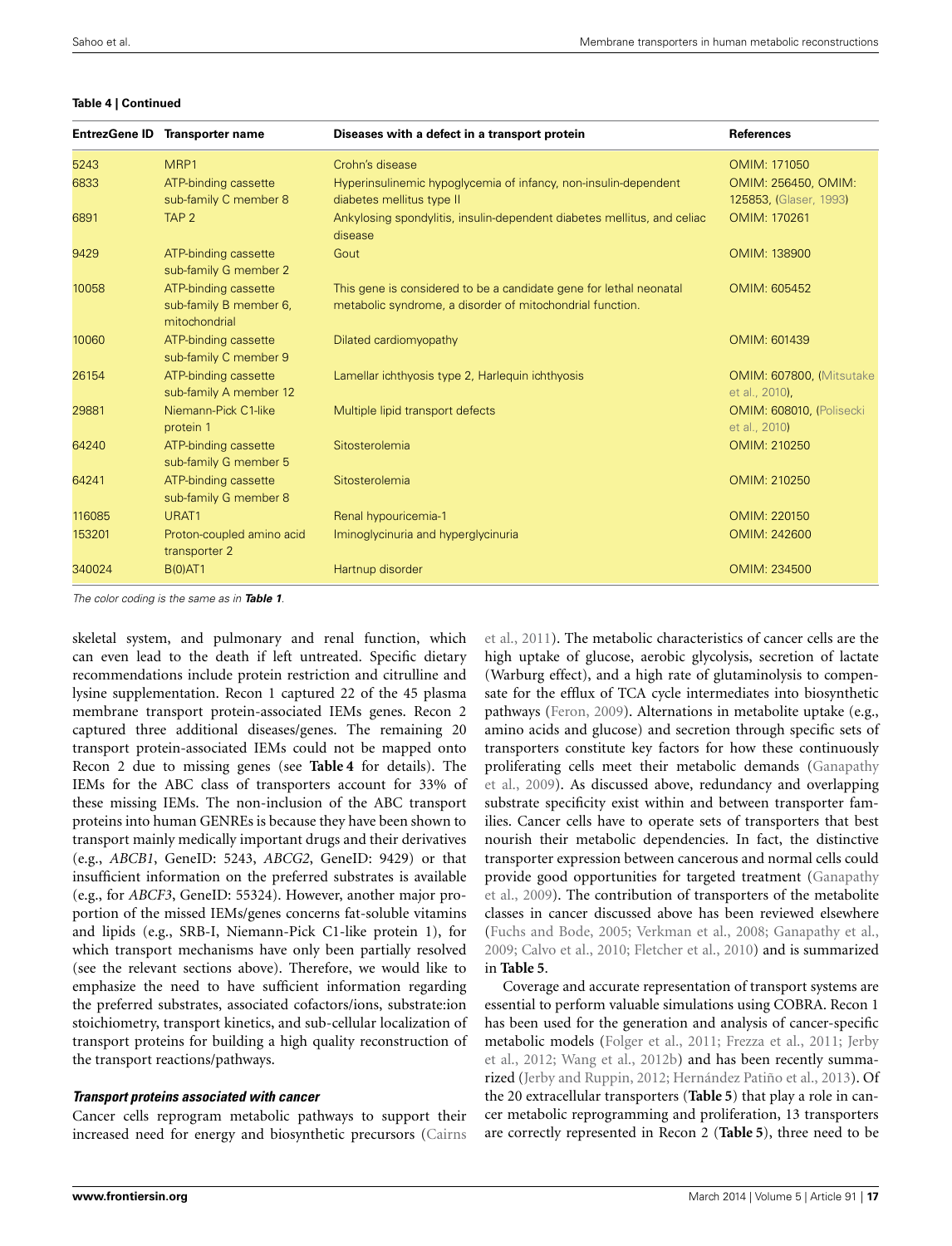**Table 4 | Continued**

| EntrezGene ID | Transporter name | Diseases with a defect in a transport protein | References |
|---|---|---|---|
| 5243 | MRP1 | Crohn's disease | OMIM: 171050 |
| 6833 | ATP-binding cassette sub-family C member 8 | Hyperinsulinemic hypoglycemia of infancy, non-insulin-dependent diabetes mellitus type II | OMIM: 256450, OMIM: 125853, (Glaser, 1993) |
| 6891 | TAP 2 | Ankylosing spondylitis, insulin-dependent diabetes mellitus, and celiac disease | OMIM: 170261 |
| 9429 | ATP-binding cassette sub-family G member 2 | Gout | OMIM: 138900 |
| 10058 | ATP-binding cassette sub-family B member 6, mitochondrial | This gene is considered to be a candidate gene for lethal neonatal metabolic syndrome, a disorder of mitochondrial function. | OMIM: 605452 |
| 10060 | ATP-binding cassette sub-family C member 9 | Dilated cardiomyopathy | OMIM: 601439 |
| 26154 | ATP-binding cassette sub-family A member 12 | Lamellar ichthyosis type 2, Harlequin ichthyosis | OMIM: 607800, (Mitsutake et al., 2010), |
| 29881 | Niemann-Pick C1-like protein 1 | Multiple lipid transport defects | OMIM: 608010, (Polisecki et al., 2010) |
| 64240 | ATP-binding cassette sub-family G member 5 | Sitosterolemia | OMIM: 210250 |
| 64241 | ATP-binding cassette sub-family G member 8 | Sitosterolemia | OMIM: 210250 |
| 116085 | URAT1 | Renal hypouricemia-1 | OMIM: 220150 |
| 153201 | Proton-coupled amino acid transporter 2 | Iminoglycinuria and hyperglycinuria | OMIM: 242600 |
| 340024 | B(0)AT1 | Hartnup disorder | OMIM: 234500 |

*The color coding is the same as in **Table 1**.*

skeletal system, and pulmonary and renal function, which can even lead to the death if left untreated. Specific dietary recommendations include protein restriction and citrulline and lysine supplementation. Recon 1 captured 22 of the 45 plasma membrane transport protein-associated IEMs genes. Recon 2 captured three additional diseases/genes. The remaining 20 transport protein-associated IEMs could not be mapped onto Recon 2 due to missing genes (see **Table 4** for details). The IEMs for the ABC class of transporters account for 33% of these missing IEMs. The non-inclusion of the ABC transport proteins into human GENREs is because they have been shown to transport mainly medically important drugs and their derivatives (e.g., *ABCB1*, GeneID: 5243, *ABCG2*, GeneID: 9429) or that insufficient information on the preferred substrates is available (e.g., for *ABCF3*, GeneID: 55324). However, another major proportion of the missed IEMs/genes concerns fat-soluble vitamins and lipids (e.g., SRB-I, Niemann-Pick C1-like protein 1), for which transport mechanisms have only been partially resolved (see the relevant sections above). Therefore, we would like to emphasize the need to have sufficient information regarding the preferred substrates, associated cofactors/ions, substrate:ion stoichiometry, transport kinetics, and sub-cellular localization of transport proteins for building a high quality reconstruction of the transport reactions/pathways.

### *Transport proteins associated with cancer*

Cancer cells reprogram metabolic pathways to support their increased need for energy and biosynthetic precursors (Cairns et al., 2011). The metabolic characteristics of cancer cells are the high uptake of glucose, aerobic glycolysis, secretion of lactate (Warburg effect), and a high rate of glutaminolysis to compensate for the efflux of TCA cycle intermediates into biosynthetic pathways (Feron, 2009). Alternations in metabolite uptake (e.g., amino acids and glucose) and secretion through specific sets of transporters constitute key factors for how these continuously proliferating cells meet their metabolic demands (Ganapathy et al., 2009). As discussed above, redundancy and overlapping substrate specificity exist within and between transporter families. Cancer cells have to operate sets of transporters that best nourish their metabolic dependencies. In fact, the distinctive transporter expression between cancerous and normal cells could provide good opportunities for targeted treatment (Ganapathy et al., 2009). The contribution of transporters of the metabolite classes in cancer discussed above has been reviewed elsewhere (Fuchs and Bode, 2005; Verkman et al., 2008; Ganapathy et al., 2009; Calvo et al., 2010; Fletcher et al., 2010) and is summarized in **Table 5**.

Coverage and accurate representation of transport systems are essential to perform valuable simulations using COBRA. Recon 1 has been used for the generation and analysis of cancer-specific metabolic models (Folger et al., 2011; Frezza et al., 2011; Jerby et al., 2012; Wang et al., 2012b) and has been recently summarized (Jerby and Ruppin, 2012; Hernández Patiño et al., 2013). Of the 20 extracellular transporters (**Table 5**) that play a role in cancer metabolic reprogramming and proliferation, 13 transporters are correctly represented in Recon 2 (**Table 5**), three need to be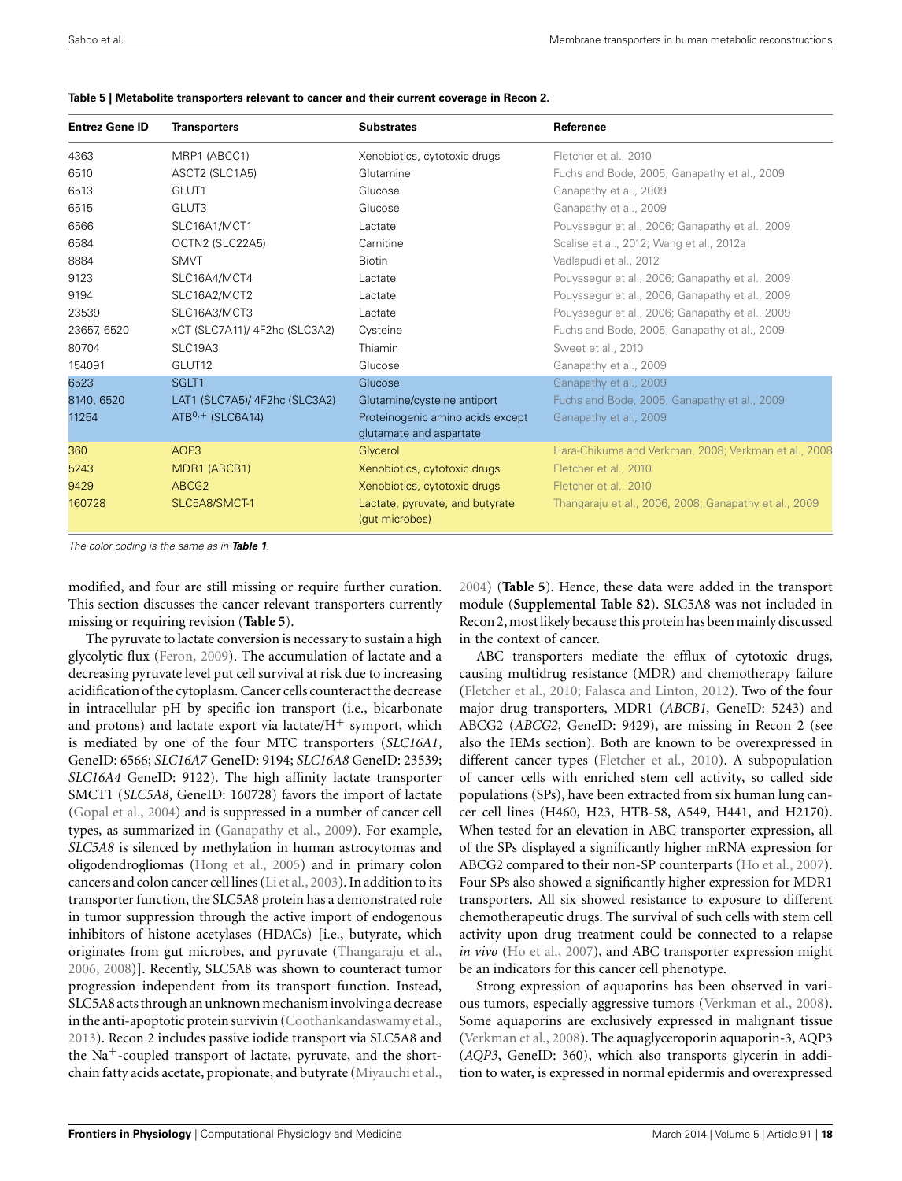**Table 5 | Metabolite transporters relevant to cancer and their current coverage in Recon 2.**

| Entrez Gene ID | Transporters | Substrates | Reference |
|---|---|---|---|
| 4363 | MRP1 (ABCC1) | Xenobiotics, cytotoxic drugs | Fletcher et al., 2010 |
| 6510 | ASCT2 (SLC1A5) | Glutamine | Fuchs and Bode, 2005; Ganapathy et al., 2009 |
| 6513 | GLUT1 | Glucose | Ganapathy et al., 2009 |
| 6515 | GLUT3 | Glucose | Ganapathy et al., 2009 |
| 6566 | SLC16A1/MCT1 | Lactate | Pouyssegur et al., 2006; Ganapathy et al., 2009 |
| 6584 | OCTN2 (SLC22A5) | Carnitine | Scalise et al., 2012; Wang et al., 2012a |
| 8884 | SMVT | Biotin | Vadlapudi et al., 2012 |
| 9123 | SLC16A4/MCT4 | Lactate | Pouyssegur et al., 2006; Ganapathy et al., 2009 |
| 9194 | SLC16A2/MCT2 | Lactate | Pouyssegur et al., 2006; Ganapathy et al., 2009 |
| 23539 | SLC16A3/MCT3 | Lactate | Pouyssegur et al., 2006; Ganapathy et al., 2009 |
| 23657, 6520 | xCT (SLC7A11)/ 4F2hc (SLC3A2) | Cysteine | Fuchs and Bode, 2005; Ganapathy et al., 2009 |
| 80704 | SLC19A3 | Thiamin | Sweet et al., 2010 |
| 154091 | GLUT12 | Glucose | Ganapathy et al., 2009 |
| 6523 | SGLT1 | Glucose | Ganapathy et al., 2009 |
| 8140, 6520 | LAT1 (SLC7A5)/ 4F2hc (SLC3A2) | Glutamine/cysteine antiport | Fuchs and Bode, 2005; Ganapathy et al., 2009 |
| 11254 | $ATB^{0,+}$ (SLC6A14) | Proteinogenic amino acids except glutamate and aspartate | Ganapathy et al., 2009 |
| 360 | AQP3 | Glycerol | Hara-Chikuma and Verkman, 2008; Verkman et al., 2008 |
| 5243 | MDR1 (ABCB1) | Xenobiotics, cytotoxic drugs | Fletcher et al., 2010 |
| 9429 | ABCG2 | Xenobiotics, cytotoxic drugs | Fletcher et al., 2010 |
| 160728 | SLC5A8/SMCT-1 | Lactate, pyruvate, and butyrate (gut microbes) | Thangaraju et al., 2006, 2008; Ganapathy et al., 2009 |

*The color coding is the same as in* ***Table 1****.*

modified, and four are still missing or require further curation. This section discusses the cancer relevant transporters currently missing or requiring revision (**Table 5**).

The pyruvate to lactate conversion is necessary to sustain a high glycolytic flux (Feron, 2009). The accumulation of lactate and a decreasing pyruvate level put cell survival at risk due to increasing acidification of the cytoplasm. Cancer cells counteract the decrease in intracellular pH by specific ion transport (i.e., bicarbonate and protons) and lactate export via lactate/$H^+$ symport, which is mediated by one of the four MTC transporters (*SLC16A1*, GeneID: 6566; *SLC16A7* GeneID: 9194; *SLC16A8* GeneID: 23539; *SLC16A4* GeneID: 9122). The high affinity lactate transporter SMCT1 (*SLC5A8*, GeneID: 160728) favors the import of lactate (Gopal et al., 2004) and is suppressed in a number of cancer cell types, as summarized in (Ganapathy et al., 2009). For example, *SLC5A8* is silenced by methylation in human astrocytomas and oligodendrogliomas (Hong et al., 2005) and in primary colon cancers and colon cancer cell lines (Li et al., 2003). In addition to its transporter function, the SLC5A8 protein has a demonstrated role in tumor suppression through the active import of endogenous inhibitors of histone acetylases (HDACs) [i.e., butyrate, which originates from gut microbes, and pyruvate (Thangaraju et al., 2006, 2008)]. Recently, SLC5A8 was shown to counteract tumor progression independent from its transport function. Instead, SLC5A8 acts through an unknown mechanism involving a decrease in the anti-apoptotic protein survivin (Coothankandaswamy et al., 2013). Recon 2 includes passive iodide transport via SLC5A8 and the $Na^+$-coupled transport of lactate, pyruvate, and the short-chain fatty acids acetate, propionate, and butyrate (Miyauchi et al., 2004) (**Table 5**). Hence, these data were added in the transport module (**Supplemental Table S2**). SLC5A8 was not included in Recon 2, most likely because this protein has been mainly discussed in the context of cancer.

ABC transporters mediate the efflux of cytotoxic drugs, causing multidrug resistance (MDR) and chemotherapy failure (Fletcher et al., 2010; Falasca and Linton, 2012). Two of the four major drug transporters, MDR1 (*ABCB1*, GeneID: 5243) and ABCG2 (*ABCG2*, GeneID: 9429), are missing in Recon 2 (see also the IEMs section). Both are known to be overexpressed in different cancer types (Fletcher et al., 2010). A subpopulation of cancer cells with enriched stem cell activity, so called side populations (SPs), have been extracted from six human lung cancer cell lines (H460, H23, HTB-58, A549, H441, and H2170). When tested for an elevation in ABC transporter expression, all of the SPs displayed a significantly higher mRNA expression for ABCG2 compared to their non-SP counterparts (Ho et al., 2007). Four SPs also showed a significantly higher expression for MDR1 transporters. All six showed resistance to exposure to different chemotherapeutic drugs. The survival of such cells with stem cell activity upon drug treatment could be connected to a relapse *in vivo* (Ho et al., 2007), and ABC transporter expression might be an indicators for this cancer cell phenotype.

Strong expression of aquaporins has been observed in various tumors, especially aggressive tumors (Verkman et al., 2008). Some aquaporins are exclusively expressed in malignant tissue (Verkman et al., 2008). The aquaglyceroporin aquaporin-3, AQP3 (*AQP3*, GeneID: 360), which also transports glycerin in addition to water, is expressed in normal epidermis and overexpressed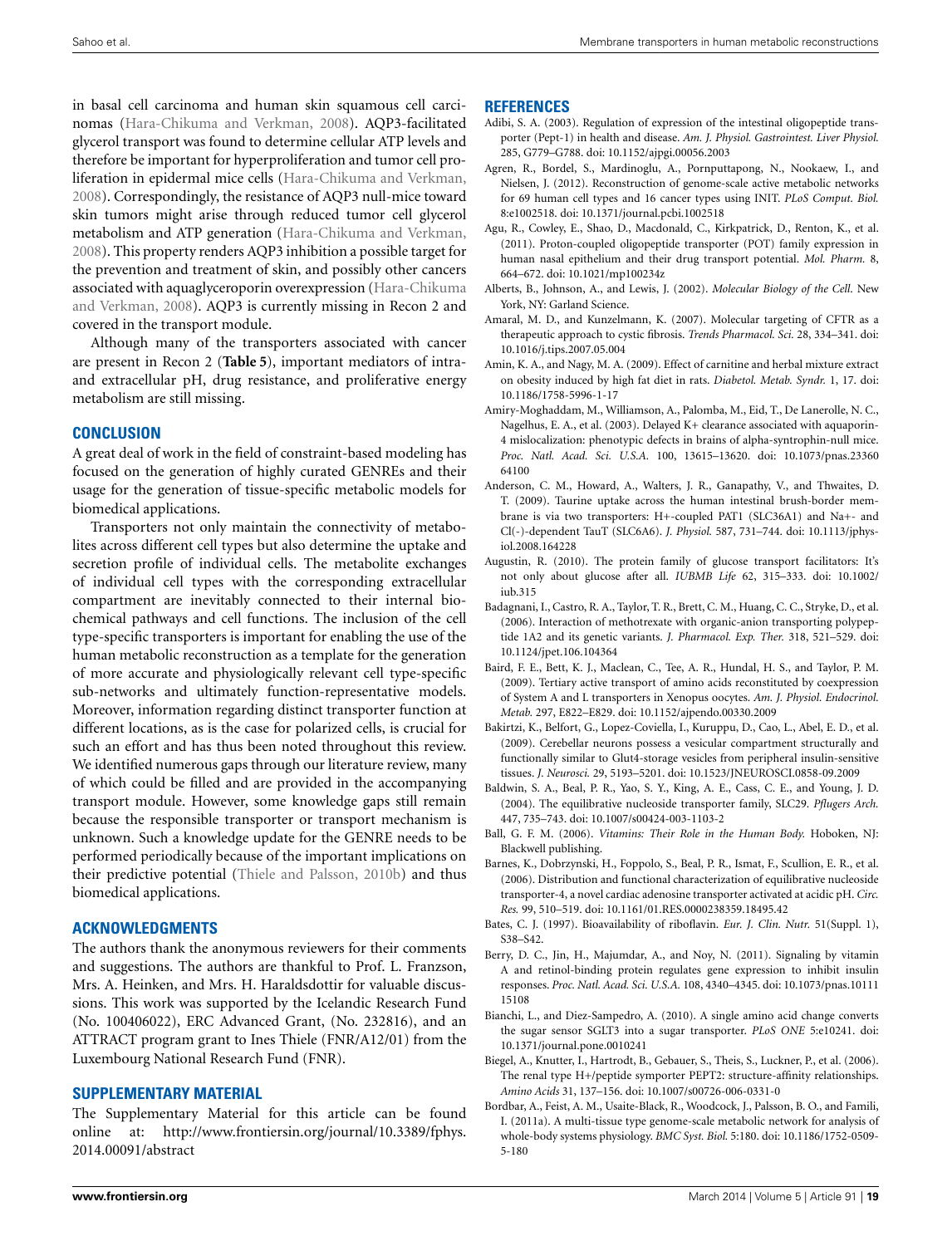in basal cell carcinoma and human skin squamous cell carcinomas (Hara-Chikuma and Verkman, 2008). AQP3-facilitated glycerol transport was found to determine cellular ATP levels and therefore be important for hyperproliferation and tumor cell proliferation in epidermal mice cells (Hara-Chikuma and Verkman, 2008). Correspondingly, the resistance of AQP3 null-mice toward skin tumors might arise through reduced tumor cell glycerol metabolism and ATP generation (Hara-Chikuma and Verkman, 2008). This property renders AQP3 inhibition a possible target for the prevention and treatment of skin, and possibly other cancers associated with aquaglyceroporin overexpression (Hara-Chikuma and Verkman, 2008). AQP3 is currently missing in Recon 2 and covered in the transport module.

Although many of the transporters associated with cancer are present in Recon 2 (**Table 5**), important mediators of intra- and extracellular pH, drug resistance, and proliferative energy metabolism are still missing.

## CONCLUSION

A great deal of work in the field of constraint-based modeling has focused on the generation of highly curated GENREs and their usage for the generation of tissue-specific metabolic models for biomedical applications.

Transporters not only maintain the connectivity of metabolites across different cell types but also determine the uptake and secretion profile of individual cells. The metabolite exchanges of individual cell types with the corresponding extracellular compartment are inevitably connected to their internal biochemical pathways and cell functions. The inclusion of the cell type-specific transporters is important for enabling the use of the human metabolic reconstruction as a template for the generation of more accurate and physiologically relevant cell type-specific sub-networks and ultimately function-representative models. Moreover, information regarding distinct transporter function at different locations, as is the case for polarized cells, is crucial for such an effort and has thus been noted throughout this review. We identified numerous gaps through our literature review, many of which could be filled and are provided in the accompanying transport module. However, some knowledge gaps still remain because the responsible transporter or transport mechanism is unknown. Such a knowledge update for the GENRE needs to be performed periodically because of the important implications on their predictive potential (Thiele and Palsson, 2010b) and thus biomedical applications.

## ACKNOWLEDGMENTS

The authors thank the anonymous reviewers for their comments and suggestions. The authors are thankful to Prof. L. Franzson, Mrs. A. Heinken, and Mrs. H. Haraldsdottir for valuable discussions. This work was supported by the Icelandic Research Fund (No. 100406022), ERC Advanced Grant, (No. 232816), and an ATTRACT program grant to Ines Thiele (FNR/A12/01) from the Luxembourg National Research Fund (FNR).

## SUPPLEMENTARY MATERIAL

The Supplementary Material for this article can be found online at: http://www.frontiersin.org/journal/10.3389/fphys.2014.00091/abstract

## REFERENCES

Adibi, S. A. (2003). Regulation of expression of the intestinal oligopeptide transporter (Pept-1) in health and disease. *Am. J. Physiol. Gastrointest. Liver Physiol.* 285, G779–G788. doi: 10.1152/ajpgi.00056.2003

Agren, R., Bordel, S., Mardinoglu, A., Pornputtapong, N., Nookaew, I., and Nielsen, J. (2012). Reconstruction of genome-scale active metabolic networks for 69 human cell types and 16 cancer types using INIT. *PLoS Comput. Biol.* 8:e1002518. doi: 10.1371/journal.pcbi.1002518

Agu, R., Cowley, E., Shao, D., Macdonald, C., Kirkpatrick, D., Renton, K., et al. (2011). Proton-coupled oligopeptide transporter (POT) family expression in human nasal epithelium and their drug transport potential. *Mol. Pharm.* 8, 664–672. doi: 10.1021/mp100234z

Alberts, B., Johnson, A., and Lewis, J. (2002). *Molecular Biology of the Cell*. New York, NY: Garland Science.

Amaral, M. D., and Kunzelmann, K. (2007). Molecular targeting of CFTR as a therapeutic approach to cystic fibrosis. *Trends Pharmacol. Sci.* 28, 334–341. doi: 10.1016/j.tips.2007.05.004

Amin, K. A., and Nagy, M. A. (2009). Effect of carnitine and herbal mixture extract on obesity induced by high fat diet in rats. *Diabetol. Metab. Syndr.* 1, 17. doi: 10.1186/1758-5996-1-17

Amiry-Moghaddam, M., Williamson, A., Palomba, M., Eid, T., De Lanerolle, N. C., Nagelhus, E. A., et al. (2003). Delayed K+ clearance associated with aquaporin-4 mislocalization: phenotypic defects in brains of alpha-syntrophin-null mice. *Proc. Natl. Acad. Sci. U.S.A.* 100, 13615–13620. doi: 10.1073/pnas.2336064100

Anderson, C. M., Howard, A., Walters, J. R., Ganapathy, V., and Thwaites, D. T. (2009). Taurine uptake across the human intestinal brush-border membrane is via two transporters: H+-coupled PAT1 (SLC36A1) and Na+- and Cl(-)-dependent TauT (SLC6A6). *J. Physiol.* 587, 731–744. doi: 10.1113/jphysiol.2008.164228

Augustin, R. (2010). The protein family of glucose transport facilitators: It's not only about glucose after all. *IUBMB Life* 62, 315–333. doi: 10.1002/iub.315

Badagnani, I., Castro, R. A., Taylor, T. R., Brett, C. M., Huang, C. C., Stryke, D., et al. (2006). Interaction of methotrexate with organic-anion transporting polypeptide 1A2 and its genetic variants. *J. Pharmacol. Exp. Ther.* 318, 521–529. doi: 10.1124/jpet.106.104364

Baird, F. E., Bett, K. J., Maclean, C., Tee, A. R., Hundal, H. S., and Taylor, P. M. (2009). Tertiary active transport of amino acids reconstituted by coexpression of System A and L transporters in Xenopus oocytes. *Am. J. Physiol. Endocrinol. Metab.* 297, E822–E829. doi: 10.1152/ajpendo.00330.2009

Bakirtzi, K., Belfort, G., Lopez-Coviella, I., Kuruppu, D., Cao, L., Abel, E. D., et al. (2009). Cerebellar neurons possess a vesicular compartment structurally and functionally similar to Glut4-storage vesicles from peripheral insulin-sensitive tissues. *J. Neurosci.* 29, 5193–5201. doi: 10.1523/JNEUROSCI.0858-09.2009

Baldwin, S. A., Beal, P. R., Yao, S. Y., King, A. E., Cass, C. E., and Young, J. D. (2004). The equilibrative nucleoside transporter family, SLC29. *Pflugers Arch.* 447, 735–743. doi: 10.1007/s00424-003-1103-2

Ball, G. F. M. (2006). *Vitamins: Their Role in the Human Body.* Hoboken, NJ: Blackwell publishing.

Barnes, K., Dobrzynski, H., Foppolo, S., Beal, P. R., Ismat, F., Scullion, E. R., et al. (2006). Distribution and functional characterization of equilibrative nucleoside transporter-4, a novel cardiac adenosine transporter activated at acidic pH. *Circ. Res.* 99, 510–519. doi: 10.1161/01.RES.0000238359.18495.42

Bates, C. J. (1997). Bioavailability of riboflavin. *Eur. J. Clin. Nutr.* 51(Suppl. 1), S38–S42.

Berry, D. C., Jin, H., Majumdar, A., and Noy, N. (2011). Signaling by vitamin A and retinol-binding protein regulates gene expression to inhibit insulin responses. *Proc. Natl. Acad. Sci. U.S.A.* 108, 4340–4345. doi: 10.1073/pnas.1011115108

Bianchi, L., and Diez-Sampedro, A. (2010). A single amino acid change converts the sugar sensor SGLT3 into a sugar transporter. *PLoS ONE* 5:e10241. doi: 10.1371/journal.pone.0010241

Biegel, A., Knutter, I., Hartrodt, B., Gebauer, S., Theis, S., Luckner, P., et al. (2006). The renal type H+/peptide symporter PEPT2: structure-affinity relationships. *Amino Acids* 31, 137–156. doi: 10.1007/s00726-006-0331-0

Bordbar, A., Feist, A. M., Usaite-Black, R., Woodcock, J., Palsson, B. O., and Famili, I. (2011a). A multi-tissue type genome-scale metabolic network for analysis of whole-body systems physiology. *BMC Syst. Biol.* 5:180. doi: 10.1186/1752-0509-5-180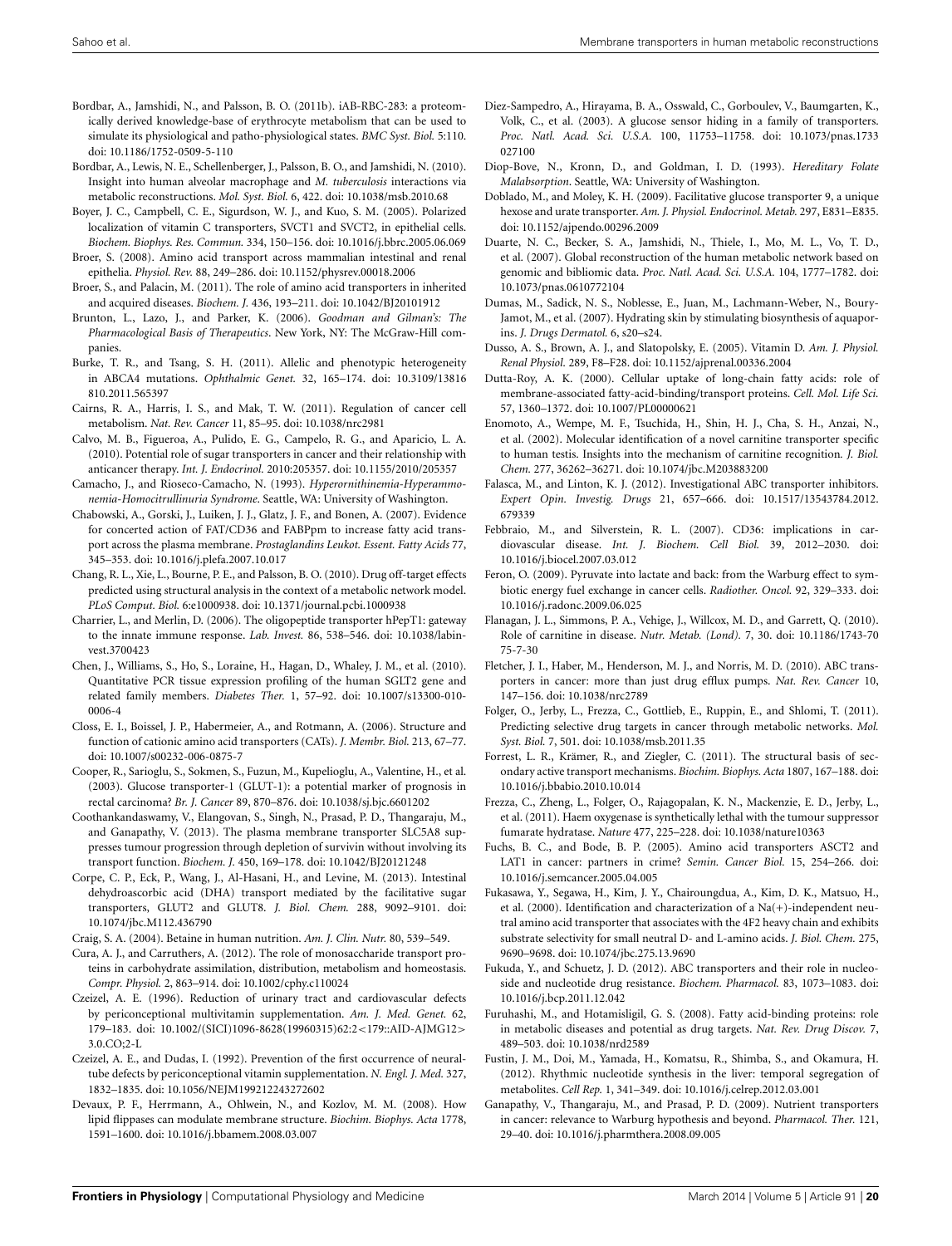Bordbar, A., Jamshidi, N., and Palsson, B. O. (2011b). iAB-RBC-283: a proteomically derived knowledge-base of erythrocyte metabolism that can be used to simulate its physiological and patho-physiological states. *BMC Syst. Biol.* 5:110. doi: 10.1186/1752-0509-5-110

Bordbar, A., Lewis, N. E., Schellenberger, J., Palsson, B. O., and Jamshidi, N. (2010). Insight into human alveolar macrophage and *M. tuberculosis* interactions via metabolic reconstructions. *Mol. Syst. Biol.* 6, 422. doi: 10.1038/msb.2010.68

Boyer, J. C., Campbell, C. E., Sigurdson, W. J., and Kuo, S. M. (2005). Polarized localization of vitamin C transporters, SVCT1 and SVCT2, in epithelial cells. *Biochem. Biophys. Res. Commun.* 334, 150–156. doi: 10.1016/j.bbrc.2005.06.069

Broer, S. (2008). Amino acid transport across mammalian intestinal and renal epithelia. *Physiol. Rev.* 88, 249–286. doi: 10.1152/physrev.00018.2006

Broer, S., and Palacin, M. (2011). The role of amino acid transporters in inherited and acquired diseases. *Biochem. J.* 436, 193–211. doi: 10.1042/BJ20101912

Brunton, L., Lazo, J., and Parker, K. (2006). *Goodman and Gilman's: The Pharmacological Basis of Therapeutics*. New York, NY: The McGraw-Hill companies.

Burke, T. R., and Tsang, S. H. (2011). Allelic and phenotypic heterogeneity in ABCA4 mutations. *Ophthalmic Genet.* 32, 165–174. doi: 10.3109/13816810.2011.565397

Cairns, R. A., Harris, I. S., and Mak, T. W. (2011). Regulation of cancer cell metabolism. *Nat. Rev. Cancer* 11, 85–95. doi: 10.1038/nrc2981

Calvo, M. B., Figueroa, A., Pulido, E. G., Campelo, R. G., and Aparicio, L. A. (2010). Potential role of sugar transporters in cancer and their relationship with anticancer therapy. *Int. J. Endocrinol.* 2010:205357. doi: 10.1155/2010/205357

Camacho, J., and Rioseco-Camacho, N. (1993). *Hyperornithinemia-Hyperammonemia-Homocitrullinuria Syndrome*. Seattle, WA: University of Washington.

Chabowski, A., Gorski, J., Luiken, J. J., Glatz, J. F., and Bonen, A. (2007). Evidence for concerted action of FAT/CD36 and FABPpm to increase fatty acid transport across the plasma membrane. *Prostaglandins Leukot. Essent. Fatty Acids* 77, 345–353. doi: 10.1016/j.plefa.2007.10.017

Chang, R. L., Xie, L., Bourne, P. E., and Palsson, B. O. (2010). Drug off-target effects predicted using structural analysis in the context of a metabolic network model. *PLoS Comput. Biol.* 6:e1000938. doi: 10.1371/journal.pcbi.1000938

Charrier, L., and Merlin, D. (2006). The oligopeptide transporter hPepT1: gateway to the innate immune response. *Lab. Invest.* 86, 538–546. doi: 10.1038/labinvest.3700423

Chen, J., Williams, S., Ho, S., Loraine, H., Hagan, D., Whaley, J. M., et al. (2010). Quantitative PCR tissue expression profiling of the human SGLT2 gene and related family members. *Diabetes Ther.* 1, 57–92. doi: 10.1007/s13300-010-0006-4

Closs, E. I., Boissel, J. P., Habermeier, A., and Rotmann, A. (2006). Structure and function of cationic amino acid transporters (CATs). *J. Membr. Biol.* 213, 67–77. doi: 10.1007/s00232-006-0875-7

Cooper, R., Sarioglu, S., Sokmen, S., Fuzun, M., Kupelioglu, A., Valentine, H., et al. (2003). Glucose transporter-1 (GLUT-1): a potential marker of prognosis in rectal carcinoma? *Br. J. Cancer* 89, 870–876. doi: 10.1038/sj.bjc.6601202

Coothankandaswamy, V., Elangovan, S., Singh, N., Prasad, P. D., Thangaraju, M., and Ganapathy, V. (2013). The plasma membrane transporter SLC5A8 suppresses tumour progression through depletion of survivin without involving its transport function. *Biochem. J.* 450, 169–178. doi: 10.1042/BJ20121248

Corpe, C. P., Eck, P., Wang, J., Al-Hasani, H., and Levine, M. (2013). Intestinal dehydroascorbic acid (DHA) transport mediated by the facilitative sugar transporters, GLUT2 and GLUT8. *J. Biol. Chem.* 288, 9092–9101. doi: 10.1074/jbc.M112.436790

Craig, S. A. (2004). Betaine in human nutrition. *Am. J. Clin. Nutr.* 80, 539–549.

Cura, A. J., and Carruthers, A. (2012). The role of monosaccharide transport proteins in carbohydrate assimilation, distribution, metabolism and homeostasis. *Compr. Physiol.* 2, 863–914. doi: 10.1002/cphy.c110024

Czeizel, A. E. (1996). Reduction of urinary tract and cardiovascular defects by periconceptional multivitamin supplementation. *Am. J. Med. Genet.* 62, 179–183. doi: 10.1002/(SICI)1096-8628(19960315)62:2<179::AID-AJMG12>3.0.CO;2-L

Czeizel, A. E., and Dudas, I. (1992). Prevention of the first occurrence of neural-tube defects by periconceptional vitamin supplementation. *N. Engl. J. Med.* 327, 1832–1835. doi: 10.1056/NEJM199212243272602

Devaux, P. F., Herrmann, A., Ohlwein, N., and Kozlov, M. M. (2008). How lipid flippases can modulate membrane structure. *Biochim. Biophys. Acta* 1778, 1591–1600. doi: 10.1016/j.bbamem.2008.03.007

Diez-Sampedro, A., Hirayama, B. A., Osswald, C., Gorboulev, V., Baumgarten, K., Volk, C., et al. (2003). A glucose sensor hiding in a family of transporters. *Proc. Natl. Acad. Sci. U.S.A.* 100, 11753–11758. doi: 10.1073/pnas.1733027100

Diop-Bove, N., Kronn, D., and Goldman, I. D. (1993). *Hereditary Folate Malabsorption*. Seattle, WA: University of Washington.

Doblado, M., and Moley, K. H. (2009). Facilitative glucose transporter 9, a unique hexose and urate transporter. *Am. J. Physiol. Endocrinol. Metab.* 297, E831–E835. doi: 10.1152/ajpendo.00296.2009

Duarte, N. C., Becker, S. A., Jamshidi, N., Thiele, I., Mo, M. L., Vo, T. D., et al. (2007). Global reconstruction of the human metabolic network based on genomic and bibliomic data. *Proc. Natl. Acad. Sci. U.S.A.* 104, 1777–1782. doi: 10.1073/pnas.0610772104

Dumas, M., Sadick, N. S., Noblesse, E., Juan, M., Lachmann-Weber, N., Boury-Jamot, M., et al. (2007). Hydrating skin by stimulating biosynthesis of aquaporins. *J. Drugs Dermatol.* 6, s20–s24.

Dusso, A. S., Brown, A. J., and Slatopolsky, E. (2005). Vitamin D. *Am. J. Physiol. Renal Physiol.* 289, F8–F28. doi: 10.1152/ajprenal.00336.2004

Dutta-Roy, A. K. (2000). Cellular uptake of long-chain fatty acids: role of membrane-associated fatty-acid-binding/transport proteins. *Cell. Mol. Life Sci.* 57, 1360–1372. doi: 10.1007/PL00000621

Enomoto, A., Wempe, M. F., Tsuchida, H., Shin, H. J., Cha, S. H., Anzai, N., et al. (2002). Molecular identification of a novel carnitine transporter specific to human testis. Insights into the mechanism of carnitine recognition. *J. Biol. Chem.* 277, 36262–36271. doi: 10.1074/jbc.M203883200

Falasca, M., and Linton, K. J. (2012). Investigational ABC transporter inhibitors. *Expert Opin. Investig. Drugs* 21, 657–666. doi: 10.1517/13543784.2012.679339

Febbraio, M., and Silverstein, R. L. (2007). CD36: implications in cardiovascular disease. *Int. J. Biochem. Cell Biol.* 39, 2012–2030. doi: 10.1016/j.biocel.2007.03.012

Feron, O. (2009). Pyruvate into lactate and back: from the Warburg effect to symbiotic energy fuel exchange in cancer cells. *Radiother. Oncol.* 92, 329–333. doi: 10.1016/j.radonc.2009.06.025

Flanagan, J. L., Simmons, P. A., Vehige, J., Willcox, M. D., and Garrett, Q. (2010). Role of carnitine in disease. *Nutr. Metab. (Lond).* 7, 30. doi: 10.1186/1743-7075-7-30

Fletcher, J. I., Haber, M., Henderson, M. J., and Norris, M. D. (2010). ABC transporters in cancer: more than just drug efflux pumps. *Nat. Rev. Cancer* 10, 147–156. doi: 10.1038/nrc2789

Folger, O., Jerby, L., Frezza, C., Gottlieb, E., Ruppin, E., and Shlomi, T. (2011). Predicting selective drug targets in cancer through metabolic networks. *Mol. Syst. Biol.* 7, 501. doi: 10.1038/msb.2011.35

Forrest, L. R., Krämer, R., and Ziegler, C. (2011). The structural basis of secondary active transport mechanisms. *Biochim. Biophys. Acta* 1807, 167–188. doi: 10.1016/j.bbabio.2010.10.014

Frezza, C., Zheng, L., Folger, O., Rajagopalan, K. N., Mackenzie, E. D., Jerby, L., et al. (2011). Haem oxygenase is synthetically lethal with the tumour suppressor fumarate hydratase. *Nature* 477, 225–228. doi: 10.1038/nature10363

Fuchs, B. C., and Bode, B. P. (2005). Amino acid transporters ASCT2 and LAT1 in cancer: partners in crime? *Semin. Cancer Biol.* 15, 254–266. doi: 10.1016/j.semcancer.2005.04.005

Fukasawa, Y., Segawa, H., Kim, J. Y., Chairoungdua, A., Kim, D. K., Matsuo, H., et al. (2000). Identification and characterization of a Na(+)-independent neutral amino acid transporter that associates with the 4F2 heavy chain and exhibits substrate selectivity for small neutral D- and L-amino acids. *J. Biol. Chem.* 275, 9690–9698. doi: 10.1074/jbc.275.13.9690

Fukuda, Y., and Schuetz, J. D. (2012). ABC transporters and their role in nucleoside and nucleotide drug resistance. *Biochem. Pharmacol.* 83, 1073–1083. doi: 10.1016/j.bcp.2011.12.042

Furuhashi, M., and Hotamisligil, G. S. (2008). Fatty acid-binding proteins: role in metabolic diseases and potential as drug targets. *Nat. Rev. Drug Discov.* 7, 489–503. doi: 10.1038/nrd2589

Fustin, J. M., Doi, M., Yamada, H., Komatsu, R., Shimba, S., and Okamura, H. (2012). Rhythmic nucleotide synthesis in the liver: temporal segregation of metabolites. *Cell Rep.* 1, 341–349. doi: 10.1016/j.celrep.2012.03.001

Ganapathy, V., Thangaraju, M., and Prasad, P. D. (2009). Nutrient transporters in cancer: relevance to Warburg hypothesis and beyond. *Pharmacol. Ther.* 121, 29–40. doi: 10.1016/j.pharmthera.2008.09.005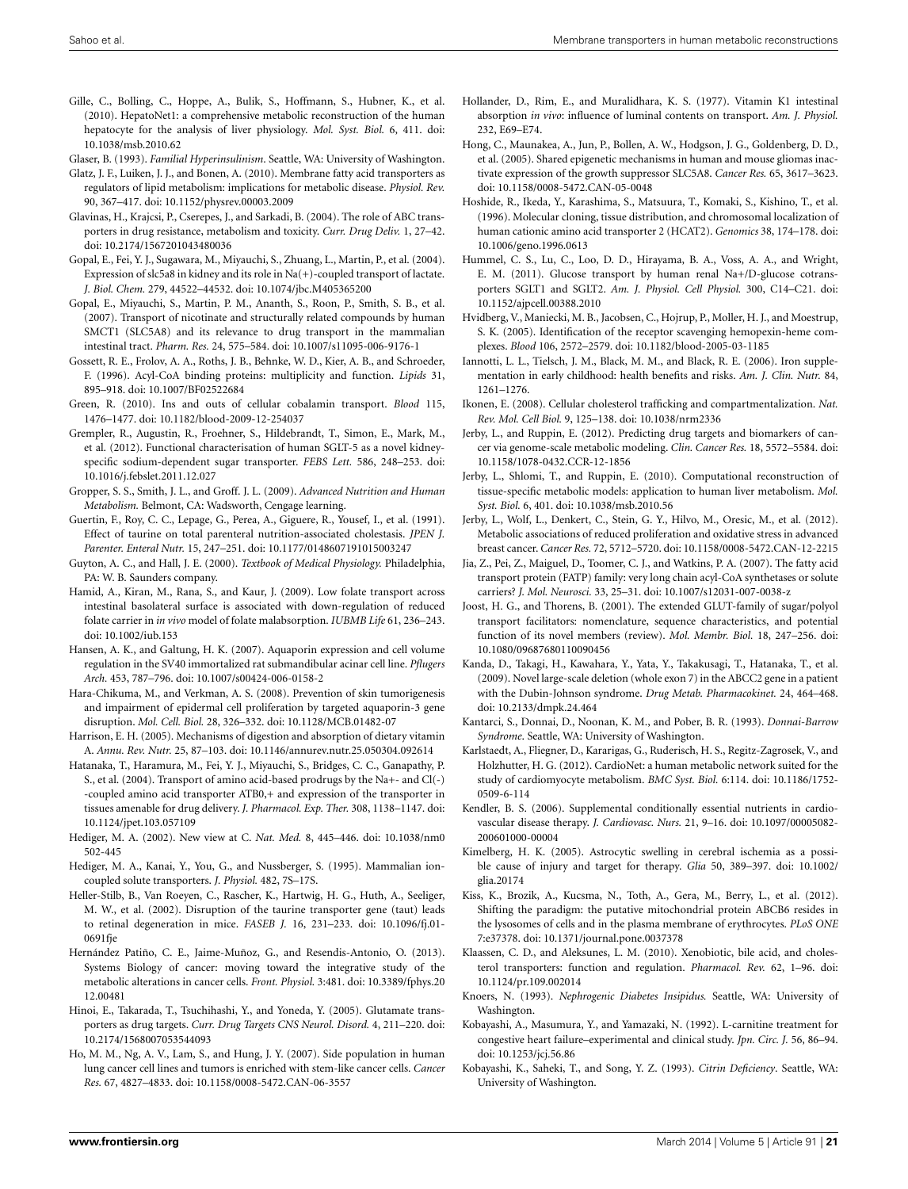Gille, C., Bolling, C., Hoppe, A., Bulik, S., Hoffmann, S., Hubner, K., et al. (2010). HepatoNet1: a comprehensive metabolic reconstruction of the human hepatocyte for the analysis of liver physiology. *Mol. Syst. Biol.* 6, 411. doi: 10.1038/msb.2010.62

Glaser, B. (1993). *Familial Hyperinsulinism*. Seattle, WA: University of Washington.

Glatz, J. F., Luiken, J. J., and Bonen, A. (2010). Membrane fatty acid transporters as regulators of lipid metabolism: implications for metabolic disease. *Physiol. Rev.* 90, 367–417. doi: 10.1152/physrev.00003.2009

Glavinas, H., Krajcsi, P., Cserepes, J., and Sarkadi, B. (2004). The role of ABC transporters in drug resistance, metabolism and toxicity. *Curr. Drug Deliv.* 1, 27–42. doi: 10.2174/1567201043480036

Gopal, E., Fei, Y. J., Sugawara, M., Miyauchi, S., Zhuang, L., Martin, P., et al. (2004). Expression of slc5a8 in kidney and its role in Na(+)-coupled transport of lactate. *J. Biol. Chem.* 279, 44522–44532. doi: 10.1074/jbc.M405365200

Gopal, E., Miyauchi, S., Martin, P. M., Ananth, S., Roon, P., Smith, S. B., et al. (2007). Transport of nicotinate and structurally related compounds by human SMCT1 (SLC5A8) and its relevance to drug transport in the mammalian intestinal tract. *Pharm. Res.* 24, 575–584. doi: 10.1007/s11095-006-9176-1

Gossett, R. E., Frolov, A. A., Roths, J. B., Behnke, W. D., Kier, A. B., and Schroeder, F. (1996). Acyl-CoA binding proteins: multiplicity and function. *Lipids* 31, 895–918. doi: 10.1007/BF02522684

Green, R. (2010). Ins and outs of cellular cobalamin transport. *Blood* 115, 1476–1477. doi: 10.1182/blood-2009-12-254037

Grempler, R., Augustin, R., Froehner, S., Hildebrandt, T., Simon, E., Mark, M., et al. (2012). Functional characterisation of human SGLT-5 as a novel kidney-specific sodium-dependent sugar transporter. *FEBS Lett.* 586, 248–253. doi: 10.1016/j.febslet.2011.12.027

Gropper, S. S., Smith, J. L., and Groff. J. L. (2009). *Advanced Nutrition and Human Metabolism.* Belmont, CA: Wadsworth, Cengage learning.

Guertin, F., Roy, C. C., Lepage, G., Perea, A., Giguere, R., Yousef, I., et al. (1991). Effect of taurine on total parenteral nutrition-associated cholestasis. *JPEN J. Parenter. Enteral Nutr.* 15, 247–251. doi: 10.1177/0148607191015003247

Guyton, A. C., and Hall, J. E. (2000). *Textbook of Medical Physiology.* Philadelphia, PA: W. B. Saunders company.

Hamid, A., Kiran, M., Rana, S., and Kaur, J. (2009). Low folate transport across intestinal basolateral surface is associated with down-regulation of reduced folate carrier in *in vivo* model of folate malabsorption. *IUBMB Life* 61, 236–243. doi: 10.1002/iub.153

Hansen, A. K., and Galtung, H. K. (2007). Aquaporin expression and cell volume regulation in the SV40 immortalized rat submandibular acinar cell line. *Pflugers Arch.* 453, 787–796. doi: 10.1007/s00424-006-0158-2

Hara-Chikuma, M., and Verkman, A. S. (2008). Prevention of skin tumorigenesis and impairment of epidermal cell proliferation by targeted aquaporin-3 gene disruption. *Mol. Cell. Biol.* 28, 326–332. doi: 10.1128/MCB.01482-07

Harrison, E. H. (2005). Mechanisms of digestion and absorption of dietary vitamin A. *Annu. Rev. Nutr.* 25, 87–103. doi: 10.1146/annurev.nutr.25.050304.092614

Hatanaka, T., Haramura, M., Fei, Y. J., Miyauchi, S., Bridges, C. C., Ganapathy, P. S., et al. (2004). Transport of amino acid-based prodrugs by the Na+- and Cl(-) -coupled amino acid transporter ATB0,+ and expression of the transporter in tissues amenable for drug delivery. *J. Pharmacol. Exp. Ther.* 308, 1138–1147. doi: 10.1124/jpet.103.057109

Hediger, M. A. (2002). New view at C. *Nat. Med.* 8, 445–446. doi: 10.1038/nm0502-445

Hediger, M. A., Kanai, Y., You, G., and Nussberger, S. (1995). Mammalian ion-coupled solute transporters. *J. Physiol.* 482, 7S–17S.

Heller-Stilb, B., Van Roeyen, C., Rascher, K., Hartwig, H. G., Huth, A., Seeliger, M. W., et al. (2002). Disruption of the taurine transporter gene (taut) leads to retinal degeneration in mice. *FASEB J.* 16, 231–233. doi: 10.1096/fj.01-0691fje

Hernández Patiño, C. E., Jaime-Muñoz, G., and Resendis-Antonio, O. (2013). Systems Biology of cancer: moving toward the integrative study of the metabolic alterations in cancer cells. *Front. Physiol.* 3:481. doi: 10.3389/fphys.2012.00481

Hinoi, E., Takarada, T., Tsuchihashi, Y., and Yoneda, Y. (2005). Glutamate transporters as drug targets. *Curr. Drug Targets CNS Neurol. Disord.* 4, 211–220. doi: 10.2174/1568007053544093

Ho, M. M., Ng, A. V., Lam, S., and Hung, J. Y. (2007). Side population in human lung cancer cell lines and tumors is enriched with stem-like cancer cells. *Cancer Res.* 67, 4827–4833. doi: 10.1158/0008-5472.CAN-06-3557

Hollander, D., Rim, E., and Muralidhara, K. S. (1977). Vitamin K1 intestinal absorption *in vivo*: influence of luminal contents on transport. *Am. J. Physiol.* 232, E69–E74.

Hong, C., Maunakea, A., Jun, P., Bollen, A. W., Hodgson, J. G., Goldenberg, D. D., et al. (2005). Shared epigenetic mechanisms in human and mouse gliomas inactivate expression of the growth suppressor SLC5A8. *Cancer Res.* 65, 3617–3623. doi: 10.1158/0008-5472.CAN-05-0048

Hoshide, R., Ikeda, Y., Karashima, S., Matsuura, T., Komaki, S., Kishino, T., et al. (1996). Molecular cloning, tissue distribution, and chromosomal localization of human cationic amino acid transporter 2 (HCAT2). *Genomics* 38, 174–178. doi: 10.1006/geno.1996.0613

Hummel, C. S., Lu, C., Loo, D. D., Hirayama, B. A., Voss, A. A., and Wright, E. M. (2011). Glucose transport by human renal Na+/D-glucose cotransporters SGLT1 and SGLT2. *Am. J. Physiol. Cell Physiol.* 300, C14–C21. doi: 10.1152/ajpcell.00388.2010

Hvidberg, V., Maniecki, M. B., Jacobsen, C., Hojrup, P., Moller, H. J., and Moestrup, S. K. (2005). Identification of the receptor scavenging hemopexin-heme complexes. *Blood* 106, 2572–2579. doi: 10.1182/blood-2005-03-1185

Iannotti, L. L., Tielsch, J. M., Black, M. M., and Black, R. E. (2006). Iron supplementation in early childhood: health benefits and risks. *Am. J. Clin. Nutr.* 84, 1261–1276.

Ikonen, E. (2008). Cellular cholesterol trafficking and compartmentalization. *Nat. Rev. Mol. Cell Biol.* 9, 125–138. doi: 10.1038/nrm2336

Jerby, L., and Ruppin, E. (2012). Predicting drug targets and biomarkers of cancer via genome-scale metabolic modeling. *Clin. Cancer Res.* 18, 5572–5584. doi: 10.1158/1078-0432.CCR-12-1856

Jerby, L., Shlomi, T., and Ruppin, E. (2010). Computational reconstruction of tissue-specific metabolic models: application to human liver metabolism. *Mol. Syst. Biol.* 6, 401. doi: 10.1038/msb.2010.56

Jerby, L., Wolf, L., Denkert, C., Stein, G. Y., Hilvo, M., Oresic, M., et al. (2012). Metabolic associations of reduced proliferation and oxidative stress in advanced breast cancer. *Cancer Res.* 72, 5712–5720. doi: 10.1158/0008-5472.CAN-12-2215

Jia, Z., Pei, Z., Maiguel, D., Toomer, C. J., and Watkins, P. A. (2007). The fatty acid transport protein (FATP) family: very long chain acyl-CoA synthetases or solute carriers? *J. Mol. Neurosci.* 33, 25–31. doi: 10.1007/s12031-007-0038-z

Joost, H. G., and Thorens, B. (2001). The extended GLUT-family of sugar/polyol transport facilitators: nomenclature, sequence characteristics, and potential function of its novel members (review). *Mol. Membr. Biol.* 18, 247–256. doi: 10.1080/09687680110090456

Kanda, D., Takagi, H., Kawahara, Y., Yata, Y., Takakusagi, T., Hatanaka, T., et al. (2009). Novel large-scale deletion (whole exon 7) in the ABCC2 gene in a patient with the Dubin-Johnson syndrome. *Drug Metab. Pharmacokinet.* 24, 464–468. doi: 10.2133/dmpk.24.464

Kantarci, S., Donnai, D., Noonan, K. M., and Pober, B. R. (1993). *Donnai-Barrow Syndrome*. Seattle, WA: University of Washington.

Karlstaedt, A., Fliegner, D., Kararigas, G., Ruderisch, H. S., Regitz-Zagrosek, V., and Holzhutter, H. G. (2012). CardioNet: a human metabolic network suited for the study of cardiomyocyte metabolism. *BMC Syst. Biol.* 6:114. doi: 10.1186/1752-0509-6-114

Kendler, B. S. (2006). Supplemental conditionally essential nutrients in cardiovascular disease therapy. *J. Cardiovasc. Nurs.* 21, 9–16. doi: 10.1097/00005082-200601000-00004

Kimelberg, H. K. (2005). Astrocytic swelling in cerebral ischemia as a possible cause of injury and target for therapy. *Glia* 50, 389–397. doi: 10.1002/glia.20174

Kiss, K., Brozik, A., Kucsma, N., Toth, A., Gera, M., Berry, L., et al. (2012). Shifting the paradigm: the putative mitochondrial protein ABCB6 resides in the lysosomes of cells and in the plasma membrane of erythrocytes. *PLoS ONE* 7:e37378. doi: 10.1371/journal.pone.0037378

Klaassen, C. D., and Aleksunes, L. M. (2010). Xenobiotic, bile acid, and cholesterol transporters: function and regulation. *Pharmacol. Rev.* 62, 1–96. doi: 10.1124/pr.109.002014

Knoers, N. (1993). *Nephrogenic Diabetes Insipidus.* Seattle, WA: University of Washington.

Kobayashi, A., Masumura, Y., and Yamazaki, N. (1992). L-carnitine treatment for congestive heart failure–experimental and clinical study. *Jpn. Circ. J.* 56, 86–94. doi: 10.1253/jcj.56.86

Kobayashi, K., Saheki, T., and Song, Y. Z. (1993). *Citrin Deficiency*. Seattle, WA: University of Washington.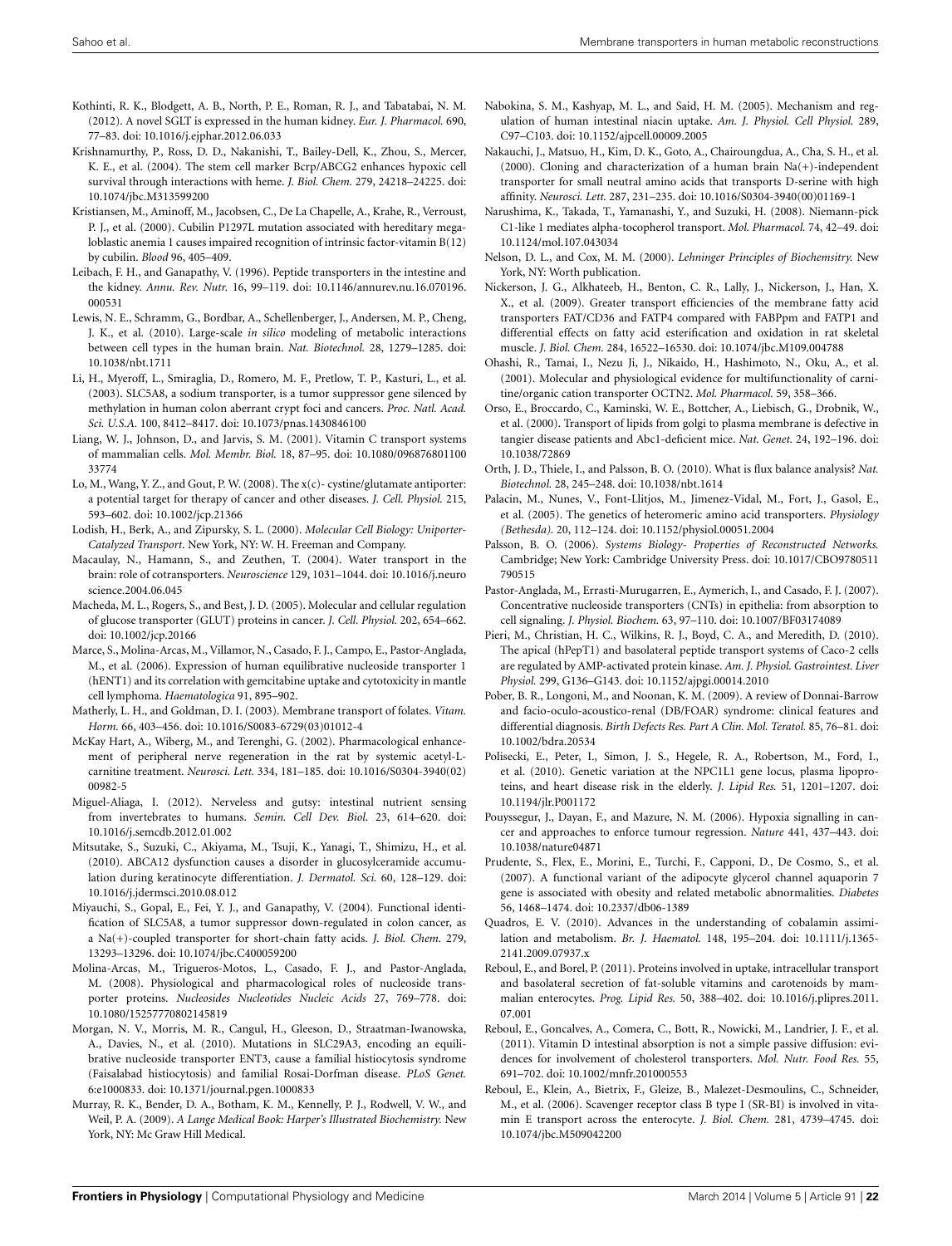Kothinti, R. K., Blodgett, A. B., North, P. E., Roman, R. J., and Tabatabai, N. M. (2012). A novel SGLT is expressed in the human kidney. *Eur. J. Pharmacol.* 690, 77–83. doi: 10.1016/j.ejphar.2012.06.033

Krishnamurthy, P., Ross, D. D., Nakanishi, T., Bailey-Dell, K., Zhou, S., Mercer, K. E., et al. (2004). The stem cell marker Bcrp/ABCG2 enhances hypoxic cell survival through interactions with heme. *J. Biol. Chem.* 279, 24218–24225. doi: 10.1074/jbc.M313599200

Kristiansen, M., Aminoff, M., Jacobsen, C., De La Chapelle, A., Krahe, R., Verroust, P. J., et al. (2000). Cubilin P1297L mutation associated with hereditary megaloblastic anemia 1 causes impaired recognition of intrinsic factor-vitamin B(12) by cubilin. *Blood* 96, 405–409.

Leibach, F. H., and Ganapathy, V. (1996). Peptide transporters in the intestine and the kidney. *Annu. Rev. Nutr.* 16, 99–119. doi: 10.1146/annurev.nu.16.070196.000531

Lewis, N. E., Schramm, G., Bordbar, A., Schellenberger, J., Andersen, M. P., Cheng, J. K., et al. (2010). Large-scale *in silico* modeling of metabolic interactions between cell types in the human brain. *Nat. Biotechnol.* 28, 1279–1285. doi: 10.1038/nbt.1711

Li, H., Myeroff, L., Smiraglia, D., Romero, M. F., Pretlow, T. P., Kasturi, L., et al. (2003). SLC5A8, a sodium transporter, is a tumor suppressor gene silenced by methylation in human colon aberrant crypt foci and cancers. *Proc. Natl. Acad. Sci. U.S.A.* 100, 8412–8417. doi: 10.1073/pnas.1430846100

Liang, W. J., Johnson, D., and Jarvis, S. M. (2001). Vitamin C transport systems of mammalian cells. *Mol. Membr. Biol.* 18, 87–95. doi: 10.1080/09687680110033774

Lo, M., Wang, Y. Z., and Gout, P. W. (2008). The x(c)- cystine/glutamate antiporter: a potential target for therapy of cancer and other diseases. *J. Cell. Physiol.* 215, 593–602. doi: 10.1002/jcp.21366

Lodish, H., Berk, A., and Zipursky, S. L. (2000). *Molecular Cell Biology: Uniporter-Catalyzed Transport*. New York, NY: W. H. Freeman and Company.

Macaulay, N., Hamann, S., and Zeuthen, T. (2004). Water transport in the brain: role of cotransporters. *Neuroscience* 129, 1031–1044. doi: 10.1016/j.neuroscience.2004.06.045

Macheda, M. L., Rogers, S., and Best, J. D. (2005). Molecular and cellular regulation of glucose transporter (GLUT) proteins in cancer. *J. Cell. Physiol.* 202, 654–662. doi: 10.1002/jcp.20166

Marce, S., Molina-Arcas, M., Villamor, N., Casado, F. J., Campo, E., Pastor-Anglada, M., et al. (2006). Expression of human equilibrative nucleoside transporter 1 (hENT1) and its correlation with gemcitabine uptake and cytotoxicity in mantle cell lymphoma. *Haematologica* 91, 895–902.

Matherly, L. H., and Goldman, D. I. (2003). Membrane transport of folates. *Vitam. Horm.* 66, 403–456. doi: 10.1016/S0083-6729(03)01012-4

McKay Hart, A., Wiberg, M., and Terenghi, G. (2002). Pharmacological enhancement of peripheral nerve regeneration in the rat by systemic acetyl-L-carnitine treatment. *Neurosci. Lett.* 334, 181–185. doi: 10.1016/S0304-3940(02)00982-5

Miguel-Aliaga, I. (2012). Nerveless and gutsy: intestinal nutrient sensing from invertebrates to humans. *Semin. Cell Dev. Biol.* 23, 614–620. doi: 10.1016/j.semcdb.2012.01.002

Mitsutake, S., Suzuki, C., Akiyama, M., Tsuji, K., Yanagi, T., Shimizu, H., et al. (2010). ABCA12 dysfunction causes a disorder in glucosylceramide accumulation during keratinocyte differentiation. *J. Dermatol. Sci.* 60, 128–129. doi: 10.1016/j.jdermsci.2010.08.012

Miyauchi, S., Gopal, E., Fei, Y. J., and Ganapathy, V. (2004). Functional identification of SLC5A8, a tumor suppressor down-regulated in colon cancer, as a Na(+)-coupled transporter for short-chain fatty acids. *J. Biol. Chem.* 279, 13293–13296. doi: 10.1074/jbc.C400059200

Molina-Arcas, M., Trigueros-Motos, L., Casado, F. J., and Pastor-Anglada, M. (2008). Physiological and pharmacological roles of nucleoside transporter proteins. *Nucleosides Nucleotides Nucleic Acids* 27, 769–778. doi: 10.1080/15257770802145819

Morgan, N. V., Morris, M. R., Cangul, H., Gleeson, D., Straatman-Iwanowska, A., Davies, N., et al. (2010). Mutations in SLC29A3, encoding an equilibrative nucleoside transporter ENT3, cause a familial histiocytosis syndrome (Faisalabad histiocytosis) and familial Rosai-Dorfman disease. *PLoS Genet.* 6:e1000833. doi: 10.1371/journal.pgen.1000833

Murray, R. K., Bender, D. A., Botham, K. M., Kennelly, P. J., Rodwell, V. W., and Weil, P. A. (2009). *A Lange Medical Book: Harper's Illustrated Biochemistry.* New York, NY: Mc Graw Hill Medical.

Nabokina, S. M., Kashyap, M. L., and Said, H. M. (2005). Mechanism and regulation of human intestinal niacin uptake. *Am. J. Physiol. Cell Physiol.* 289, C97–C103. doi: 10.1152/ajpcell.00009.2005

Nakauchi, J., Matsuo, H., Kim, D. K., Goto, A., Chairoungdua, A., Cha, S. H., et al. (2000). Cloning and characterization of a human brain Na(+)-independent transporter for small neutral amino acids that transports D-serine with high affinity. *Neurosci. Lett.* 287, 231–235. doi: 10.1016/S0304-3940(00)01169-1

Narushima, K., Takada, T., Yamanashi, Y., and Suzuki, H. (2008). Niemann-pick C1-like 1 mediates alpha-tocopherol transport. *Mol. Pharmacol.* 74, 42–49. doi: 10.1124/mol.107.043034

Nelson, D. L., and Cox, M. M. (2000). *Lehninger Principles of Biochemsitry.* New York, NY: Worth publication.

Nickerson, J. G., Alkhateeb, H., Benton, C. R., Lally, J., Nickerson, J., Han, X. X., et al. (2009). Greater transport efficiencies of the membrane fatty acid transporters FAT/CD36 and FATP4 compared with FABPpm and FATP1 and differential effects on fatty acid esterification and oxidation in rat skeletal muscle. *J. Biol. Chem.* 284, 16522–16530. doi: 10.1074/jbc.M109.004788

Ohashi, R., Tamai, I., Nezu Ji, J., Nikaido, H., Hashimoto, N., Oku, A., et al. (2001). Molecular and physiological evidence for multifunctionality of carnitine/organic cation transporter OCTN2. *Mol. Pharmacol.* 59, 358–366.

Orso, E., Broccardo, C., Kaminski, W. E., Bottcher, A., Liebisch, G., Drobnik, W., et al. (2000). Transport of lipids from golgi to plasma membrane is defective in tangier disease patients and Abc1-deficient mice. *Nat. Genet.* 24, 192–196. doi: 10.1038/72869

Orth, J. D., Thiele, I., and Palsson, B. O. (2010). What is flux balance analysis? *Nat. Biotechnol.* 28, 245–248. doi: 10.1038/nbt.1614

Palacin, M., Nunes, V., Font-Llitjos, M., Jimenez-Vidal, M., Fort, J., Gasol, E., et al. (2005). The genetics of heteromeric amino acid transporters. *Physiology (Bethesda).* 20, 112–124. doi: 10.1152/physiol.00051.2004

Palsson, B. O. (2006). *Systems Biology- Properties of Reconstructed Networks.* Cambridge; New York: Cambridge University Press. doi: 10.1017/CBO9780511790515

Pastor-Anglada, M., Errasti-Murugarren, E., Aymerich, I., and Casado, F. J. (2007). Concentrative nucleoside transporters (CNTs) in epithelia: from absorption to cell signaling. *J. Physiol. Biochem.* 63, 97–110. doi: 10.1007/BF03174089

Pieri, M., Christian, H. C., Wilkins, R. J., Boyd, C. A., and Meredith, D. (2010). The apical (hPepT1) and basolateral peptide transport systems of Caco-2 cells are regulated by AMP-activated protein kinase. *Am. J. Physiol. Gastrointest. Liver Physiol.* 299, G136–G143. doi: 10.1152/ajpgi.00014.2010

Pober, B. R., Longoni, M., and Noonan, K. M. (2009). A review of Donnai-Barrow and facio-oculo-acoustico-renal (DB/FOAR) syndrome: clinical features and differential diagnosis. *Birth Defects Res. Part A Clin. Mol. Teratol.* 85, 76–81. doi: 10.1002/bdra.20534

Polisecki, E., Peter, I., Simon, J. S., Hegele, R. A., Robertson, M., Ford, I., et al. (2010). Genetic variation at the NPC1L1 gene locus, plasma lipoproteins, and heart disease risk in the elderly. *J. Lipid Res.* 51, 1201–1207. doi: 10.1194/jlr.P001172

Pouyssegur, J., Dayan, F., and Mazure, N. M. (2006). Hypoxia signalling in cancer and approaches to enforce tumour regression. *Nature* 441, 437–443. doi: 10.1038/nature04871

Prudente, S., Flex, E., Morini, E., Turchi, F., Capponi, D., De Cosmo, S., et al. (2007). A functional variant of the adipocyte glycerol channel aquaporin 7 gene is associated with obesity and related metabolic abnormalities. *Diabetes* 56, 1468–1474. doi: 10.2337/db06-1389

Quadros, E. V. (2010). Advances in the understanding of cobalamin assimilation and metabolism. *Br. J. Haematol.* 148, 195–204. doi: 10.1111/j.1365-2141.2009.07937.x

Reboul, E., and Borel, P. (2011). Proteins involved in uptake, intracellular transport and basolateral secretion of fat-soluble vitamins and carotenoids by mammalian enterocytes. *Prog. Lipid Res.* 50, 388–402. doi: 10.1016/j.plipres.2011.07.001

Reboul, E., Goncalves, A., Comera, C., Bott, R., Nowicki, M., Landrier, J. F., et al. (2011). Vitamin D intestinal absorption is not a simple passive diffusion: evidences for involvement of cholesterol transporters. *Mol. Nutr. Food Res.* 55, 691–702. doi: 10.1002/mnfr.201000553

Reboul, E., Klein, A., Bietrix, F., Gleize, B., Malezet-Desmoulins, C., Schneider, M., et al. (2006). Scavenger receptor class B type I (SR-BI) is involved in vitamin E transport across the enterocyte. *J. Biol. Chem.* 281, 4739–4745. doi: 10.1074/jbc.M509042200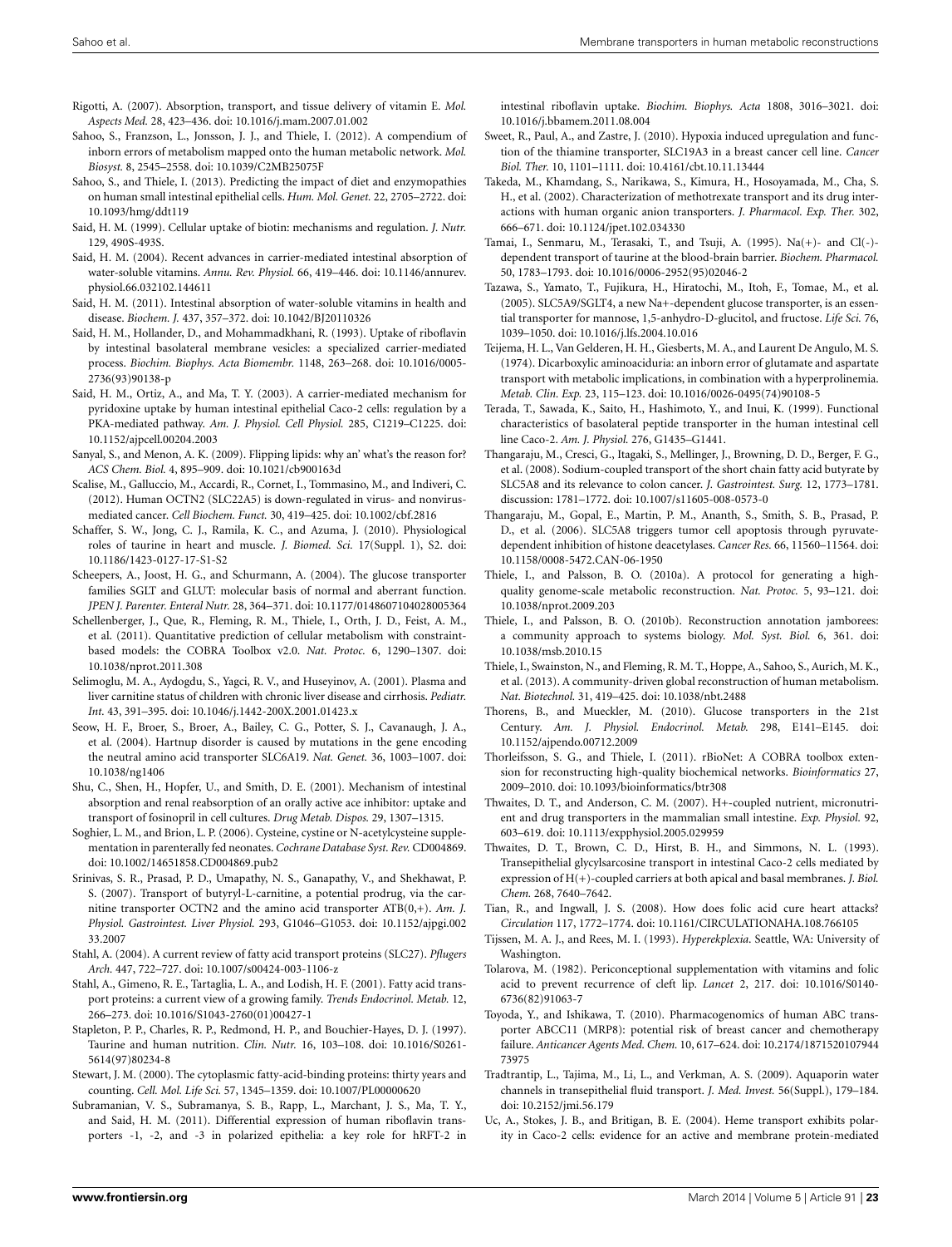Rigotti, A. (2007). Absorption, transport, and tissue delivery of vitamin E. *Mol. Aspects Med.* 28, 423–436. doi: 10.1016/j.mam.2007.01.002

Sahoo, S., Franzson, L., Jonsson, J. J., and Thiele, I. (2012). A compendium of inborn errors of metabolism mapped onto the human metabolic network. *Mol. Biosyst.* 8, 2545–2558. doi: 10.1039/C2MB25075F

Sahoo, S., and Thiele, I. (2013). Predicting the impact of diet and enzymopathies on human small intestinal epithelial cells. *Hum. Mol. Genet.* 22, 2705–2722. doi: 10.1093/hmg/ddt119

Said, H. M. (1999). Cellular uptake of biotin: mechanisms and regulation. *J. Nutr.* 129, 490S-493S.

Said, H. M. (2004). Recent advances in carrier-mediated intestinal absorption of water-soluble vitamins. *Annu. Rev. Physiol.* 66, 419–446. doi: 10.1146/annurev.physiol.66.032102.144611

Said, H. M. (2011). Intestinal absorption of water-soluble vitamins in health and disease. *Biochem. J.* 437, 357–372. doi: 10.1042/BJ20110326

Said, H. M., Hollander, D., and Mohammadkhani, R. (1993). Uptake of riboflavin by intestinal basolateral membrane vesicles: a specialized carrier-mediated process. *Biochim. Biophys. Acta Biomembr.* 1148, 263–268. doi: 10.1016/0005-2736(93)90138-p

Said, H. M., Ortiz, A., and Ma, T. Y. (2003). A carrier-mediated mechanism for pyridoxine uptake by human intestinal epithelial Caco-2 cells: regulation by a PKA-mediated pathway. *Am. J. Physiol. Cell Physiol.* 285, C1219–C1225. doi: 10.1152/ajpcell.00204.2003

Sanyal, S., and Menon, A. K. (2009). Flipping lipids: why an' what's the reason for? *ACS Chem. Biol.* 4, 895–909. doi: 10.1021/cb900163d

Scalise, M., Galluccio, M., Accardi, R., Cornet, I., Tommasino, M., and Indiveri, C. (2012). Human OCTN2 (SLC22A5) is down-regulated in virus- and nonvirus-mediated cancer. *Cell Biochem. Funct.* 30, 419–425. doi: 10.1002/cbf.2816

Schaffer, S. W., Jong, C. J., Ramila, K. C., and Azuma, J. (2010). Physiological roles of taurine in heart and muscle. *J. Biomed. Sci.* 17(Suppl. 1), S2. doi: 10.1186/1423-0127-17-S1-S2

Scheepers, A., Joost, H. G., and Schurmann, A. (2004). The glucose transporter families SGLT and GLUT: molecular basis of normal and aberrant function. *JPEN J. Parenter. Enteral Nutr.* 28, 364–371. doi: 10.1177/0148607104028005364

Schellenberger, J., Que, R., Fleming, R. M., Thiele, I., Orth, J. D., Feist, A. M., et al. (2011). Quantitative prediction of cellular metabolism with constraint-based models: the COBRA Toolbox v2.0. *Nat. Protoc.* 6, 1290–1307. doi: 10.1038/nprot.2011.308

Selimoglu, M. A., Aydogdu, S., Yagci, R. V., and Huseyinov, A. (2001). Plasma and liver carnitine status of children with chronic liver disease and cirrhosis. *Pediatr. Int.* 43, 391–395. doi: 10.1046/j.1442-200X.2001.01423.x

Seow, H. F., Broer, S., Broer, A., Bailey, C. G., Potter, S. J., Cavanaugh, J. A., et al. (2004). Hartnup disorder is caused by mutations in the gene encoding the neutral amino acid transporter SLC6A19. *Nat. Genet.* 36, 1003–1007. doi: 10.1038/ng1406

Shu, C., Shen, H., Hopfer, U., and Smith, D. E. (2001). Mechanism of intestinal absorption and renal reabsorption of an orally active ace inhibitor: uptake and transport of fosinopril in cell cultures. *Drug Metab. Dispos.* 29, 1307–1315.

Soghier, L. M., and Brion, L. P. (2006). Cysteine, cystine or N-acetylcysteine supplementation in parenterally fed neonates. *Cochrane Database Syst. Rev.* CD004869. doi: 10.1002/14651858.CD004869.pub2

Srinivas, S. R., Prasad, P. D., Umapathy, N. S., Ganapathy, V., and Shekhawat, P. S. (2007). Transport of butyryl-L-carnitine, a potential prodrug, via the carnitine transporter OCTN2 and the amino acid transporter ATB(0,+). *Am. J. Physiol. Gastrointest. Liver Physiol.* 293, G1046–G1053. doi: 10.1152/ajpgi.00233.2007

Stahl, A. (2004). A current review of fatty acid transport proteins (SLC27). *Pflugers Arch.* 447, 722–727. doi: 10.1007/s00424-003-1106-z

Stahl, A., Gimeno, R. E., Tartaglia, L. A., and Lodish, H. F. (2001). Fatty acid transport proteins: a current view of a growing family. *Trends Endocrinol. Metab.* 12, 266–273. doi: 10.1016/S1043-2760(01)00427-1

Stapleton, P. P., Charles, R. P., Redmond, H. P., and Bouchier-Hayes, D. J. (1997). Taurine and human nutrition. *Clin. Nutr.* 16, 103–108. doi: 10.1016/S0261-5614(97)80234-8

Stewart, J. M. (2000). The cytoplasmic fatty-acid-binding proteins: thirty years and counting. *Cell. Mol. Life Sci.* 57, 1345–1359. doi: 10.1007/PL00000620

Subramanian, V. S., Subramanya, S. B., Rapp, L., Marchant, J. S., Ma, T. Y., and Said, H. M. (2011). Differential expression of human riboflavin transporters -1, -2, and -3 in polarized epithelia: a key role for hRFT-2 in intestinal riboflavin uptake. *Biochim. Biophys. Acta* 1808, 3016–3021. doi: 10.1016/j.bbamem.2011.08.004

Sweet, R., Paul, A., and Zastre, J. (2010). Hypoxia induced upregulation and function of the thiamine transporter, SLC19A3 in a breast cancer cell line. *Cancer Biol. Ther.* 10, 1101–1111. doi: 10.4161/cbt.10.11.13444

Takeda, M., Khamdang, S., Narikawa, S., Kimura, H., Hosoyamada, M., Cha, S. H., et al. (2002). Characterization of methotrexate transport and its drug interactions with human organic anion transporters. *J. Pharmacol. Exp. Ther.* 302, 666–671. doi: 10.1124/jpet.102.034330

Tamai, I., Senmaru, M., Terasaki, T., and Tsuji, A. (1995). Na(+)- and Cl(-)-dependent transport of taurine at the blood-brain barrier. *Biochem. Pharmacol.* 50, 1783–1793. doi: 10.1016/0006-2952(95)02046-2

Tazawa, S., Yamato, T., Fujikura, H., Hiratochi, M., Itoh, F., Tomae, M., et al. (2005). SLC5A9/SGLT4, a new Na+-dependent glucose transporter, is an essential transporter for mannose, 1,5-anhydro-D-glucitol, and fructose. *Life Sci.* 76, 1039–1050. doi: 10.1016/j.lfs.2004.10.016

Teijema, H. L., Van Gelderen, H. H., Giesberts, M. A., and Laurent De Angulo, M. S. (1974). Dicarboxylic aminoaciduria: an inborn error of glutamate and aspartate transport with metabolic implications, in combination with a hyperprolinemia. *Metab. Clin. Exp.* 23, 115–123. doi: 10.1016/0026-0495(74)90108-5

Terada, T., Sawada, K., Saito, H., Hashimoto, Y., and Inui, K. (1999). Functional characteristics of basolateral peptide transporter in the human intestinal cell line Caco-2. *Am. J. Physiol.* 276, G1435–G1441.

Thangaraju, M., Cresci, G., Itagaki, S., Mellinger, J., Browning, D. D., Berger, F. G., et al. (2008). Sodium-coupled transport of the short chain fatty acid butyrate by SLC5A8 and its relevance to colon cancer. *J. Gastrointest. Surg.* 12, 1773–1781. discussion: 1781–1772. doi: 10.1007/s11605-008-0573-0

Thangaraju, M., Gopal, E., Martin, P. M., Ananth, S., Smith, S. B., Prasad, P. D., et al. (2006). SLC5A8 triggers tumor cell apoptosis through pyruvate-dependent inhibition of histone deacetylases. *Cancer Res.* 66, 11560–11564. doi: 10.1158/0008-5472.CAN-06-1950

Thiele, I., and Palsson, B. O. (2010a). A protocol for generating a high-quality genome-scale metabolic reconstruction. *Nat. Protoc.* 5, 93–121. doi: 10.1038/nprot.2009.203

Thiele, I., and Palsson, B. O. (2010b). Reconstruction annotation jamborees: a community approach to systems biology. *Mol. Syst. Biol.* 6, 361. doi: 10.1038/msb.2010.15

Thiele, I., Swainston, N., and Fleming, R. M. T., Hoppe, A., Sahoo, S., Aurich, M. K., et al. (2013). A community-driven global reconstruction of human metabolism. *Nat. Biotechnol.* 31, 419–425. doi: 10.1038/nbt.2488

Thorens, B., and Mueckler, M. (2010). Glucose transporters in the 21st Century. *Am. J. Physiol. Endocrinol. Metab.* 298, E141–E145. doi: 10.1152/ajpendo.00712.2009

Thorleifsson, S. G., and Thiele, I. (2011). rBioNet: A COBRA toolbox extension for reconstructing high-quality biochemical networks. *Bioinformatics* 27, 2009–2010. doi: 10.1093/bioinformatics/btr308

Thwaites, D. T., and Anderson, C. M. (2007). H+-coupled nutrient, micronutrient and drug transporters in the mammalian small intestine. *Exp. Physiol.* 92, 603–619. doi: 10.1113/expphysiol.2005.029959

Thwaites, D. T., Brown, C. D., Hirst, B. H., and Simmons, N. L. (1993). Transepithelial glycylsarcosine transport in intestinal Caco-2 cells mediated by expression of H(+)-coupled carriers at both apical and basal membranes. *J. Biol. Chem.* 268, 7640–7642.

Tian, R., and Ingwall, J. S. (2008). How does folic acid cure heart attacks? *Circulation* 117, 1772–1774. doi: 10.1161/CIRCULATIONAHA.108.766105

Tijssen, M. A. J., and Rees, M. I. (1993). *Hyperekplexia.* Seattle, WA: University of Washington.

Tolarova, M. (1982). Periconceptional supplementation with vitamins and folic acid to prevent recurrence of cleft lip. *Lancet* 2, 217. doi: 10.1016/S0140-6736(82)91063-7

Toyoda, Y., and Ishikawa, T. (2010). Pharmacogenomics of human ABC transporter ABCC11 (MRP8): potential risk of breast cancer and chemotherapy failure. *Anticancer Agents Med. Chem.* 10, 617–624. doi: 10.2174/187152010794473975

Tradtrantip, L., Tajima, M., Li, L., and Verkman, A. S. (2009). Aquaporin water channels in transepithelial fluid transport. *J. Med. Invest.* 56(Suppl.), 179–184. doi: 10.2152/jmi.56.179

Uc, A., Stokes, J. B., and Britigan, B. E. (2004). Heme transport exhibits polarity in Caco-2 cells: evidence for an active and membrane protein-mediated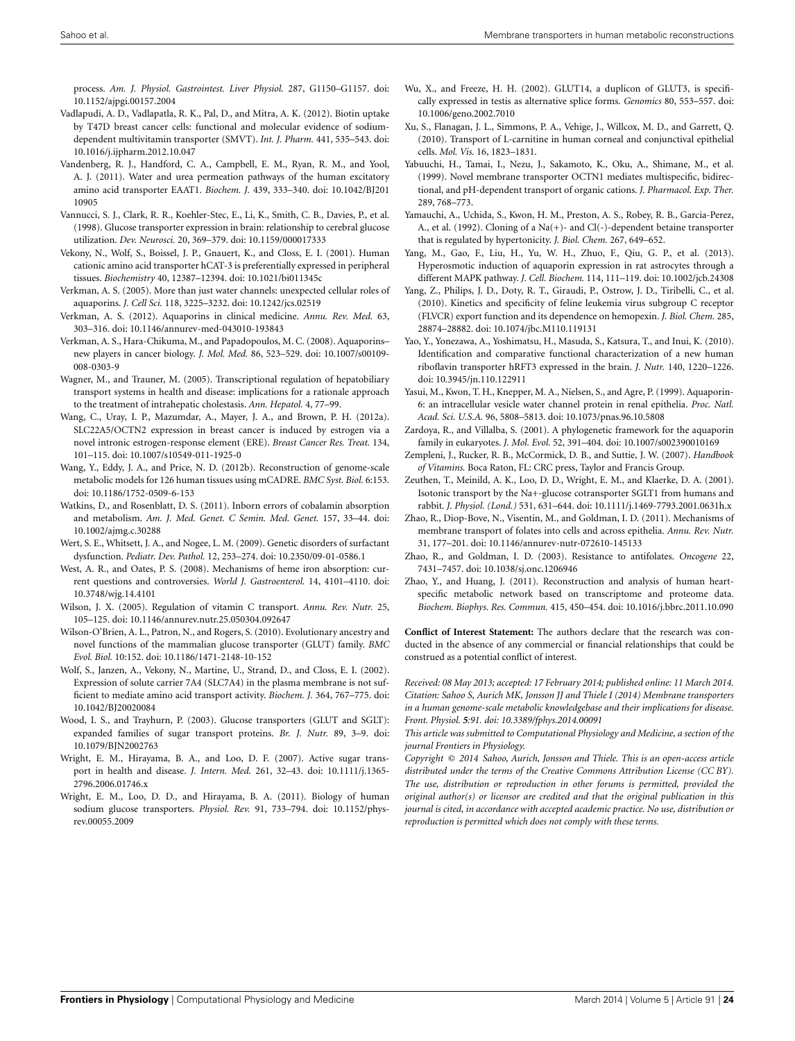process. *Am. J. Physiol. Gastrointest. Liver Physiol.* 287, G1150–G1157. doi: 10.1152/ajpgi.00157.2004

Vadlapudi, A. D., Vadlapatla, R. K., Pal, D., and Mitra, A. K. (2012). Biotin uptake by T47D breast cancer cells: functional and molecular evidence of sodium-dependent multivitamin transporter (SMVT). *Int. J. Pharm.* 441, 535–543. doi: 10.1016/j.ijpharm.2012.10.047

Vandenberg, R. J., Handford, C. A., Campbell, E. M., Ryan, R. M., and Yool, A. J. (2011). Water and urea permeation pathways of the human excitatory amino acid transporter EAAT1. *Biochem. J.* 439, 333–340. doi: 10.1042/BJ20110905

Vannucci, S. J., Clark, R. R., Koehler-Stec, E., Li, K., Smith, C. B., Davies, P., et al. (1998). Glucose transporter expression in brain: relationship to cerebral glucose utilization. *Dev. Neurosci.* 20, 369–379. doi: 10.1159/000017333

Vekony, N., Wolf, S., Boissel, J. P., Gnauert, K., and Closs, E. I. (2001). Human cationic amino acid transporter hCAT-3 is preferentially expressed in peripheral tissues. *Biochemistry* 40, 12387–12394. doi: 10.1021/bi011345c

Verkman, A. S. (2005). More than just water channels: unexpected cellular roles of aquaporins. *J. Cell Sci.* 118, 3225–3232. doi: 10.1242/jcs.02519

Verkman, A. S. (2012). Aquaporins in clinical medicine. *Annu. Rev. Med.* 63, 303–316. doi: 10.1146/annurev-med-043010-193843

Verkman, A. S., Hara-Chikuma, M., and Papadopoulos, M. C. (2008). Aquaporins–new players in cancer biology. *J. Mol. Med.* 86, 523–529. doi: 10.1007/s00109-008-0303-9

Wagner, M., and Trauner, M. (2005). Transcriptional regulation of hepatobiliary transport systems in health and disease: implications for a rationale approach to the treatment of intrahepatic cholestasis. *Ann. Hepatol.* 4, 77–99.

Wang, C., Uray, I. P., Mazumdar, A., Mayer, J. A., and Brown, P. H. (2012a). SLC22A5/OCTN2 expression in breast cancer is induced by estrogen via a novel intronic estrogen-response element (ERE). *Breast Cancer Res. Treat.* 134, 101–115. doi: 10.1007/s10549-011-1925-0

Wang, Y., Eddy, J. A., and Price, N. D. (2012b). Reconstruction of genome-scale metabolic models for 126 human tissues using mCADRE. *BMC Syst. Biol.* 6:153. doi: 10.1186/1752-0509-6-153

Watkins, D., and Rosenblatt, D. S. (2011). Inborn errors of cobalamin absorption and metabolism. *Am. J. Med. Genet. C Semin. Med. Genet.* 157, 33–44. doi: 10.1002/ajmg.c.30288

Wert, S. E., Whitsett, J. A., and Nogee, L. M. (2009). Genetic disorders of surfactant dysfunction. *Pediatr. Dev. Pathol.* 12, 253–274. doi: 10.2350/09-01-0586.1

West, A. R., and Oates, P. S. (2008). Mechanisms of heme iron absorption: current questions and controversies. *World J. Gastroenterol.* 14, 4101–4110. doi: 10.3748/wjg.14.4101

Wilson, J. X. (2005). Regulation of vitamin C transport. *Annu. Rev. Nutr.* 25, 105–125. doi: 10.1146/annurev.nutr.25.050304.092647

Wilson-O'Brien, A. L., Patron, N., and Rogers, S. (2010). Evolutionary ancestry and novel functions of the mammalian glucose transporter (GLUT) family. *BMC Evol. Biol.* 10:152. doi: 10.1186/1471-2148-10-152

Wolf, S., Janzen, A., Vekony, N., Martine, U., Strand, D., and Closs, E. I. (2002). Expression of solute carrier 7A4 (SLC7A4) in the plasma membrane is not sufficient to mediate amino acid transport activity. *Biochem. J.* 364, 767–775. doi: 10.1042/BJ20020084

Wood, I. S., and Trayhurn, P. (2003). Glucose transporters (GLUT and SGLT): expanded families of sugar transport proteins. *Br. J. Nutr.* 89, 3–9. doi: 10.1079/BJN2002763

Wright, E. M., Hirayama, B. A., and Loo, D. F. (2007). Active sugar transport in health and disease. *J. Intern. Med.* 261, 32–43. doi: 10.1111/j.1365-2796.2006.01746.x

Wright, E. M., Loo, D. D., and Hirayama, B. A. (2011). Biology of human sodium glucose transporters. *Physiol. Rev.* 91, 733–794. doi: 10.1152/physrev.00055.2009

Wu, X., and Freeze, H. H. (2002). GLUT14, a duplicon of GLUT3, is specifically expressed in testis as alternative splice forms. *Genomics* 80, 553–557. doi: 10.1006/geno.2002.7010

Xu, S., Flanagan, J. L., Simmons, P. A., Vehige, J., Willcox, M. D., and Garrett, Q. (2010). Transport of L-carnitine in human corneal and conjunctival epithelial cells. *Mol. Vis.* 16, 1823–1831.

Yabuuchi, H., Tamai, I., Nezu, J., Sakamoto, K., Oku, A., Shimane, M., et al. (1999). Novel membrane transporter OCTN1 mediates multispecific, bidirectional, and pH-dependent transport of organic cations. *J. Pharmacol. Exp. Ther.* 289, 768–773.

Yamauchi, A., Uchida, S., Kwon, H. M., Preston, A. S., Robey, R. B., Garcia-Perez, A., et al. (1992). Cloning of a Na(+)- and Cl(-)-dependent betaine transporter that is regulated by hypertonicity. *J. Biol. Chem.* 267, 649–652.

Yang, M., Gao, F., Liu, H., Yu, W. H., Zhuo, F., Qiu, G. P., et al. (2013). Hyperosmotic induction of aquaporin expression in rat astrocytes through a different MAPK pathway. *J. Cell. Biochem.* 114, 111–119. doi: 10.1002/jcb.24308

Yang, Z., Philips, J. D., Doty, R. T., Giraudi, P., Ostrow, J. D., Tiribelli, C., et al. (2010). Kinetics and specificity of feline leukemia virus subgroup C receptor (FLVCR) export function and its dependence on hemopexin. *J. Biol. Chem.* 285, 28874–28882. doi: 10.1074/jbc.M110.119131

Yao, Y., Yonezawa, A., Yoshimatsu, H., Masuda, S., Katsura, T., and Inui, K. (2010). Identification and comparative functional characterization of a new human riboflavin transporter hRFT3 expressed in the brain. *J. Nutr.* 140, 1220–1226. doi: 10.3945/jn.110.122911

Yasui, M., Kwon, T. H., Knepper, M. A., Nielsen, S., and Agre, P. (1999). Aquaporin-6: an intracellular vesicle water channel protein in renal epithelia. *Proc. Natl. Acad. Sci. U.S.A.* 96, 5808–5813. doi: 10.1073/pnas.96.10.5808

Zardoya, R., and Villalba, S. (2001). A phylogenetic framework for the aquaporin family in eukaryotes. *J. Mol. Evol.* 52, 391–404. doi: 10.1007/s002390010169

Zempleni, J., Rucker, R. B., McCormick, D. B., and Suttie, J. W. (2007). *Handbook of Vitamins.* Boca Raton, FL: CRC press, Taylor and Francis Group.

Zeuthen, T., Meinild, A. K., Loo, D. D., Wright, E. M., and Klaerke, D. A. (2001). Isotonic transport by the Na+-glucose cotransporter SGLT1 from humans and rabbit. *J. Physiol. (Lond.)* 531, 631–644. doi: 10.1111/j.1469-7793.2001.0631h.x

Zhao, R., Diop-Bove, N., Visentin, M., and Goldman, I. D. (2011). Mechanisms of membrane transport of folates into cells and across epithelia. *Annu. Rev. Nutr.* 31, 177–201. doi: 10.1146/annurev-nutr-072610-145133

Zhao, R., and Goldman, I. D. (2003). Resistance to antifolates. *Oncogene* 22, 7431–7457. doi: 10.1038/sj.onc.1206946

Zhao, Y., and Huang, J. (2011). Reconstruction and analysis of human heart-specific metabolic network based on transcriptome and proteome data. *Biochem. Biophys. Res. Commun.* 415, 450–454. doi: 10.1016/j.bbrc.2011.10.090

**Conflict of Interest Statement:** The authors declare that the research was conducted in the absence of any commercial or financial relationships that could be construed as a potential conflict of interest.

*Received: 08 May 2013; accepted: 17 February 2014; published online: 11 March 2014.*

*Citation: Sahoo S, Aurich MK, Jonsson JJ and Thiele I (2014) Membrane transporters in a human genome-scale metabolic knowledgebase and their implications for disease. Front. Physiol. 5:91. doi: 10.3389/fphys.2014.00091*

*This article was submitted to Computational Physiology and Medicine, a section of the journal Frontiers in Physiology.*

*Copyright © 2014 Sahoo, Aurich, Jonsson and Thiele. This is an open-access article distributed under the terms of the Creative Commons Attribution License (CC BY). The use, distribution or reproduction in other forums is permitted, provided the original author(s) or licensor are credited and that the original publication in this journal is cited, in accordance with accepted academic practice. No use, distribution or reproduction is permitted which does not comply with these terms.*